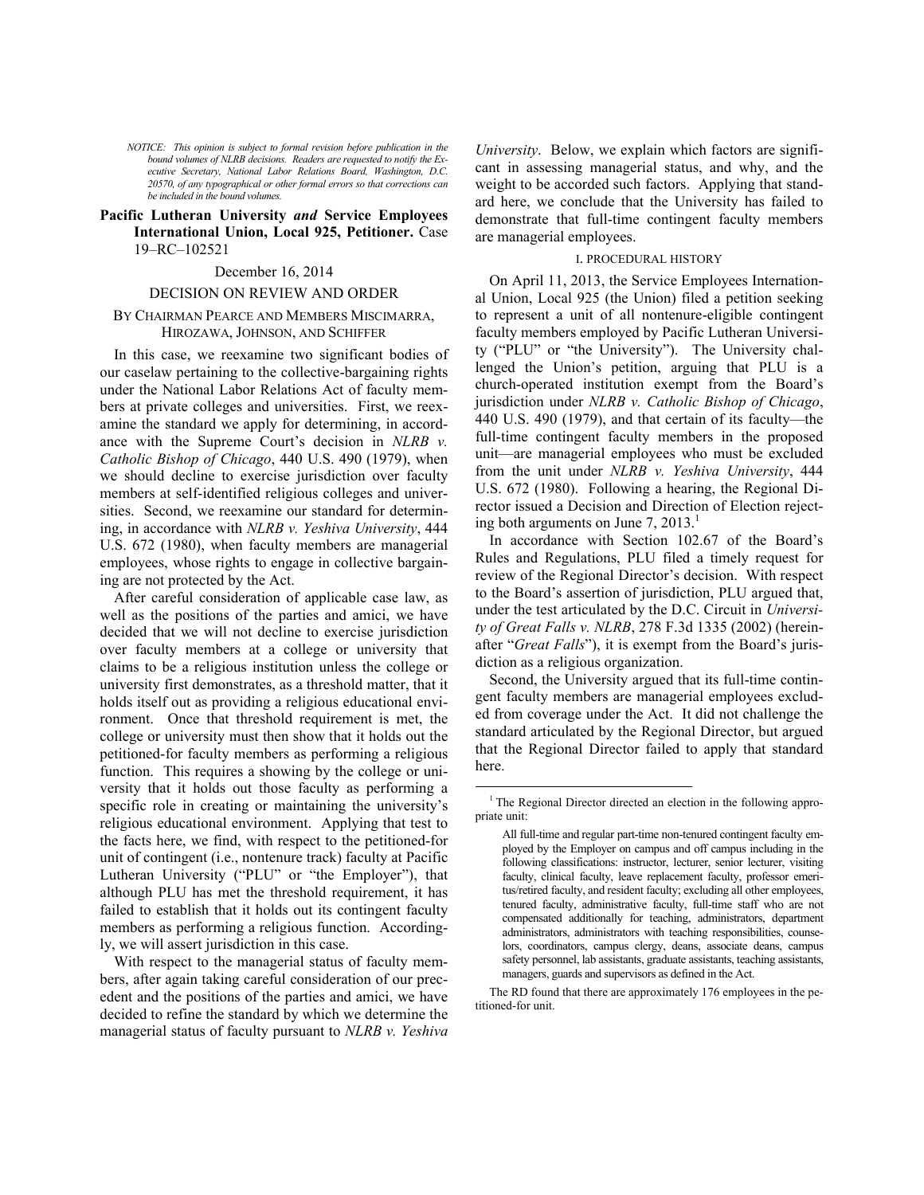*NOTICE: This opinion is subject to formal revision before publication in the bound volumes of NLRB decisions. Readers are requested to notify the Executive Secretary, National Labor Relations Board, Washington, D.C. 20570, of any typographical or other formal errors so that corrections can be included in the bound volumes.*

**Pacific Lutheran University *and* Service Employees International Union, Local 925, Petitioner.** Case 19–RC–102521

December 16, 2014

DECISION ON REVIEW AND ORDER

BY CHAIRMAN PEARCE AND MEMBERS MISCIMARRA, HIROZAWA, JOHNSON, AND SCHIFFER

In this case, we reexamine two significant bodies of our caselaw pertaining to the collective-bargaining rights under the National Labor Relations Act of faculty members at private colleges and universities. First, we reexamine the standard we apply for determining, in accordance with the Supreme Court's decision in *NLRB v. Catholic Bishop of Chicago*, 440 U.S. 490 (1979), when we should decline to exercise jurisdiction over faculty members at self-identified religious colleges and universities. Second, we reexamine our standard for determining, in accordance with *NLRB v. Yeshiva University*, 444 U.S. 672 (1980), when faculty members are managerial employees, whose rights to engage in collective bargaining are not protected by the Act.

After careful consideration of applicable case law, as well as the positions of the parties and amici, we have decided that we will not decline to exercise jurisdiction over faculty members at a college or university that claims to be a religious institution unless the college or university first demonstrates, as a threshold matter, that it holds itself out as providing a religious educational environment. Once that threshold requirement is met, the college or university must then show that it holds out the petitioned-for faculty members as performing a religious function. This requires a showing by the college or university that it holds out those faculty as performing a specific role in creating or maintaining the university's religious educational environment. Applying that test to the facts here, we find, with respect to the petitioned-for unit of contingent (i.e., nontenure track) faculty at Pacific Lutheran University ("PLU" or "the Employer"), that although PLU has met the threshold requirement, it has failed to establish that it holds out its contingent faculty members as performing a religious function. Accordingly, we will assert jurisdiction in this case.

With respect to the managerial status of faculty members, after again taking careful consideration of our precedent and the positions of the parties and amici, we have decided to refine the standard by which we determine the managerial status of faculty pursuant to *NLRB v. Yeshiva University*. Below, we explain which factors are significant in assessing managerial status, and why, and the weight to be accorded such factors. Applying that standard here, we conclude that the University has failed to demonstrate that full-time contingent faculty members are managerial employees.

I. PROCEDURAL HISTORY

On April 11, 2013, the Service Employees International Union, Local 925 (the Union) filed a petition seeking to represent a unit of all nontenure-eligible contingent faculty members employed by Pacific Lutheran University ("PLU" or "the University"). The University challenged the Union's petition, arguing that PLU is a church-operated institution exempt from the Board's jurisdiction under *NLRB v. Catholic Bishop of Chicago*, 440 U.S. 490 (1979), and that certain of its faculty—the full-time contingent faculty members in the proposed unit—are managerial employees who must be excluded from the unit under *NLRB v. Yeshiva University*, 444 U.S. 672 (1980). Following a hearing, the Regional Director issued a Decision and Direction of Election rejecting both arguments on June 7, 2013.[1]

In accordance with Section 102.67 of the Board's Rules and Regulations, PLU filed a timely request for review of the Regional Director's decision. With respect to the Board's assertion of jurisdiction, PLU argued that, under the test articulated by the D.C. Circuit in *University of Great Falls v. NLRB*, 278 F.3d 1335 (2002) (hereinafter "*Great Falls*"), it is exempt from the Board's jurisdiction as a religious organization.

Second, the University argued that its full-time contingent faculty members are managerial employees excluded from coverage under the Act. It did not challenge the standard articulated by the Regional Director, but argued that the Regional Director failed to apply that standard here.

---

[1] The Regional Director directed an election in the following appropriate unit:

> All full-time and regular part-time non-tenured contingent faculty employed by the Employer on campus and off campus including in the following classifications: instructor, lecturer, senior lecturer, visiting faculty, clinical faculty, leave replacement faculty, professor emeritus/retired faculty, and resident faculty; excluding all other employees, tenured faculty, administrative faculty, full-time staff who are not compensated additionally for teaching, administrators, department administrators, administrators with teaching responsibilities, counselors, coordinators, campus clergy, deans, associate deans, campus safety personnel, lab assistants, graduate assistants, teaching assistants, managers, guards and supervisors as defined in the Act.

The RD found that there are approximately 176 employees in the petitioned-for unit.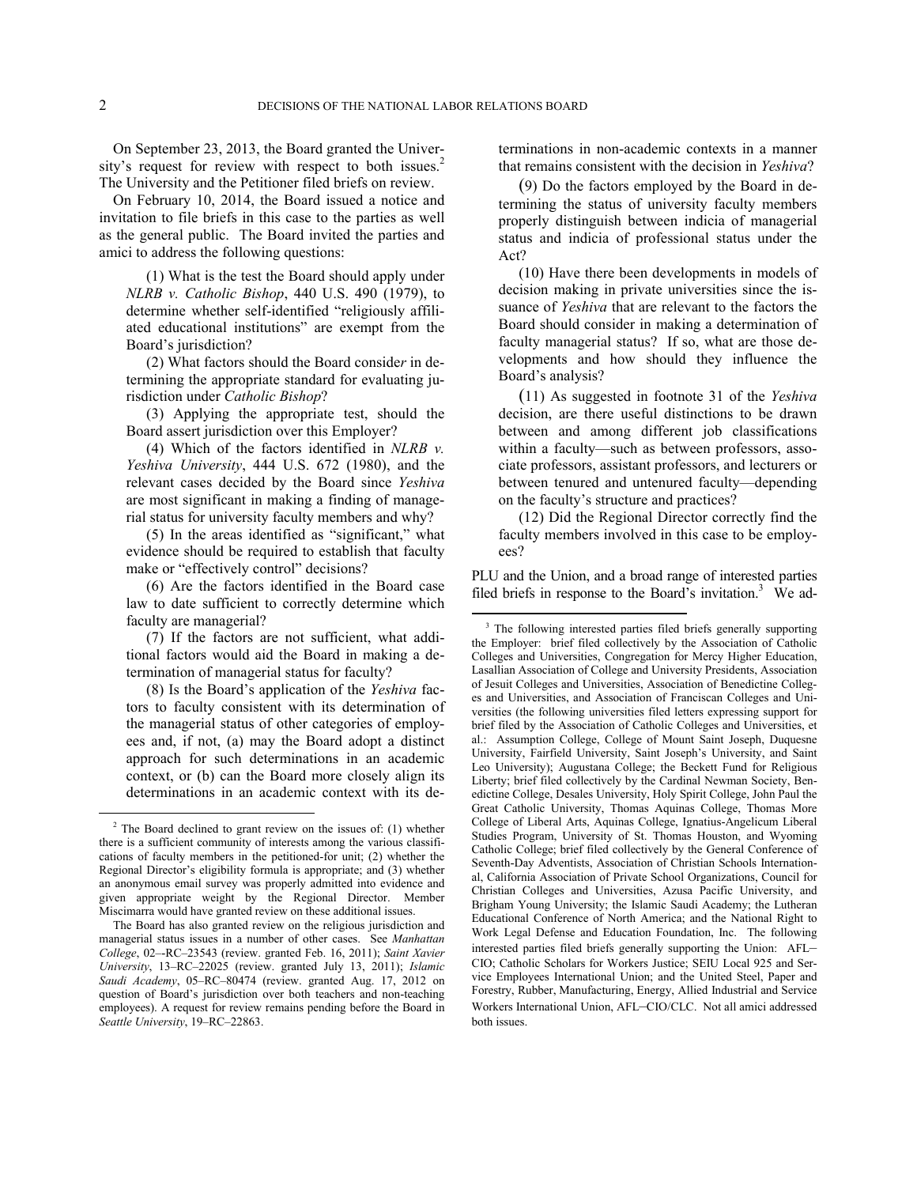On September 23, 2013, the Board granted the University's request for review with respect to both issues.[2] The University and the Petitioner filed briefs on review.

On February 10, 2014, the Board issued a notice and invitation to file briefs in this case to the parties as well as the general public. The Board invited the parties and amici to address the following questions:

(1) What is the test the Board should apply under *NLRB v. Catholic Bishop*, 440 U.S. 490 (1979), to determine whether self-identified "religiously affiliated educational institutions" are exempt from the Board's jurisdiction?

(2) What factors should the Board conside*r* in determining the appropriate standard for evaluating jurisdiction under *Catholic Bishop*?

(3) Applying the appropriate test, should the Board assert jurisdiction over this Employer?

(4) Which of the factors identified in *NLRB v. Yeshiva University*, 444 U.S. 672 (1980), and the relevant cases decided by the Board since *Yeshiva* are most significant in making a finding of managerial status for university faculty members and why?

(5) In the areas identified as "significant," what evidence should be required to establish that faculty make or "effectively control" decisions?

(6) Are the factors identified in the Board case law to date sufficient to correctly determine which faculty are managerial?

(7) If the factors are not sufficient, what additional factors would aid the Board in making a determination of managerial status for faculty?

(8) Is the Board's application of the *Yeshiva* factors to faculty consistent with its determination of the managerial status of other categories of employees and, if not, (a) may the Board adopt a distinct approach for such determinations in an academic context, or (b) can the Board more closely align its determinations in an academic context with its determinations in non-academic contexts in a manner that remains consistent with the decision in *Yeshiva*?

(9) Do the factors employed by the Board in determining the status of university faculty members properly distinguish between indicia of managerial status and indicia of professional status under the Act?

(10) Have there been developments in models of decision making in private universities since the issuance of *Yeshiva* that are relevant to the factors the Board should consider in making a determination of faculty managerial status? If so, what are those developments and how should they influence the Board's analysis?

(11) As suggested in footnote 31 of the *Yeshiva* decision, are there useful distinctions to be drawn between and among different job classifications within a faculty—such as between professors, associate professors, assistant professors, and lecturers or between tenured and untenured faculty—depending on the faculty's structure and practices?

(12) Did the Regional Director correctly find the faculty members involved in this case to be employees?

PLU and the Union, and a broad range of interested parties filed briefs in response to the Board's invitation.[3] We ad-

[2] The Board declined to grant review on the issues of: (1) whether there is a sufficient community of interests among the various classifications of faculty members in the petitioned-for unit; (2) whether the Regional Director's eligibility formula is appropriate; and (3) whether an anonymous email survey was properly admitted into evidence and given appropriate weight by the Regional Director. Member Miscimarra would have granted review on these additional issues.

The Board has also granted review on the religious jurisdiction and managerial status issues in a number of other cases. See *Manhattan College*, 02–-RC–23543 (review. granted Feb. 16, 2011); *Saint Xavier University*, 13–RC–22025 (review. granted July 13, 2011); *Islamic Saudi Academy*, 05–RC–80474 (review. granted Aug. 17, 2012 on question of Board's jurisdiction over both teachers and non-teaching employees). A request for review remains pending before the Board in *Seattle University*, 19–RC–22863.

[3] The following interested parties filed briefs generally supporting the Employer: brief filed collectively by the Association of Catholic Colleges and Universities, Congregation for Mercy Higher Education, Lasallian Association of College and University Presidents, Association of Jesuit Colleges and Universities, Association of Benedictine Colleges and Universities, and Association of Franciscan Colleges and Universities (the following universities filed letters expressing support for brief filed by the Association of Catholic Colleges and Universities, et al.: Assumption College, College of Mount Saint Joseph, Duquesne University, Fairfield University, Saint Joseph's University, and Saint Leo University); Augustana College; the Beckett Fund for Religious Liberty; brief filed collectively by the Cardinal Newman Society, Benedictine College, Desales University, Holy Spirit College, John Paul the Great Catholic University, Thomas Aquinas College, Thomas More College of Liberal Arts, Aquinas College, Ignatius-Angelicum Liberal Studies Program, University of St. Thomas Houston, and Wyoming Catholic College; brief filed collectively by the General Conference of Seventh-Day Adventists, Association of Christian Schools International, California Association of Private School Organizations, Council for Christian Colleges and Universities, Azusa Pacific University, and Brigham Young University; the Islamic Saudi Academy; the Lutheran Educational Conference of North America; and the National Right to Work Legal Defense and Education Foundation, Inc. The following interested parties filed briefs generally supporting the Union: AFL–CIO; Catholic Scholars for Workers Justice; SEIU Local 925 and Service Employees International Union; and the United Steel, Paper and Forestry, Rubber, Manufacturing, Energy, Allied Industrial and Service Workers International Union, AFL–CIO/CLC. Not all amici addressed both issues.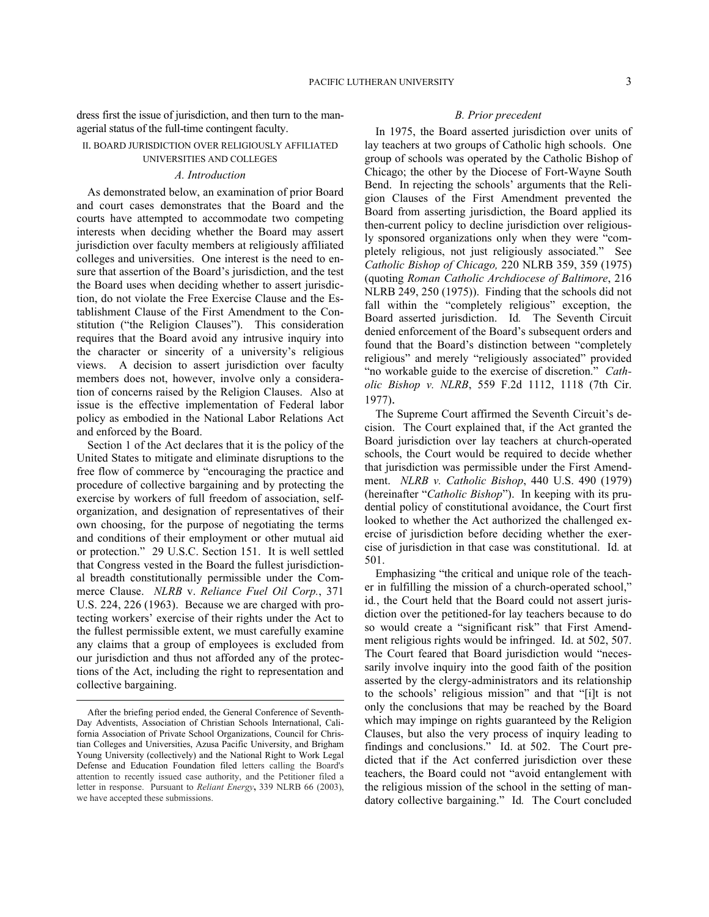dress first the issue of jurisdiction, and then turn to the managerial status of the full-time contingent faculty.

## II. BOARD JURISDICTION OVER RELIGIOUSLY AFFILIATED UNIVERSITIES AND COLLEGES

### *A. Introduction*

As demonstrated below, an examination of prior Board and court cases demonstrates that the Board and the courts have attempted to accommodate two competing interests when deciding whether the Board may assert jurisdiction over faculty members at religiously affiliated colleges and universities. One interest is the need to ensure that assertion of the Board's jurisdiction, and the test the Board uses when deciding whether to assert jurisdiction, do not violate the Free Exercise Clause and the Establishment Clause of the First Amendment to the Constitution ("the Religion Clauses"). This consideration requires that the Board avoid any intrusive inquiry into the character or sincerity of a university's religious views. A decision to assert jurisdiction over faculty members does not, however, involve only a consideration of concerns raised by the Religion Clauses. Also at issue is the effective implementation of Federal labor policy as embodied in the National Labor Relations Act and enforced by the Board.

Section 1 of the Act declares that it is the policy of the United States to mitigate and eliminate disruptions to the free flow of commerce by "encouraging the practice and procedure of collective bargaining and by protecting the exercise by workers of full freedom of association, self-organization, and designation of representatives of their own choosing, for the purpose of negotiating the terms and conditions of their employment or other mutual aid or protection." 29 U.S.C. Section 151. It is well settled that Congress vested in the Board the fullest jurisdictional breadth constitutionally permissible under the Commerce Clause. *NLRB* v. *Reliance Fuel Oil Corp.*, 371 U.S. 224, 226 (1963). Because we are charged with protecting workers' exercise of their rights under the Act to the fullest permissible extent, we must carefully examine any claims that a group of employees is excluded from our jurisdiction and thus not afforded any of the protections of the Act, including the right to representation and collective bargaining.

### *B. Prior precedent*

In 1975, the Board asserted jurisdiction over units of lay teachers at two groups of Catholic high schools. One group of schools was operated by the Catholic Bishop of Chicago; the other by the Diocese of Fort-Wayne South Bend. In rejecting the schools' arguments that the Religion Clauses of the First Amendment prevented the Board from asserting jurisdiction, the Board applied its then-current policy to decline jurisdiction over religiously sponsored organizations only when they were "completely religious, not just religiously associated." See *Catholic Bishop of Chicago,* 220 NLRB 359, 359 (1975) (quoting *Roman Catholic Archdiocese of Baltimore*, 216 NLRB 249, 250 (1975)). Finding that the schools did not fall within the "completely religious" exception, the Board asserted jurisdiction. Id*.* The Seventh Circuit denied enforcement of the Board's subsequent orders and found that the Board's distinction between "completely religious" and merely "religiously associated" provided "no workable guide to the exercise of discretion." *Catholic Bishop v. NLRB*, 559 F.2d 1112, 1118 (7th Cir. 1977).

The Supreme Court affirmed the Seventh Circuit's decision. The Court explained that, if the Act granted the Board jurisdiction over lay teachers at church-operated schools, the Court would be required to decide whether that jurisdiction was permissible under the First Amendment. *NLRB v. Catholic Bishop*, 440 U.S. 490 (1979) (hereinafter "*Catholic Bishop*"). In keeping with its prudential policy of constitutional avoidance, the Court first looked to whether the Act authorized the challenged exercise of jurisdiction before deciding whether the exercise of jurisdiction in that case was constitutional. Id*.* at 501.

Emphasizing "the critical and unique role of the teacher in fulfilling the mission of a church-operated school," id., the Court held that the Board could not assert jurisdiction over the petitioned-for lay teachers because to do so would create a "significant risk" that First Amendment religious rights would be infringed. Id. at 502, 507. The Court feared that Board jurisdiction would "necessarily involve inquiry into the good faith of the position asserted by the clergy-administrators and its relationship to the schools' religious mission" and that "[i]t is not only the conclusions that may be reached by the Board which may impinge on rights guaranteed by the Religion Clauses, but also the very process of inquiry leading to findings and conclusions." Id. at 502. The Court predicted that if the Act conferred jurisdiction over these teachers, the Board could not "avoid entanglement with the religious mission of the school in the setting of mandatory collective bargaining." Id*.* The Court concluded

---

After the briefing period ended, the General Conference of Seventh-Day Adventists, Association of Christian Schools International, California Association of Private School Organizations, Council for Christian Colleges and Universities, Azusa Pacific University, and Brigham Young University (collectively) and the National Right to Work Legal Defense and Education Foundation filed letters calling the Board's attention to recently issued case authority, and the Petitioner filed a letter in response. Pursuant to *Reliant Energy***,** 339 NLRB 66 (2003), we have accepted these submissions.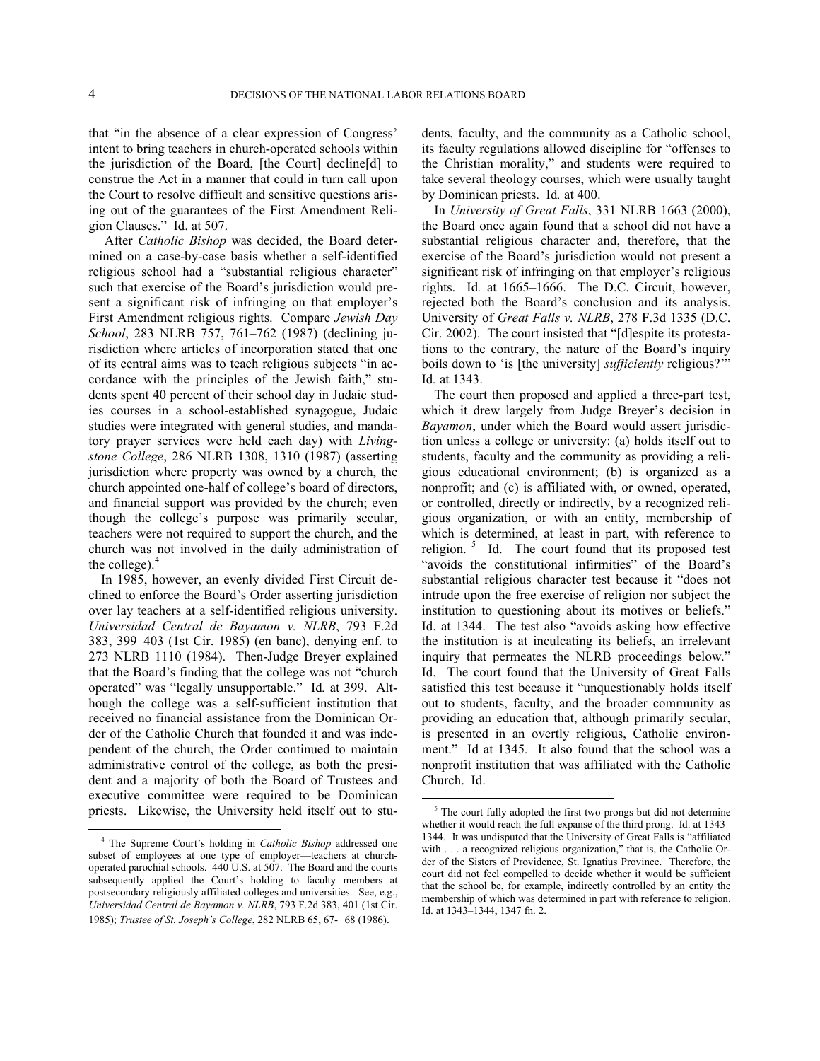that "in the absence of a clear expression of Congress' intent to bring teachers in church-operated schools within the jurisdiction of the Board, [the Court] decline[d] to construe the Act in a manner that could in turn call upon the Court to resolve difficult and sensitive questions arising out of the guarantees of the First Amendment Religion Clauses." Id. at 507.

After *Catholic Bishop* was decided, the Board determined on a case-by-case basis whether a self-identified religious school had a "substantial religious character" such that exercise of the Board's jurisdiction would present a significant risk of infringing on that employer's First Amendment religious rights. Compare *Jewish Day School*, 283 NLRB 757, 761–762 (1987) (declining jurisdiction where articles of incorporation stated that one of its central aims was to teach religious subjects "in accordance with the principles of the Jewish faith," students spent 40 percent of their school day in Judaic studies courses in a school-established synagogue, Judaic studies were integrated with general studies, and mandatory prayer services were held each day) with *Livingstone College*, 286 NLRB 1308, 1310 (1987) (asserting jurisdiction where property was owned by a church, the church appointed one-half of college's board of directors, and financial support was provided by the church; even though the college's purpose was primarily secular, teachers were not required to support the church, and the church was not involved in the daily administration of the college).[4]

In 1985, however, an evenly divided First Circuit declined to enforce the Board's Order asserting jurisdiction over lay teachers at a self-identified religious university. *Universidad Central de Bayamon v. NLRB*, 793 F.2d 383, 399–403 (1st Cir. 1985) (en banc), denying enf. to 273 NLRB 1110 (1984). Then-Judge Breyer explained that the Board's finding that the college was not "church operated" was "legally unsupportable." Id*.* at 399. Although the college was a self-sufficient institution that received no financial assistance from the Dominican Order of the Catholic Church that founded it and was independent of the church, the Order continued to maintain administrative control of the college, as both the president and a majority of both the Board of Trustees and executive committee were required to be Dominican priests. Likewise, the University held itself out to students, faculty, and the community as a Catholic school, its faculty regulations allowed discipline for "offenses to the Christian morality," and students were required to take several theology courses, which were usually taught by Dominican priests. Id*.* at 400.

In *University of Great Falls*, 331 NLRB 1663 (2000), the Board once again found that a school did not have a substantial religious character and, therefore, that the exercise of the Board's jurisdiction would not present a significant risk of infringing on that employer's religious rights. Id*.* at 1665–1666. The D.C. Circuit, however, rejected both the Board's conclusion and its analysis. University of *Great Falls v. NLRB*, 278 F.3d 1335 (D.C. Cir. 2002). The court insisted that "[d]espite its protestations to the contrary, the nature of the Board's inquiry boils down to 'is [the university] *sufficiently* religious?'" Id*.* at 1343.

The court then proposed and applied a three-part test, which it drew largely from Judge Breyer's decision in *Bayamon*, under which the Board would assert jurisdiction unless a college or university: (a) holds itself out to students, faculty and the community as providing a religious educational environment; (b) is organized as a nonprofit; and (c) is affiliated with, or owned, operated, or controlled, directly or indirectly, by a recognized religious organization, or with an entity, membership of which is determined, at least in part, with reference to religion.[5] Id. The court found that its proposed test "avoids the constitutional infirmities" of the Board's substantial religious character test because it "does not intrude upon the free exercise of religion nor subject the institution to questioning about its motives or beliefs." Id. at 1344. The test also "avoids asking how effective the institution is at inculcating its beliefs, an irrelevant inquiry that permeates the NLRB proceedings below." Id. The court found that the University of Great Falls satisfied this test because it "unquestionably holds itself out to students, faculty, and the broader community as providing an education that, although primarily secular, is presented in an overtly religious, Catholic environment." Id at 1345. It also found that the school was a nonprofit institution that was affiliated with the Catholic Church. Id.

---

[4] The Supreme Court's holding in *Catholic Bishop* addressed one subset of employees at one type of employer—teachers at church-operated parochial schools. 440 U.S. at 507. The Board and the courts subsequently applied the Court's holding to faculty members at postsecondary religiously affiliated colleges and universities. See, e.g., *Universidad Central de Bayamon v. NLRB*, 793 F.2d 383, 401 (1st Cir. 1985); *Trustee of St. Joseph's College*, 282 NLRB 65, 67–68 (1986).

[5] The court fully adopted the first two prongs but did not determine whether it would reach the full expanse of the third prong. Id. at 1343–1344. It was undisputed that the University of Great Falls is "affiliated with . . . a recognized religious organization," that is, the Catholic Order of the Sisters of Providence, St. Ignatius Province. Therefore, the court did not feel compelled to decide whether it would be sufficient that the school be, for example, indirectly controlled by an entity the membership of which was determined in part with reference to religion. Id. at 1343–1344, 1347 fn. 2.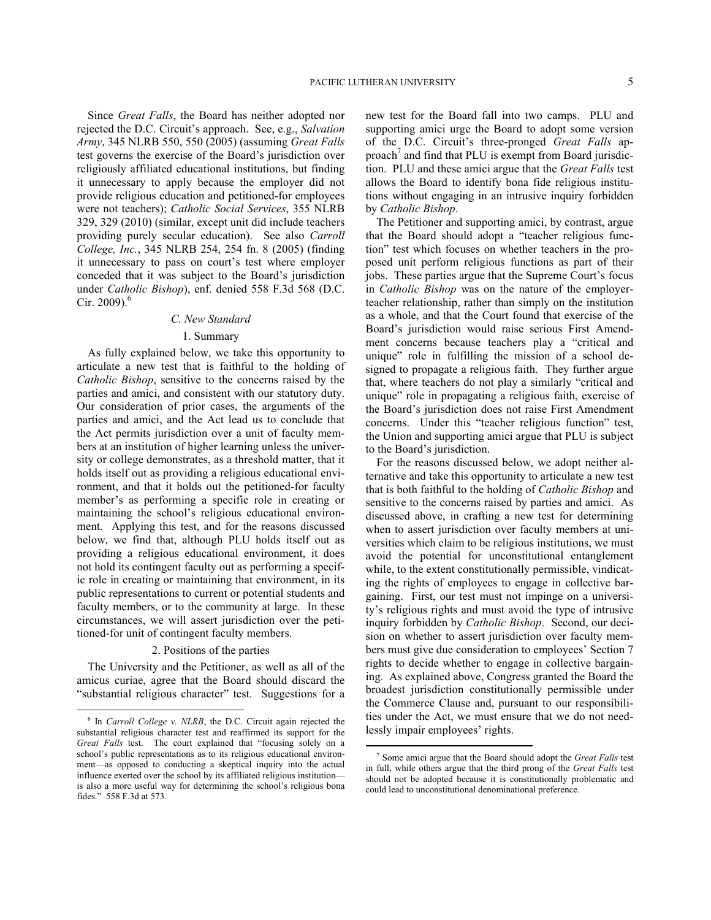Since *Great Falls*, the Board has neither adopted nor rejected the D.C. Circuit's approach. See, e.g., *Salvation Army*, 345 NLRB 550, 550 (2005) (assuming *Great Falls* test governs the exercise of the Board's jurisdiction over religiously affiliated educational institutions, but finding it unnecessary to apply because the employer did not provide religious education and petitioned-for employees were not teachers); *Catholic Social Services*, 355 NLRB 329, 329 (2010) (similar, except unit did include teachers providing purely secular education). See also *Carroll College, Inc.*, 345 NLRB 254, 254 fn. 8 (2005) (finding it unnecessary to pass on court's test where employer conceded that it was subject to the Board's jurisdiction under *Catholic Bishop*), enf. denied 558 F.3d 568 (D.C. Cir. 2009).[6]

### *C. New Standard*

#### 1. Summary

As fully explained below, we take this opportunity to articulate a new test that is faithful to the holding of *Catholic Bishop*, sensitive to the concerns raised by the parties and amici, and consistent with our statutory duty. Our consideration of prior cases, the arguments of the parties and amici, and the Act lead us to conclude that the Act permits jurisdiction over a unit of faculty members at an institution of higher learning unless the university or college demonstrates, as a threshold matter, that it holds itself out as providing a religious educational environment, and that it holds out the petitioned-for faculty member's as performing a specific role in creating or maintaining the school's religious educational environment. Applying this test, and for the reasons discussed below, we find that, although PLU holds itself out as providing a religious educational environment, it does not hold its contingent faculty out as performing a specific role in creating or maintaining that environment, in its public representations to current or potential students and faculty members, or to the community at large. In these circumstances, we will assert jurisdiction over the petitioned-for unit of contingent faculty members.

#### 2. Positions of the parties

The University and the Petitioner, as well as all of the amicus curiae, agree that the Board should discard the "substantial religious character" test. Suggestions for a new test for the Board fall into two camps. PLU and supporting amici urge the Board to adopt some version of the D.C. Circuit's three-pronged *Great Falls* approach[7] and find that PLU is exempt from Board jurisdiction. PLU and these amici argue that the *Great Falls* test allows the Board to identify bona fide religious institutions without engaging in an intrusive inquiry forbidden by *Catholic Bishop*.

The Petitioner and supporting amici, by contrast, argue that the Board should adopt a "teacher religious function" test which focuses on whether teachers in the proposed unit perform religious functions as part of their jobs. These parties argue that the Supreme Court's focus in *Catholic Bishop* was on the nature of the employer-teacher relationship, rather than simply on the institution as a whole, and that the Court found that exercise of the Board's jurisdiction would raise serious First Amendment concerns because teachers play a "critical and unique" role in fulfilling the mission of a school designed to propagate a religious faith. They further argue that, where teachers do not play a similarly "critical and unique" role in propagating a religious faith, exercise of the Board's jurisdiction does not raise First Amendment concerns. Under this "teacher religious function" test, the Union and supporting amici argue that PLU is subject to the Board's jurisdiction.

For the reasons discussed below, we adopt neither alternative and take this opportunity to articulate a new test that is both faithful to the holding of *Catholic Bishop* and sensitive to the concerns raised by parties and amici. As discussed above, in crafting a new test for determining when to assert jurisdiction over faculty members at universities which claim to be religious institutions, we must avoid the potential for unconstitutional entanglement while, to the extent constitutionally permissible, vindicating the rights of employees to engage in collective bargaining. First, our test must not impinge on a university's religious rights and must avoid the type of intrusive inquiry forbidden by *Catholic Bishop*. Second, our decision on whether to assert jurisdiction over faculty members must give due consideration to employees' Section 7 rights to decide whether to engage in collective bargaining. As explained above, Congress granted the Board the broadest jurisdiction constitutionally permissible under the Commerce Clause and, pursuant to our responsibilities under the Act, we must ensure that we do not needlessly impair employees' rights.

---

[6] In *Carroll College v. NLRB*, the D.C. Circuit again rejected the substantial religious character test and reaffirmed its support for the *Great Falls* test. The court explained that "focusing solely on a school's public representations as to its religious educational environment—as opposed to conducting a skeptical inquiry into the actual influence exerted over the school by its affiliated religious institution—is also a more useful way for determining the school's religious bona fides." 558 F.3d at 573.

[7] Some amici argue that the Board should adopt the *Great Falls* test in full, while others argue that the third prong of the *Great Falls* test should not be adopted because it is constitutionally problematic and could lead to unconstitutional denominational preference.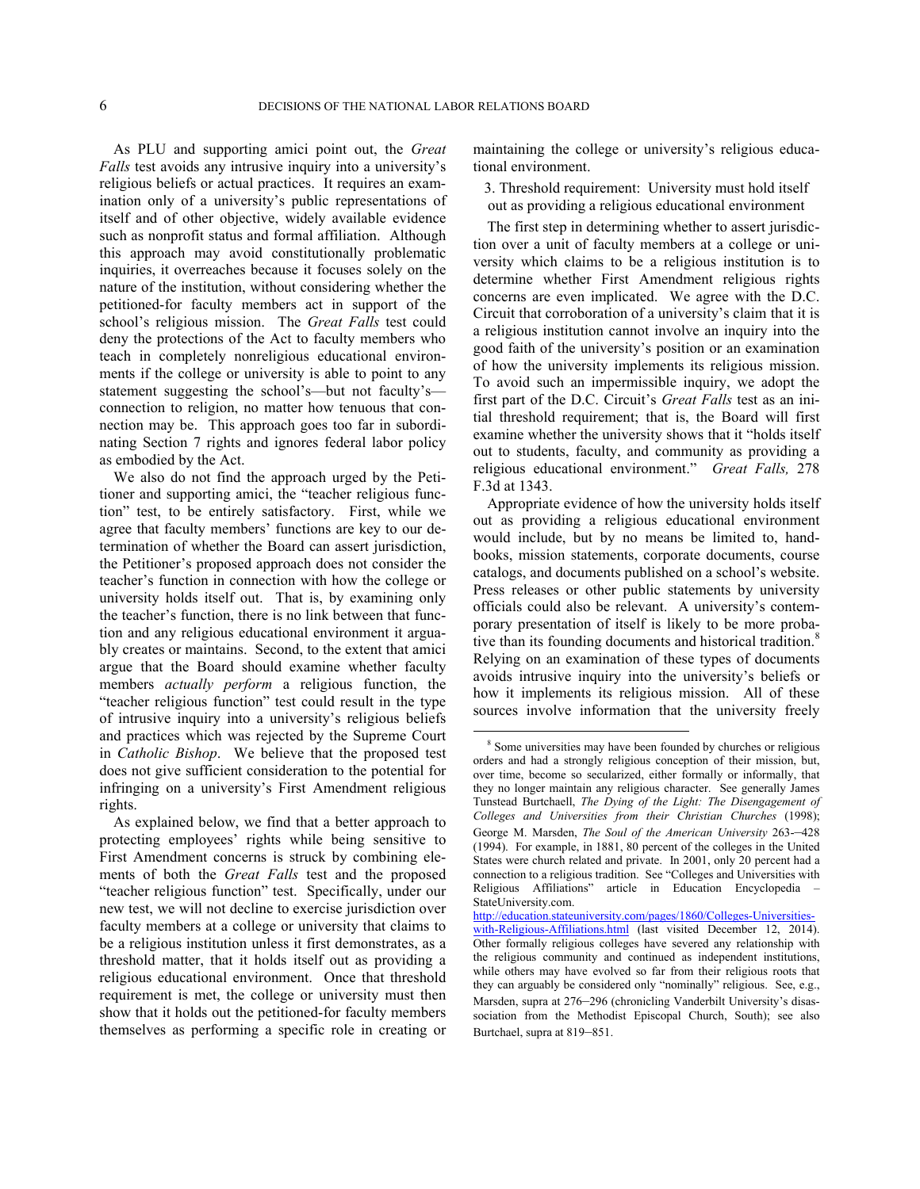As PLU and supporting amici point out, the *Great Falls* test avoids any intrusive inquiry into a university's religious beliefs or actual practices. It requires an examination only of a university's public representations of itself and of other objective, widely available evidence such as nonprofit status and formal affiliation. Although this approach may avoid constitutionally problematic inquiries, it overreaches because it focuses solely on the nature of the institution, without considering whether the petitioned-for faculty members act in support of the school's religious mission. The *Great Falls* test could deny the protections of the Act to faculty members who teach in completely nonreligious educational environments if the college or university is able to point to any statement suggesting the school's—but not faculty's—connection to religion, no matter how tenuous that connection may be. This approach goes too far in subordinating Section 7 rights and ignores federal labor policy as embodied by the Act.

We also do not find the approach urged by the Petitioner and supporting amici, the "teacher religious function" test, to be entirely satisfactory. First, while we agree that faculty members' functions are key to our determination of whether the Board can assert jurisdiction, the Petitioner's proposed approach does not consider the teacher's function in connection with how the college or university holds itself out. That is, by examining only the teacher's function, there is no link between that function and any religious educational environment it arguably creates or maintains. Second, to the extent that amici argue that the Board should examine whether faculty members *actually perform* a religious function, the "teacher religious function" test could result in the type of intrusive inquiry into a university's religious beliefs and practices which was rejected by the Supreme Court in *Catholic Bishop*. We believe that the proposed test does not give sufficient consideration to the potential for infringing on a university's First Amendment religious rights.

As explained below, we find that a better approach to protecting employees' rights while being sensitive to First Amendment concerns is struck by combining elements of both the *Great Falls* test and the proposed "teacher religious function" test. Specifically, under our new test, we will not decline to exercise jurisdiction over faculty members at a college or university that claims to be a religious institution unless it first demonstrates, as a threshold matter, that it holds itself out as providing a religious educational environment. Once that threshold requirement is met, the college or university must then show that it holds out the petitioned-for faculty members themselves as performing a specific role in creating or maintaining the college or university's religious educational environment.

3. Threshold requirement: University must hold itself out as providing a religious educational environment

The first step in determining whether to assert jurisdiction over a unit of faculty members at a college or university which claims to be a religious institution is to determine whether First Amendment religious rights concerns are even implicated. We agree with the D.C. Circuit that corroboration of a university's claim that it is a religious institution cannot involve an inquiry into the good faith of the university's position or an examination of how the university implements its religious mission. To avoid such an impermissible inquiry, we adopt the first part of the D.C. Circuit's *Great Falls* test as an initial threshold requirement; that is, the Board will first examine whether the university shows that it "holds itself out to students, faculty, and community as providing a religious educational environment." *Great Falls,* 278 F.3d at 1343.

Appropriate evidence of how the university holds itself out as providing a religious educational environment would include, but by no means be limited to, handbooks, mission statements, corporate documents, course catalogs, and documents published on a school's website. Press releases or other public statements by university officials could also be relevant. A university's contemporary presentation of itself is likely to be more probative than its founding documents and historical tradition.[8] Relying on an examination of these types of documents avoids intrusive inquiry into the university's beliefs or how it implements its religious mission. All of these sources involve information that the university freely

[8] Some universities may have been founded by churches or religious orders and had a strongly religious conception of their mission, but, over time, become so secularized, either formally or informally, that they no longer maintain any religious character. See generally James Tunstead Burtchaell, *The Dying of the Light: The Disengagement of Colleges and Universities from their Christian Churches* (1998); George M. Marsden, *The Soul of the American University* 263-–428 (1994). For example, in 1881, 80 percent of the colleges in the United States were church related and private. In 2001, only 20 percent had a connection to a religious tradition. See "Colleges and Universities with Religious Affiliations" article in Education Encyclopedia – StateUniversity.com. http://education.stateuniversity.com/pages/1860/Colleges-Universities-with-Religious-Affiliations.html (last visited December 12, 2014). Other formally religious colleges have severed any relationship with the religious community and continued as independent institutions, while others may have evolved so far from their religious roots that they can arguably be considered only "nominally" religious. See, e.g., Marsden, supra at 276–296 (chronicling Vanderbilt University's disassociation from the Methodist Episcopal Church, South); see also Burtchael, supra at 819–851.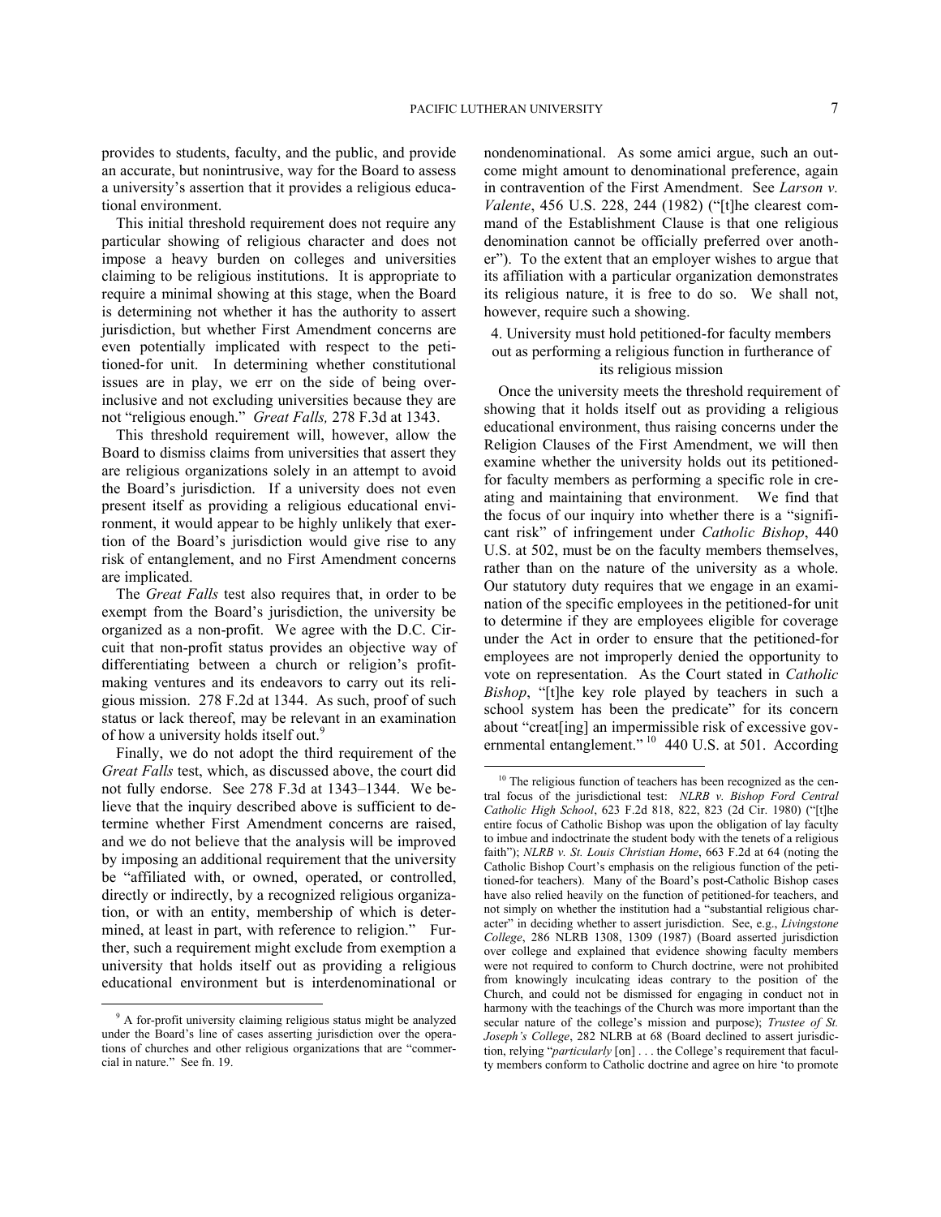provides to students, faculty, and the public, and provide an accurate, but nonintrusive, way for the Board to assess a university's assertion that it provides a religious educational environment.

This initial threshold requirement does not require any particular showing of religious character and does not impose a heavy burden on colleges and universities claiming to be religious institutions. It is appropriate to require a minimal showing at this stage, when the Board is determining not whether it has the authority to assert jurisdiction, but whether First Amendment concerns are even potentially implicated with respect to the petitioned-for unit. In determining whether constitutional issues are in play, we err on the side of being overinclusive and not excluding universities because they are not "religious enough." *Great Falls,* 278 F.3d at 1343.

This threshold requirement will, however, allow the Board to dismiss claims from universities that assert they are religious organizations solely in an attempt to avoid the Board's jurisdiction. If a university does not even present itself as providing a religious educational environment, it would appear to be highly unlikely that exertion of the Board's jurisdiction would give rise to any risk of entanglement, and no First Amendment concerns are implicated.

The *Great Falls* test also requires that, in order to be exempt from the Board's jurisdiction, the university be organized as a non-profit. We agree with the D.C. Circuit that non-profit status provides an objective way of differentiating between a church or religion's profit-making ventures and its endeavors to carry out its religious mission. 278 F.2d at 1344. As such, proof of such status or lack thereof, may be relevant in an examination of how a university holds itself out.[9]

Finally, we do not adopt the third requirement of the *Great Falls* test, which, as discussed above, the court did not fully endorse. See 278 F.3d at 1343–1344. We believe that the inquiry described above is sufficient to determine whether First Amendment concerns are raised, and we do not believe that the analysis will be improved by imposing an additional requirement that the university be "affiliated with, or owned, operated, or controlled, directly or indirectly, by a recognized religious organization, or with an entity, membership of which is determined, at least in part, with reference to religion." Further, such a requirement might exclude from exemption a university that holds itself out as providing a religious educational environment but is interdenominational or nondenominational. As some amici argue, such an outcome might amount to denominational preference, again in contravention of the First Amendment. See *Larson v. Valente*, 456 U.S. 228, 244 (1982) ("[t]he clearest command of the Establishment Clause is that one religious denomination cannot be officially preferred over another"). To the extent that an employer wishes to argue that its affiliation with a particular organization demonstrates its religious nature, it is free to do so. We shall not, however, require such a showing.

### 4. University must hold petitioned-for faculty members out as performing a religious function in furtherance of its religious mission

Once the university meets the threshold requirement of showing that it holds itself out as providing a religious educational environment, thus raising concerns under the Religion Clauses of the First Amendment, we will then examine whether the university holds out its petitioned-for faculty members as performing a specific role in creating and maintaining that environment. We find that the focus of our inquiry into whether there is a "significant risk" of infringement under *Catholic Bishop*, 440 U.S. at 502, must be on the faculty members themselves, rather than on the nature of the university as a whole. Our statutory duty requires that we engage in an examination of the specific employees in the petitioned-for unit to determine if they are employees eligible for coverage under the Act in order to ensure that the petitioned-for employees are not improperly denied the opportunity to vote on representation. As the Court stated in *Catholic Bishop*, "[t]he key role played by teachers in such a school system has been the predicate" for its concern about "creat[ing] an impermissible risk of excessive governmental entanglement." [10] 440 U.S. at 501. According

---

[9] A for-profit university claiming religious status might be analyzed under the Board's line of cases asserting jurisdiction over the operations of churches and other religious organizations that are "commercial in nature." See fn. 19.

[10] The religious function of teachers has been recognized as the central focus of the jurisdictional test: *NLRB v. Bishop Ford Central Catholic High School*, 623 F.2d 818, 822, 823 (2d Cir. 1980) ("[t]he entire focus of Catholic Bishop was upon the obligation of lay faculty to imbue and indoctrinate the student body with the tenets of a religious faith"); *NLRB v. St. Louis Christian Home*, 663 F.2d at 64 (noting the Catholic Bishop Court's emphasis on the religious function of the petitioned-for teachers). Many of the Board's post-Catholic Bishop cases have also relied heavily on the function of petitioned-for teachers, and not simply on whether the institution had a "substantial religious character" in deciding whether to assert jurisdiction. See, e.g., *Livingstone College*, 286 NLRB 1308, 1309 (1987) (Board asserted jurisdiction over college and explained that evidence showing faculty members were not required to conform to Church doctrine, were not prohibited from knowingly inculcating ideas contrary to the position of the Church, and could not be dismissed for engaging in conduct not in harmony with the teachings of the Church was more important than the secular nature of the college's mission and purpose); *Trustee of St. Joseph's College*, 282 NLRB at 68 (Board declined to assert jurisdiction, relying "*particularly* [on] . . . the College's requirement that faculty members conform to Catholic doctrine and agree on hire 'to promote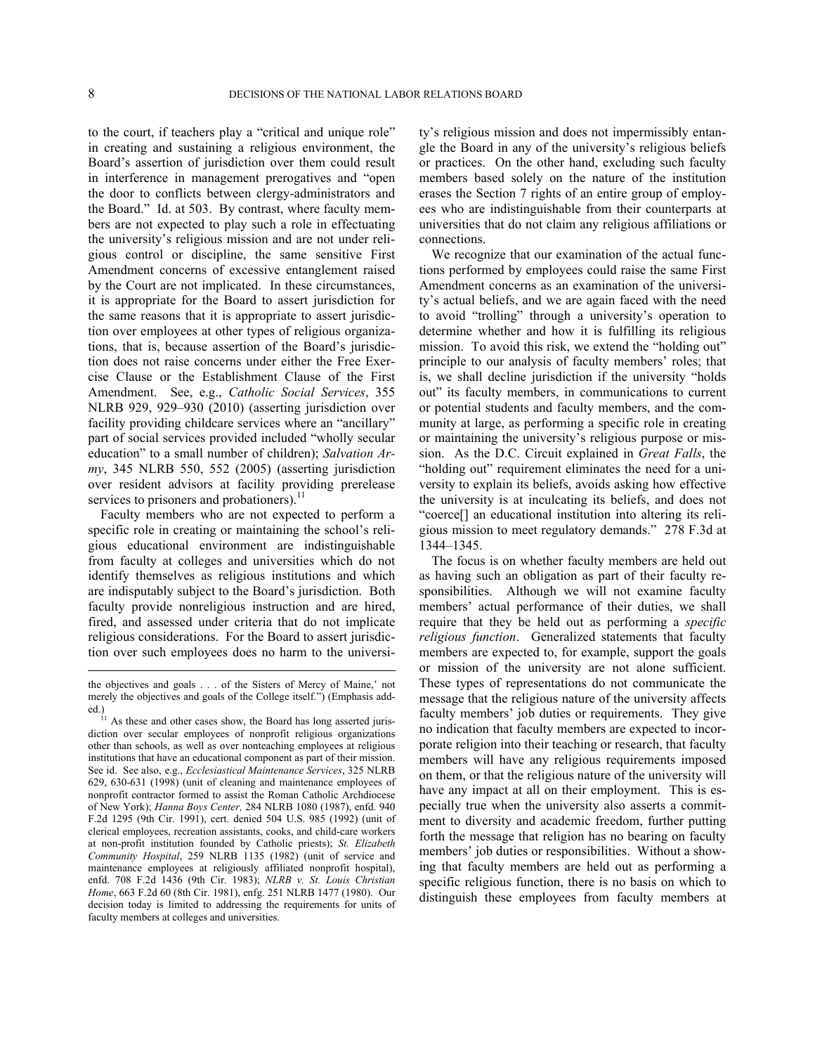to the court, if teachers play a "critical and unique role" in creating and sustaining a religious environment, the Board's assertion of jurisdiction over them could result in interference in management prerogatives and "open the door to conflicts between clergy-administrators and the Board." Id. at 503. By contrast, where faculty members are not expected to play such a role in effectuating the university's religious mission and are not under religious control or discipline, the same sensitive First Amendment concerns of excessive entanglement raised by the Court are not implicated. In these circumstances, it is appropriate for the Board to assert jurisdiction for the same reasons that it is appropriate to assert jurisdiction over employees at other types of religious organizations, that is, because assertion of the Board's jurisdiction does not raise concerns under either the Free Exercise Clause or the Establishment Clause of the First Amendment. See, e.g., *Catholic Social Services*, 355 NLRB 929, 929–930 (2010) (asserting jurisdiction over facility providing childcare services where an "ancillary" part of social services provided included "wholly secular education" to a small number of children); *Salvation Army*, 345 NLRB 550, 552 (2005) (asserting jurisdiction over resident advisors at facility providing prerelease services to prisoners and probationers).[11]

Faculty members who are not expected to perform a specific role in creating or maintaining the school's religious educational environment are indistinguishable from faculty at colleges and universities which do not identify themselves as religious institutions and which are indisputably subject to the Board's jurisdiction. Both faculty provide nonreligious instruction and are hired, fired, and assessed under criteria that do not implicate religious considerations. For the Board to assert jurisdiction over such employees does no harm to the university's religious mission and does not impermissibly entangle the Board in any of the university's religious beliefs or practices. On the other hand, excluding such faculty members based solely on the nature of the institution erases the Section 7 rights of an entire group of employees who are indistinguishable from their counterparts at universities that do not claim any religious affiliations or connections.

We recognize that our examination of the actual functions performed by employees could raise the same First Amendment concerns as an examination of the university's actual beliefs, and we are again faced with the need to avoid "trolling" through a university's operation to determine whether and how it is fulfilling its religious mission. To avoid this risk, we extend the "holding out" principle to our analysis of faculty members' roles; that is, we shall decline jurisdiction if the university "holds out" its faculty members, in communications to current or potential students and faculty members, and the community at large, as performing a specific role in creating or maintaining the university's religious purpose or mission. As the D.C. Circuit explained in *Great Falls*, the "holding out" requirement eliminates the need for a university to explain its beliefs, avoids asking how effective the university is at inculcating its beliefs, and does not "coerce[] an educational institution into altering its religious mission to meet regulatory demands." 278 F.3d at 1344–1345.

The focus is on whether faculty members are held out as having such an obligation as part of their faculty responsibilities. Although we will not examine faculty members' actual performance of their duties, we shall require that they be held out as performing a *specific religious function*. Generalized statements that faculty members are expected to, for example, support the goals or mission of the university are not alone sufficient. These types of representations do not communicate the message that the religious nature of the university affects faculty members' job duties or requirements. They give no indication that faculty members are expected to incorporate religion into their teaching or research, that faculty members will have any religious requirements imposed on them, or that the religious nature of the university will have any impact at all on their employment. This is especially true when the university also asserts a commitment to diversity and academic freedom, further putting forth the message that religion has no bearing on faculty members' job duties or responsibilities. Without a showing that faculty members are held out as performing a specific religious function, there is no basis on which to distinguish these employees from faculty members at

---

the objectives and goals . . . of the Sisters of Mercy of Maine,' not merely the objectives and goals of the College itself.") (Emphasis added.)

[11] As these and other cases show, the Board has long asserted jurisdiction over secular employees of nonprofit religious organizations other than schools, as well as over nonteaching employees at religious institutions that have an educational component as part of their mission. See id. See also, e.g., *Ecclesiastical Maintenance Services*, 325 NLRB 629, 630-631 (1998) (unit of cleaning and maintenance employees of nonprofit contractor formed to assist the Roman Catholic Archdiocese of New York); *Hanna Boys Center,* 284 NLRB 1080 (1987), enfd. 940 F.2d 1295 (9th Cir. 1991), cert. denied 504 U.S. 985 (1992) (unit of clerical employees, recreation assistants, cooks, and child-care workers at non-profit institution founded by Catholic priests); *St. Elizabeth Community Hospital*, 259 NLRB 1135 (1982) (unit of service and maintenance employees at religiously affiliated nonprofit hospital), enfd. 708 F.2d 1436 (9th Cir. 1983); *NLRB v. St. Louis Christian Home*, 663 F.2d 60 (8th Cir. 1981), enfg. 251 NLRB 1477 (1980). Our decision today is limited to addressing the requirements for units of faculty members at colleges and universities.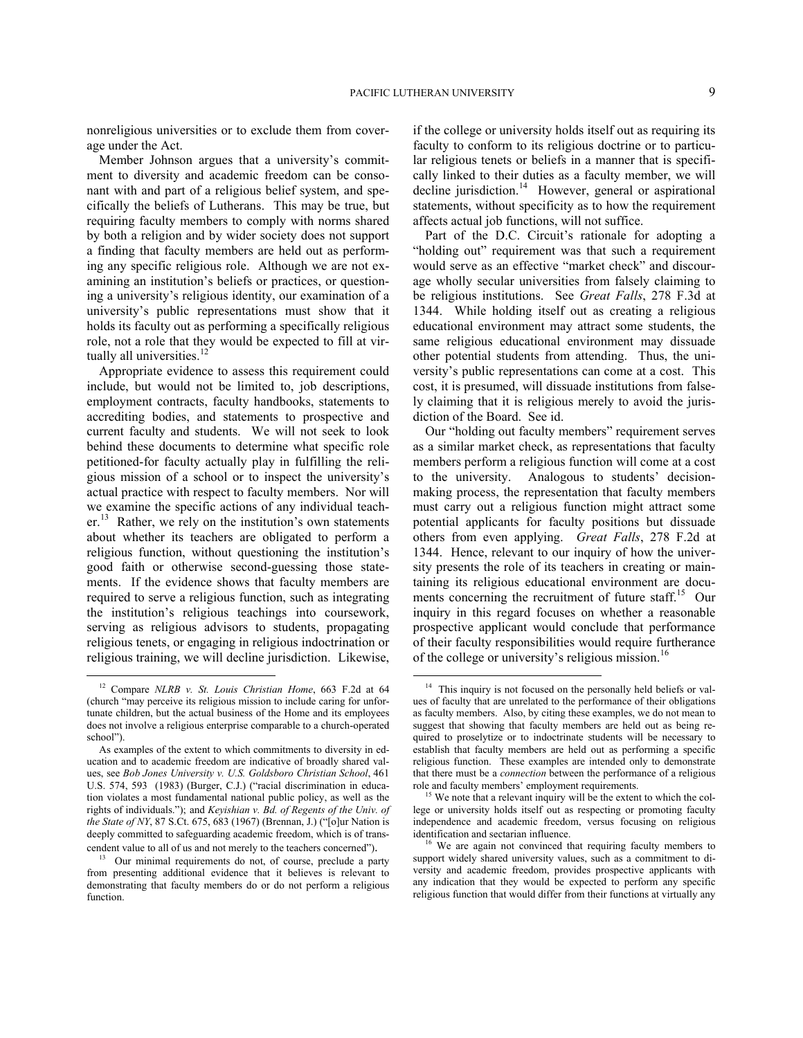nonreligious universities or to exclude them from coverage under the Act.

Member Johnson argues that a university's commitment to diversity and academic freedom can be consonant with and part of a religious belief system, and specifically the beliefs of Lutherans. This may be true, but requiring faculty members to comply with norms shared by both a religion and by wider society does not support a finding that faculty members are held out as performing any specific religious role. Although we are not examining an institution's beliefs or practices, or questioning a university's religious identity, our examination of a university's public representations must show that it holds its faculty out as performing a specifically religious role, not a role that they would be expected to fill at virtually all universities.[12]

Appropriate evidence to assess this requirement could include, but would not be limited to, job descriptions, employment contracts, faculty handbooks, statements to accrediting bodies, and statements to prospective and current faculty and students. We will not seek to look behind these documents to determine what specific role petitioned-for faculty actually play in fulfilling the religious mission of a school or to inspect the university's actual practice with respect to faculty members. Nor will we examine the specific actions of any individual teacher.[13] Rather, we rely on the institution's own statements about whether its teachers are obligated to perform a religious function, without questioning the institution's good faith or otherwise second-guessing those statements. If the evidence shows that faculty members are required to serve a religious function, such as integrating the institution's religious teachings into coursework, serving as religious advisors to students, propagating religious tenets, or engaging in religious indoctrination or religious training, we will decline jurisdiction. Likewise, if the college or university holds itself out as requiring its faculty to conform to its religious doctrine or to particular religious tenets or beliefs in a manner that is specifically linked to their duties as a faculty member, we will decline jurisdiction.[14] However, general or aspirational statements, without specificity as to how the requirement affects actual job functions, will not suffice.

Part of the D.C. Circuit's rationale for adopting a "holding out" requirement was that such a requirement would serve as an effective "market check" and discourage wholly secular universities from falsely claiming to be religious institutions. See *Great Falls*, 278 F.3d at 1344. While holding itself out as creating a religious educational environment may attract some students, the same religious educational environment may dissuade other potential students from attending. Thus, the university's public representations can come at a cost. This cost, it is presumed, will dissuade institutions from falsely claiming that it is religious merely to avoid the jurisdiction of the Board. See id.

Our "holding out faculty members" requirement serves as a similar market check, as representations that faculty members perform a religious function will come at a cost to the university. Analogous to students' decision-making process, the representation that faculty members must carry out a religious function might attract some potential applicants for faculty positions but dissuade others from even applying. *Great Falls*, 278 F.2d at 1344. Hence, relevant to our inquiry of how the university presents the role of its teachers in creating or maintaining its religious educational environment are documents concerning the recruitment of future staff.[15] Our inquiry in this regard focuses on whether a reasonable prospective applicant would conclude that performance of their faculty responsibilities would require furtherance of the college or university's religious mission.[16]

---

[12] Compare *NLRB v. St. Louis Christian Home*, 663 F.2d at 64 (church "may perceive its religious mission to include caring for unfortunate children, but the actual business of the Home and its employees does not involve a religious enterprise comparable to a church-operated school").

As examples of the extent to which commitments to diversity in education and to academic freedom are indicative of broadly shared values, see *Bob Jones University v. U.S. Goldsboro Christian School*, 461 U.S. 574, 593 (1983) (Burger, C.J.) ("racial discrimination in education violates a most fundamental national public policy, as well as the rights of individuals."); and *Keyishian v. Bd. of Regents of the Univ. of the State of NY*, 87 S.Ct. 675, 683 (1967) (Brennan, J.) ("[o]ur Nation is deeply committed to safeguarding academic freedom, which is of transcendent value to all of us and not merely to the teachers concerned").

[13] Our minimal requirements do not, of course, preclude a party from presenting additional evidence that it believes is relevant to demonstrating that faculty members do or do not perform a religious function.

[14] This inquiry is not focused on the personally held beliefs or values of faculty that are unrelated to the performance of their obligations as faculty members. Also, by citing these examples, we do not mean to suggest that showing that faculty members are held out as being required to proselytize or to indoctrinate students will be necessary to establish that faculty members are held out as performing a specific religious function. These examples are intended only to demonstrate that there must be a *connection* between the performance of a religious role and faculty members' employment requirements.

[15] We note that a relevant inquiry will be the extent to which the college or university holds itself out as respecting or promoting faculty independence and academic freedom, versus focusing on religious identification and sectarian influence.

[16] We are again not convinced that requiring faculty members to support widely shared university values, such as a commitment to diversity and academic freedom, provides prospective applicants with any indication that they would be expected to perform any specific religious function that would differ from their functions at virtually any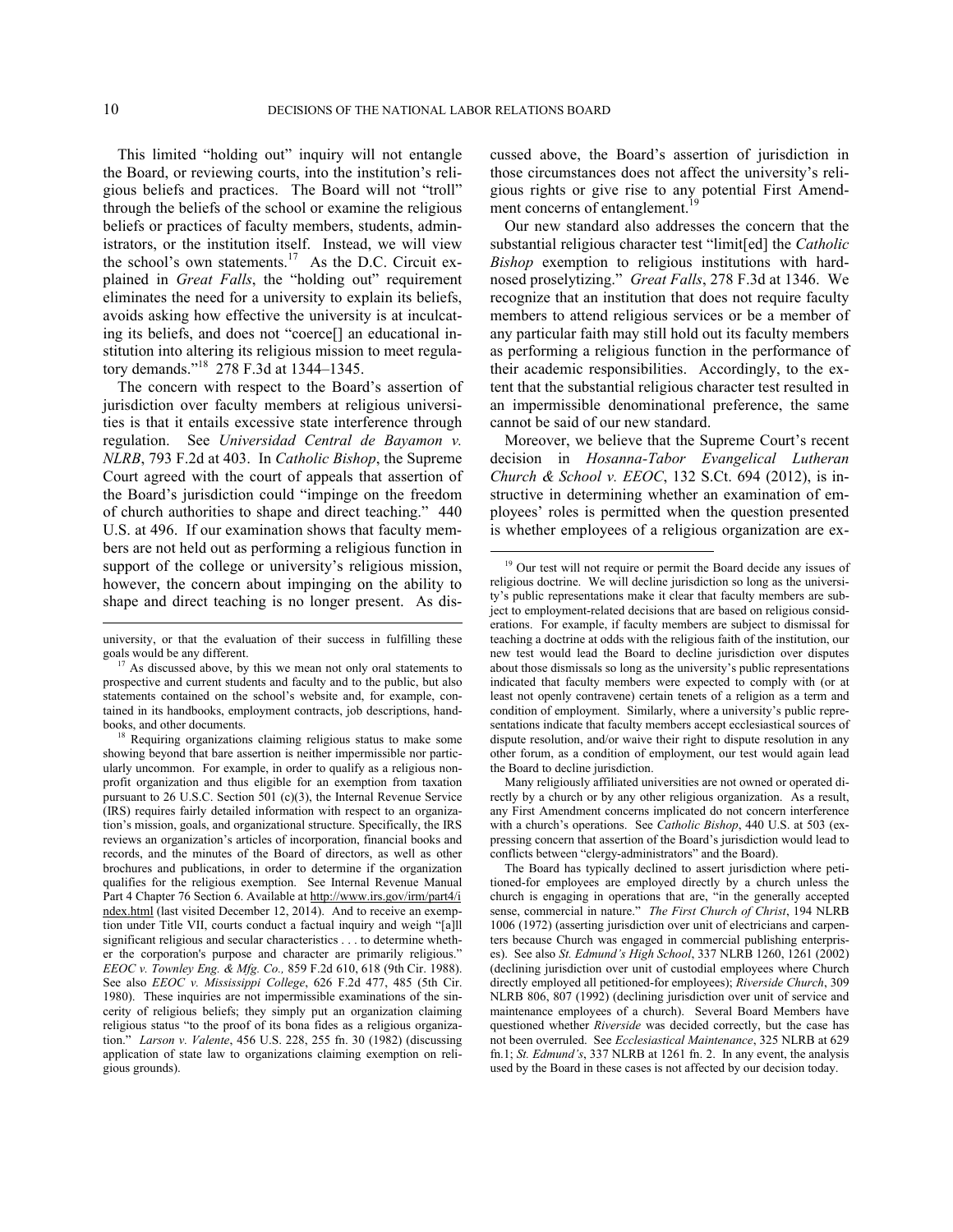This limited "holding out" inquiry will not entangle the Board, or reviewing courts, into the institution's religious beliefs and practices. The Board will not "troll" through the beliefs of the school or examine the religious beliefs or practices of faculty members, students, administrators, or the institution itself. Instead, we will view the school's own statements.[17] As the D.C. Circuit explained in *Great Falls*, the "holding out" requirement eliminates the need for a university to explain its beliefs, avoids asking how effective the university is at inculcating its beliefs, and does not "coerce[] an educational institution into altering its religious mission to meet regulatory demands."[18] 278 F.3d at 1344–1345.

The concern with respect to the Board's assertion of jurisdiction over faculty members at religious universities is that it entails excessive state interference through regulation. See *Universidad Central de Bayamon v. NLRB*, 793 F.2d at 403. In *Catholic Bishop*, the Supreme Court agreed with the court of appeals that assertion of the Board's jurisdiction could "impinge on the freedom of church authorities to shape and direct teaching." 440 U.S. at 496. If our examination shows that faculty members are not held out as performing a religious function in support of the college or university's religious mission, however, the concern about impinging on the ability to shape and direct teaching is no longer present. As discussed above, the Board's assertion of jurisdiction in those circumstances does not affect the university's religious rights or give rise to any potential First Amendment concerns of entanglement.[19]

Our new standard also addresses the concern that the substantial religious character test "limit[ed] the *Catholic Bishop* exemption to religious institutions with hard-nosed proselytizing." *Great Falls*, 278 F.3d at 1346. We recognize that an institution that does not require faculty members to attend religious services or be a member of any particular faith may still hold out its faculty members as performing a religious function in the performance of their academic responsibilities. Accordingly, to the extent that the substantial religious character test resulted in an impermissible denominational preference, the same cannot be said of our new standard.

Moreover, we believe that the Supreme Court's recent decision in *Hosanna-Tabor Evangelical Lutheran Church & School v. EEOC*, 132 S.Ct. 694 (2012), is instructive in determining whether an examination of employees' roles is permitted when the question presented is whether employees of a religious organization are ex-

---

university, or that the evaluation of their success in fulfilling these goals would be any different.

[17] As discussed above, by this we mean not only oral statements to prospective and current students and faculty and to the public, but also statements contained on the school's website and, for example, contained in its handbooks, employment contracts, job descriptions, handbooks, and other documents.

[18] Requiring organizations claiming religious status to make some showing beyond that bare assertion is neither impermissible nor particularly uncommon. For example, in order to qualify as a religious nonprofit organization and thus eligible for an exemption from taxation pursuant to 26 U.S.C. Section 501 (c)(3), the Internal Revenue Service (IRS) requires fairly detailed information with respect to an organization's mission, goals, and organizational structure. Specifically, the IRS reviews an organization's articles of incorporation, financial books and records, and the minutes of the Board of directors, as well as other brochures and publications, in order to determine if the organization qualifies for the religious exemption. See Internal Revenue Manual Part 4 Chapter 76 Section 6. Available at http://www.irs.gov/irm/part4/index.html (last visited December 12, 2014). And to receive an exemption under Title VII, courts conduct a factual inquiry and weigh "[a]ll significant religious and secular characteristics . . . to determine whether the corporation's purpose and character are primarily religious." *EEOC v. Townley Eng. & Mfg. Co.,* 859 F.2d 610, 618 (9th Cir. 1988). See also *EEOC v. Mississippi College*, 626 F.2d 477, 485 (5th Cir. 1980). These inquiries are not impermissible examinations of the sincerity of religious beliefs; they simply put an organization claiming religious status "to the proof of its bona fides as a religious organization." *Larson v. Valente*, 456 U.S. 228, 255 fn. 30 (1982) (discussing application of state law to organizations claiming exemption on religious grounds).

[19] Our test will not require or permit the Board decide any issues of religious doctrine. We will decline jurisdiction so long as the university's public representations make it clear that faculty members are subject to employment-related decisions that are based on religious considerations. For example, if faculty members are subject to dismissal for teaching a doctrine at odds with the religious faith of the institution, our new test would lead the Board to decline jurisdiction over disputes about those dismissals so long as the university's public representations indicated that faculty members were expected to comply with (or at least not openly contravene) certain tenets of a religion as a term and condition of employment. Similarly, where a university's public representations indicate that faculty members accept ecclesiastical sources of dispute resolution, and/or waive their right to dispute resolution in any other forum, as a condition of employment, our test would again lead the Board to decline jurisdiction.

Many religiously affiliated universities are not owned or operated directly by a church or by any other religious organization. As a result, any First Amendment concerns implicated do not concern interference with a church's operations. See *Catholic Bishop*, 440 U.S. at 503 (expressing concern that assertion of the Board's jurisdiction would lead to conflicts between "clergy-administrators" and the Board).

The Board has typically declined to assert jurisdiction where petitioned-for employees are employed directly by a church unless the church is engaging in operations that are, "in the generally accepted sense, commercial in nature." *The First Church of Christ*, 194 NLRB 1006 (1972) (asserting jurisdiction over unit of electricians and carpenters because Church was engaged in commercial publishing enterprises). See also *St. Edmund's High School*, 337 NLRB 1260, 1261 (2002) (declining jurisdiction over unit of custodial employees where Church directly employed all petitioned-for employees); *Riverside Church*, 309 NLRB 806, 807 (1992) (declining jurisdiction over unit of service and maintenance employees of a church). Several Board Members have questioned whether *Riverside* was decided correctly, but the case has not been overruled. See *Ecclesiastical Maintenance*, 325 NLRB at 629 fn.1; *St. Edmund's*, 337 NLRB at 1261 fn. 2. In any event, the analysis used by the Board in these cases is not affected by our decision today.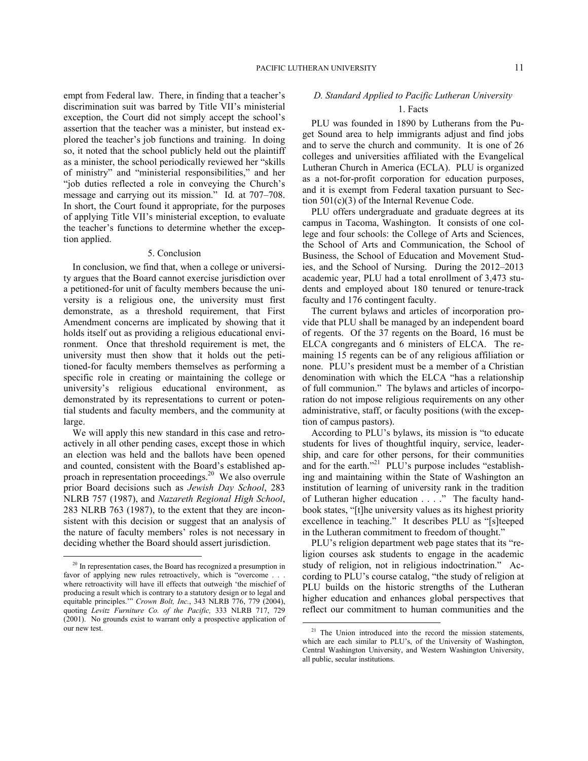empt from Federal law. There, in finding that a teacher's discrimination suit was barred by Title VII's ministerial exception, the Court did not simply accept the school's assertion that the teacher was a minister, but instead explored the teacher's job functions and training. In doing so, it noted that the school publicly held out the plaintiff as a minister, the school periodically reviewed her "skills of ministry" and "ministerial responsibilities," and her "job duties reflected a role in conveying the Church's message and carrying out its mission." Id. at 707–708. In short, the Court found it appropriate, for the purposes of applying Title VII's ministerial exception, to evaluate the teacher's functions to determine whether the exception applied.

#### 5. Conclusion

In conclusion, we find that, when a college or university argues that the Board cannot exercise jurisdiction over a petitioned-for unit of faculty members because the university is a religious one, the university must first demonstrate, as a threshold requirement, that First Amendment concerns are implicated by showing that it holds itself out as providing a religious educational environment. Once that threshold requirement is met, the university must then show that it holds out the petitioned-for faculty members themselves as performing a specific role in creating or maintaining the college or university's religious educational environment, as demonstrated by its representations to current or potential students and faculty members, and the community at large.

We will apply this new standard in this case and retroactively in all other pending cases, except those in which an election was held and the ballots have been opened and counted, consistent with the Board's established approach in representation proceedings.[20] We also overrule prior Board decisions such as *Jewish Day School*, 283 NLRB 757 (1987), and *Nazareth Regional High School*, 283 NLRB 763 (1987), to the extent that they are inconsistent with this decision or suggest that an analysis of the nature of faculty members' roles is not necessary in deciding whether the Board should assert jurisdiction.

### *D. Standard Applied to Pacific Lutheran University*

#### 1. Facts

PLU was founded in 1890 by Lutherans from the Puget Sound area to help immigrants adjust and find jobs and to serve the church and community. It is one of 26 colleges and universities affiliated with the Evangelical Lutheran Church in America (ECLA). PLU is organized as a not-for-profit corporation for education purposes, and it is exempt from Federal taxation pursuant to Section 501(c)(3) of the Internal Revenue Code.

PLU offers undergraduate and graduate degrees at its campus in Tacoma, Washington. It consists of one college and four schools: the College of Arts and Sciences, the School of Arts and Communication, the School of Business, the School of Education and Movement Studies, and the School of Nursing. During the 2012–2013 academic year, PLU had a total enrollment of 3,473 students and employed about 180 tenured or tenure-track faculty and 176 contingent faculty.

The current bylaws and articles of incorporation provide that PLU shall be managed by an independent board of regents. Of the 37 regents on the Board, 16 must be ELCA congregants and 6 ministers of ELCA. The remaining 15 regents can be of any religious affiliation or none. PLU's president must be a member of a Christian denomination with which the ELCA "has a relationship of full communion." The bylaws and articles of incorporation do not impose religious requirements on any other administrative, staff, or faculty positions (with the exception of campus pastors).

According to PLU's bylaws, its mission is "to educate students for lives of thoughtful inquiry, service, leadership, and care for other persons, for their communities and for the earth."[21] PLU's purpose includes "establishing and maintaining within the State of Washington an institution of learning of university rank in the tradition of Lutheran higher education . . . ." The faculty handbook states, "[t]he university values as its highest priority excellence in teaching." It describes PLU as "[s]teeped in the Lutheran commitment to freedom of thought."

PLU's religion department web page states that its "religion courses ask students to engage in the academic study of religion, not in religious indoctrination." According to PLU's course catalog, "the study of religion at PLU builds on the historic strengths of the Lutheran higher education and enhances global perspectives that reflect our commitment to human communities and the

---

[20] In representation cases, the Board has recognized a presumption in favor of applying new rules retroactively, which is "overcome . . . where retroactivity will have ill effects that outweigh 'the mischief of producing a result which is contrary to a statutory design or to legal and equitable principles.'" *Crown Bolt, Inc.*, 343 NLRB 776, 779 (2004), quoting *Levitz Furniture Co. of the Pacific,* 333 NLRB 717, 729 (2001). No grounds exist to warrant only a prospective application of our new test.

[21] The Union introduced into the record the mission statements, which are each similar to PLU's, of the University of Washington, Central Washington University, and Western Washington University, all public, secular institutions.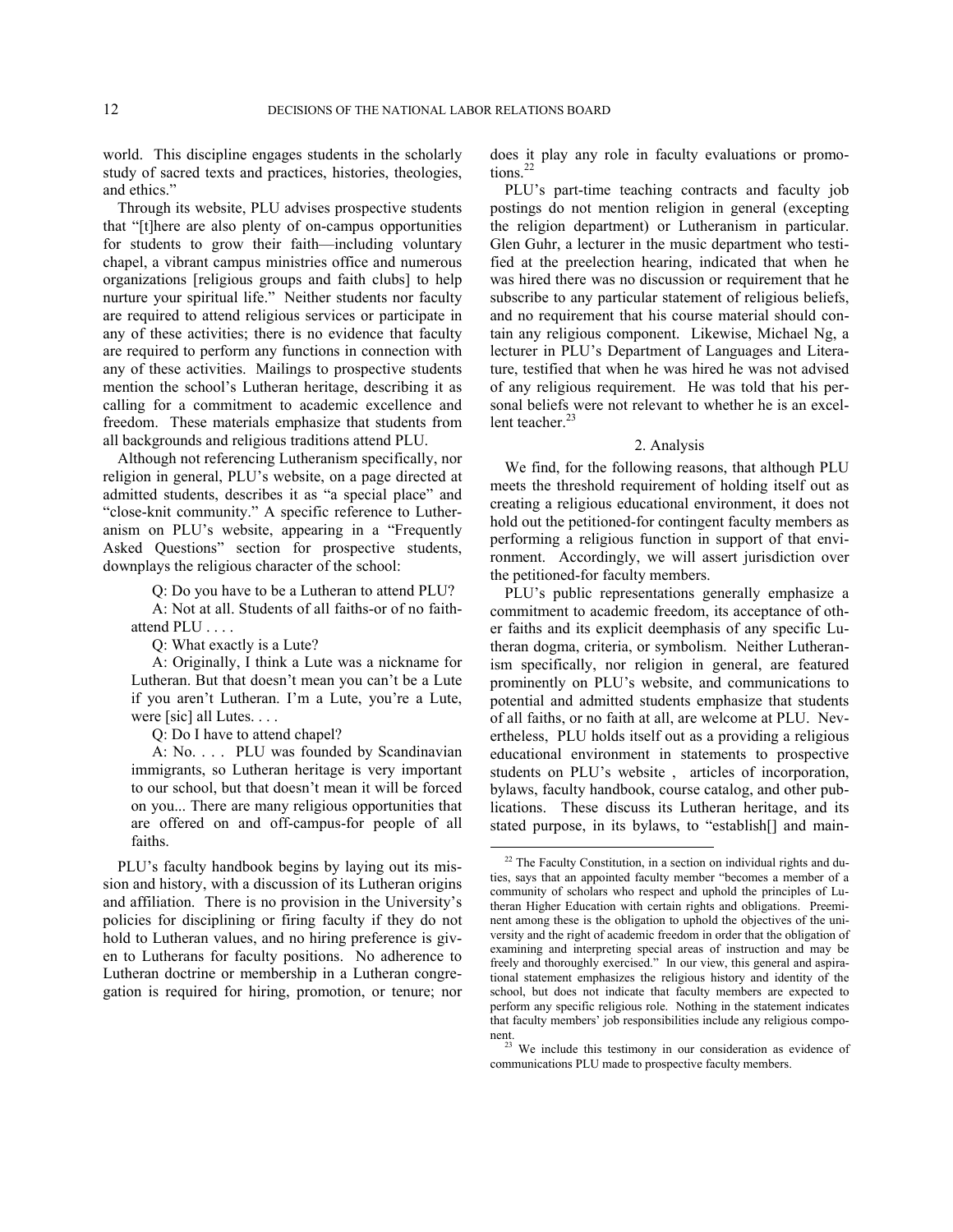world. This discipline engages students in the scholarly study of sacred texts and practices, histories, theologies, and ethics."

Through its website, PLU advises prospective students that "[t]here are also plenty of on-campus opportunities for students to grow their faith—including voluntary chapel, a vibrant campus ministries office and numerous organizations [religious groups and faith clubs] to help nurture your spiritual life." Neither students nor faculty are required to attend religious services or participate in any of these activities; there is no evidence that faculty are required to perform any functions in connection with any of these activities. Mailings to prospective students mention the school's Lutheran heritage, describing it as calling for a commitment to academic excellence and freedom. These materials emphasize that students from all backgrounds and religious traditions attend PLU.

Although not referencing Lutheranism specifically, nor religion in general, PLU's website, on a page directed at admitted students, describes it as "a special place" and "close-knit community." A specific reference to Lutheranism on PLU's website, appearing in a "Frequently Asked Questions" section for prospective students, downplays the religious character of the school:

> Q: Do you have to be a Lutheran to attend PLU?
>
> A: Not at all. Students of all faiths-or of no faith-attend PLU . . . .
>
> Q: What exactly is a Lute?
>
> A: Originally, I think a Lute was a nickname for Lutheran. But that doesn't mean you can't be a Lute if you aren't Lutheran. I'm a Lute, you're a Lute, were [sic] all Lutes. . . .
>
> Q: Do I have to attend chapel?
>
> A: No. . . . PLU was founded by Scandinavian immigrants, so Lutheran heritage is very important to our school, but that doesn't mean it will be forced on you... There are many religious opportunities that are offered on and off-campus-for people of all faiths.

PLU's faculty handbook begins by laying out its mission and history, with a discussion of its Lutheran origins and affiliation. There is no provision in the University's policies for disciplining or firing faculty if they do not hold to Lutheran values, and no hiring preference is given to Lutherans for faculty positions. No adherence to Lutheran doctrine or membership in a Lutheran congregation is required for hiring, promotion, or tenure; nor does it play any role in faculty evaluations or promotions.[22]

PLU's part-time teaching contracts and faculty job postings do not mention religion in general (excepting the religion department) or Lutheranism in particular. Glen Guhr, a lecturer in the music department who testified at the preelection hearing, indicated that when he was hired there was no discussion or requirement that he subscribe to any particular statement of religious beliefs, and no requirement that his course material should contain any religious component. Likewise, Michael Ng, a lecturer in PLU's Department of Languages and Literature, testified that when he was hired he was not advised of any religious requirement. He was told that his personal beliefs were not relevant to whether he is an excellent teacher.[23]

### 2. Analysis

We find, for the following reasons, that although PLU meets the threshold requirement of holding itself out as creating a religious educational environment, it does not hold out the petitioned-for contingent faculty members as performing a religious function in support of that environment. Accordingly, we will assert jurisdiction over the petitioned-for faculty members.

PLU's public representations generally emphasize a commitment to academic freedom, its acceptance of other faiths and its explicit deemphasis of any specific Lutheran dogma, criteria, or symbolism. Neither Lutheranism specifically, nor religion in general, are featured prominently on PLU's website, and communications to potential and admitted students emphasize that students of all faiths, or no faith at all, are welcome at PLU. Nevertheless, PLU holds itself out as a providing a religious educational environment in statements to prospective students on PLU's website , articles of incorporation, bylaws, faculty handbook, course catalog, and other publications. These discuss its Lutheran heritage, and its stated purpose, in its bylaws, to "establish[] and main-

---

[22] The Faculty Constitution, in a section on individual rights and duties, says that an appointed faculty member "becomes a member of a community of scholars who respect and uphold the principles of Lutheran Higher Education with certain rights and obligations. Preeminent among these is the obligation to uphold the objectives of the university and the right of academic freedom in order that the obligation of examining and interpreting special areas of instruction and may be freely and thoroughly exercised." In our view, this general and aspirational statement emphasizes the religious history and identity of the school, but does not indicate that faculty members are expected to perform any specific religious role. Nothing in the statement indicates that faculty members' job responsibilities include any religious component.

[23] We include this testimony in our consideration as evidence of communications PLU made to prospective faculty members.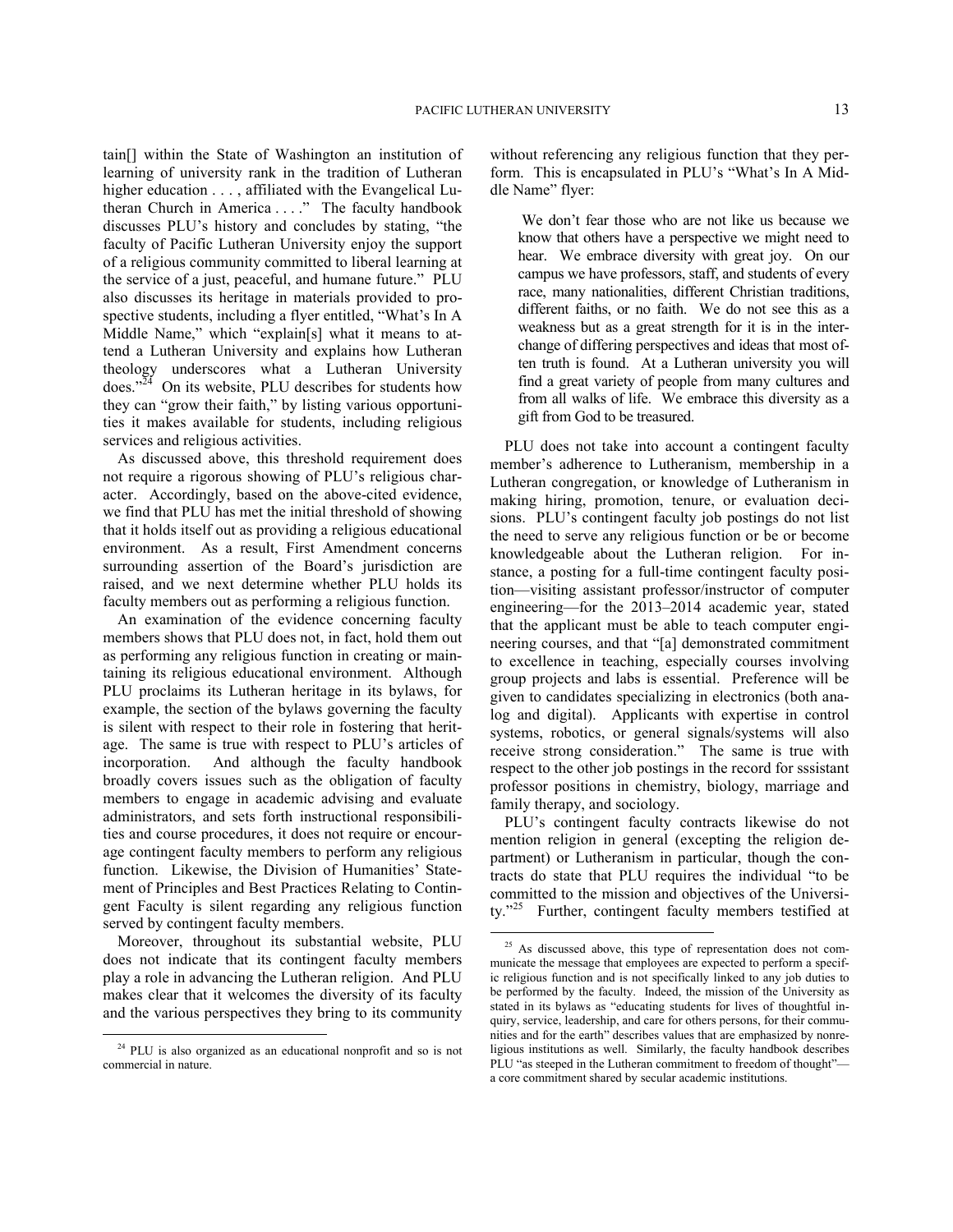tain[] within the State of Washington an institution of learning of university rank in the tradition of Lutheran higher education . . . , affiliated with the Evangelical Lutheran Church in America . . . ." The faculty handbook discusses PLU's history and concludes by stating, "the faculty of Pacific Lutheran University enjoy the support of a religious community committed to liberal learning at the service of a just, peaceful, and humane future." PLU also discusses its heritage in materials provided to prospective students, including a flyer entitled, "What's In A Middle Name," which "explain[s] what it means to attend a Lutheran University and explains how Lutheran theology underscores what a Lutheran University does."[24] On its website, PLU describes for students how they can "grow their faith," by listing various opportunities it makes available for students, including religious services and religious activities.

As discussed above, this threshold requirement does not require a rigorous showing of PLU's religious character. Accordingly, based on the above-cited evidence, we find that PLU has met the initial threshold of showing that it holds itself out as providing a religious educational environment. As a result, First Amendment concerns surrounding assertion of the Board's jurisdiction are raised, and we next determine whether PLU holds its faculty members out as performing a religious function.

An examination of the evidence concerning faculty members shows that PLU does not, in fact, hold them out as performing any religious function in creating or maintaining its religious educational environment. Although PLU proclaims its Lutheran heritage in its bylaws, for example, the section of the bylaws governing the faculty is silent with respect to their role in fostering that heritage. The same is true with respect to PLU's articles of incorporation. And although the faculty handbook broadly covers issues such as the obligation of faculty members to engage in academic advising and evaluate administrators, and sets forth instructional responsibilities and course procedures, it does not require or encourage contingent faculty members to perform any religious function. Likewise, the Division of Humanities' Statement of Principles and Best Practices Relating to Contingent Faculty is silent regarding any religious function served by contingent faculty members.

Moreover, throughout its substantial website, PLU does not indicate that its contingent faculty members play a role in advancing the Lutheran religion. And PLU makes clear that it welcomes the diversity of its faculty and the various perspectives they bring to its community without referencing any religious function that they perform. This is encapsulated in PLU's "What's In A Middle Name" flyer:

> We don't fear those who are not like us because we know that others have a perspective we might need to hear. We embrace diversity with great joy. On our campus we have professors, staff, and students of every race, many nationalities, different Christian traditions, different faiths, or no faith. We do not see this as a weakness but as a great strength for it is in the interchange of differing perspectives and ideas that most often truth is found. At a Lutheran university you will find a great variety of people from many cultures and from all walks of life. We embrace this diversity as a gift from God to be treasured.

PLU does not take into account a contingent faculty member's adherence to Lutheranism, membership in a Lutheran congregation, or knowledge of Lutheranism in making hiring, promotion, tenure, or evaluation decisions. PLU's contingent faculty job postings do not list the need to serve any religious function or be or become knowledgeable about the Lutheran religion. For instance, a posting for a full-time contingent faculty position—visiting assistant professor/instructor of computer engineering—for the 2013–2014 academic year, stated that the applicant must be able to teach computer engineering courses, and that "[a] demonstrated commitment to excellence in teaching, especially courses involving group projects and labs is essential. Preference will be given to candidates specializing in electronics (both analog and digital). Applicants with expertise in control systems, robotics, or general signals/systems will also receive strong consideration." The same is true with respect to the other job postings in the record for sssistant professor positions in chemistry, biology, marriage and family therapy, and sociology.

PLU's contingent faculty contracts likewise do not mention religion in general (excepting the religion department) or Lutheranism in particular, though the contracts do state that PLU requires the individual "to be committed to the mission and objectives of the University."[25] Further, contingent faculty members testified at

---

[24] PLU is also organized as an educational nonprofit and so is not commercial in nature.

[25] As discussed above, this type of representation does not communicate the message that employees are expected to perform a specific religious function and is not specifically linked to any job duties to be performed by the faculty. Indeed, the mission of the University as stated in its bylaws as "educating students for lives of thoughtful inquiry, service, leadership, and care for others persons, for their communities and for the earth" describes values that are emphasized by nonreligious institutions as well. Similarly, the faculty handbook describes PLU "as steeped in the Lutheran commitment to freedom of thought"—a core commitment shared by secular academic institutions.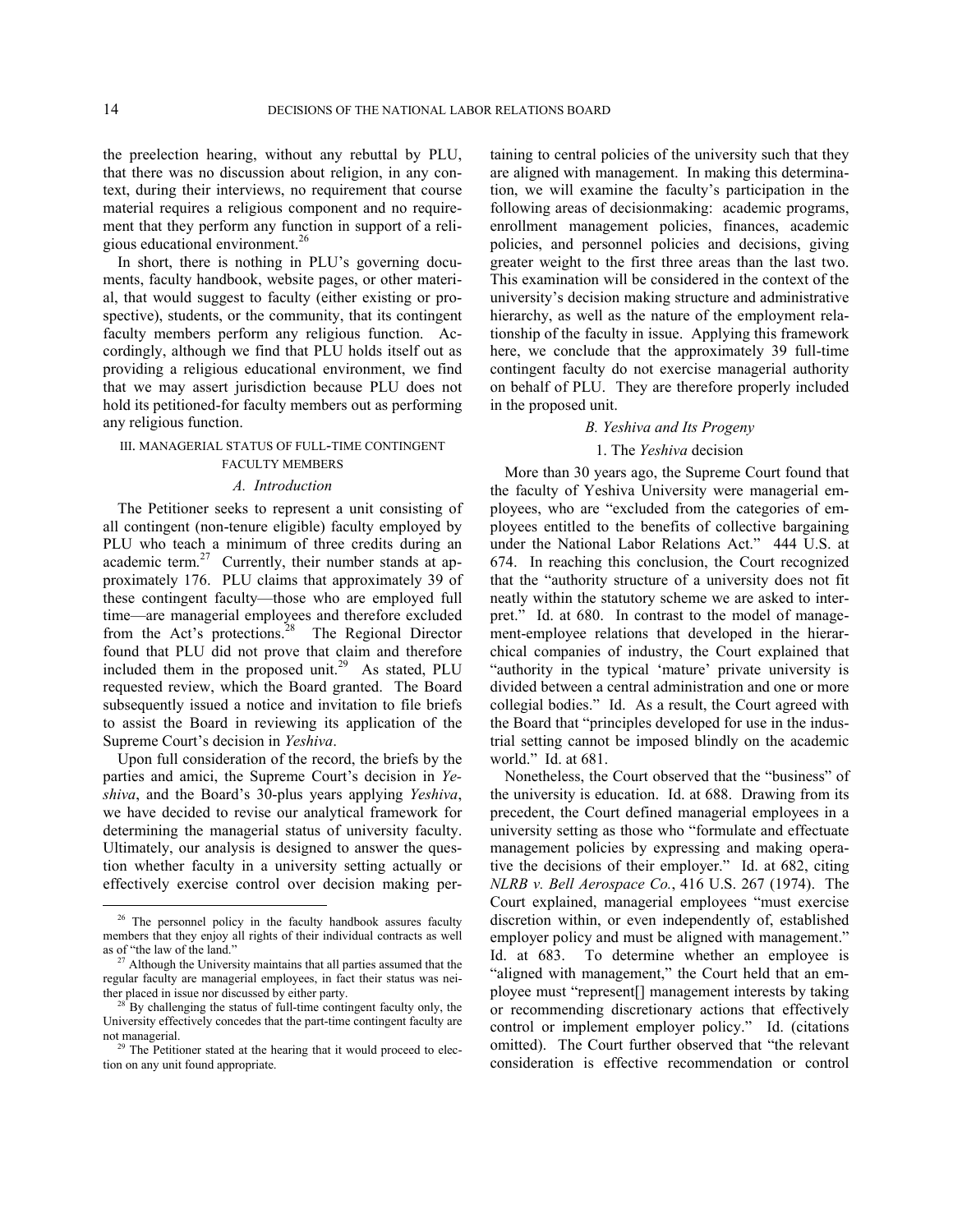the preelection hearing, without any rebuttal by PLU, that there was no discussion about religion, in any context, during their interviews, no requirement that course material requires a religious component and no requirement that they perform any function in support of a religious educational environment.[26]

In short, there is nothing in PLU's governing documents, faculty handbook, website pages, or other material, that would suggest to faculty (either existing or prospective), students, or the community, that its contingent faculty members perform any religious function. Accordingly, although we find that PLU holds itself out as providing a religious educational environment, we find that we may assert jurisdiction because PLU does not hold its petitioned-for faculty members out as performing any religious function.

## III. MANAGERIAL STATUS OF FULL-TIME CONTINGENT FACULTY MEMBERS

### *A. Introduction*

The Petitioner seeks to represent a unit consisting of all contingent (non-tenure eligible) faculty employed by PLU who teach a minimum of three credits during an academic term.[27] Currently, their number stands at approximately 176. PLU claims that approximately 39 of these contingent faculty—those who are employed full time—are managerial employees and therefore excluded from the Act's protections.[28] The Regional Director found that PLU did not prove that claim and therefore included them in the proposed unit.[29] As stated, PLU requested review, which the Board granted. The Board subsequently issued a notice and invitation to file briefs to assist the Board in reviewing its application of the Supreme Court's decision in *Yeshiva*.

Upon full consideration of the record, the briefs by the parties and amici, the Supreme Court's decision in *Yeshiva*, and the Board's 30-plus years applying *Yeshiva*, we have decided to revise our analytical framework for determining the managerial status of university faculty. Ultimately, our analysis is designed to answer the question whether faculty in a university setting actually or effectively exercise control over decision making pertaining to central policies of the university such that they are aligned with management. In making this determination, we will examine the faculty's participation in the following areas of decisionmaking: academic programs, enrollment management policies, finances, academic policies, and personnel policies and decisions, giving greater weight to the first three areas than the last two. This examination will be considered in the context of the university's decision making structure and administrative hierarchy, as well as the nature of the employment relationship of the faculty in issue. Applying this framework here, we conclude that the approximately 39 full-time contingent faculty do not exercise managerial authority on behalf of PLU. They are therefore properly included in the proposed unit.

### *B. Yeshiva and Its Progeny*

#### 1. The *Yeshiva* decision

More than 30 years ago, the Supreme Court found that the faculty of Yeshiva University were managerial employees, who are "excluded from the categories of employees entitled to the benefits of collective bargaining under the National Labor Relations Act." 444 U.S. at 674. In reaching this conclusion, the Court recognized that the "authority structure of a university does not fit neatly within the statutory scheme we are asked to interpret." Id. at 680. In contrast to the model of management-employee relations that developed in the hierarchical companies of industry, the Court explained that "authority in the typical 'mature' private university is divided between a central administration and one or more collegial bodies." Id. As a result, the Court agreed with the Board that "principles developed for use in the industrial setting cannot be imposed blindly on the academic world." Id. at 681.

Nonetheless, the Court observed that the "business" of the university is education. Id. at 688. Drawing from its precedent, the Court defined managerial employees in a university setting as those who "formulate and effectuate management policies by expressing and making operative the decisions of their employer." Id. at 682, citing *NLRB v. Bell Aerospace Co.*, 416 U.S. 267 (1974). The Court explained, managerial employees "must exercise discretion within, or even independently of, established employer policy and must be aligned with management." Id. at 683. To determine whether an employee is "aligned with management," the Court held that an employee must "represent[] management interests by taking or recommending discretionary actions that effectively control or implement employer policy." Id. (citations omitted). The Court further observed that "the relevant consideration is effective recommendation or control

---

[26] The personnel policy in the faculty handbook assures faculty members that they enjoy all rights of their individual contracts as well as of "the law of the land."

[27] Although the University maintains that all parties assumed that the regular faculty are managerial employees, in fact their status was neither placed in issue nor discussed by either party.

[28] By challenging the status of full-time contingent faculty only, the University effectively concedes that the part-time contingent faculty are not managerial.

[29] The Petitioner stated at the hearing that it would proceed to election on any unit found appropriate.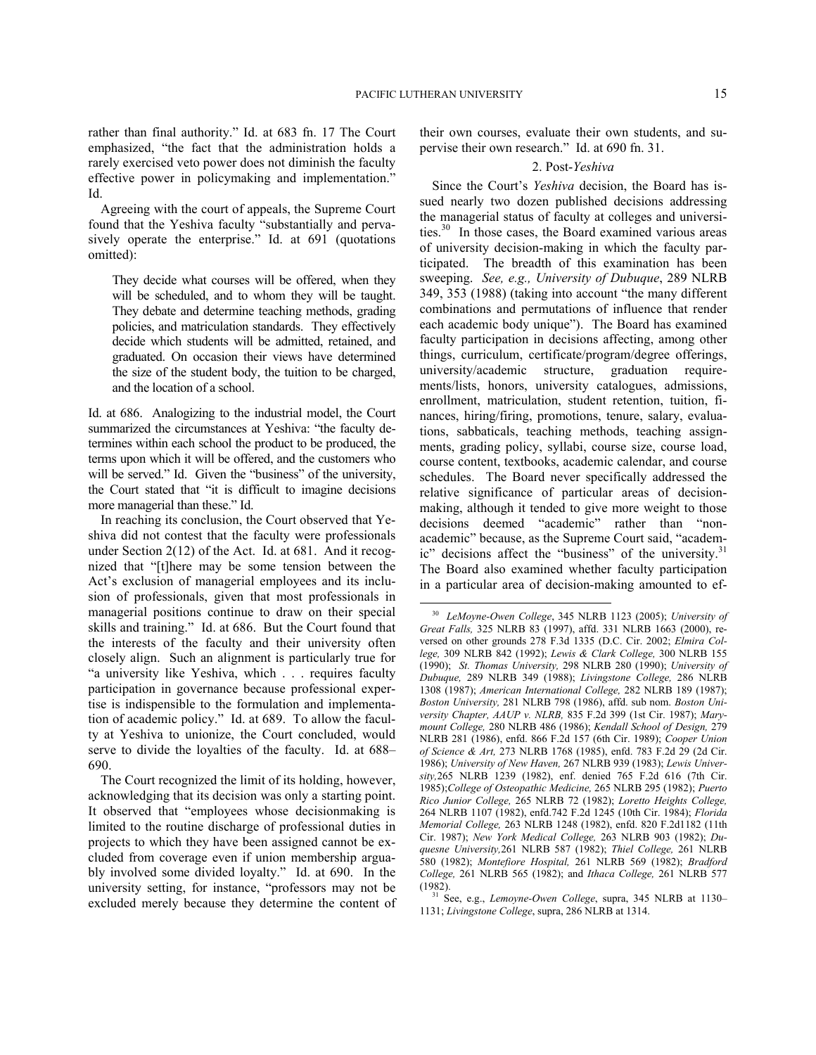rather than final authority." Id. at 683 fn. 17 The Court emphasized, "the fact that the administration holds a rarely exercised veto power does not diminish the faculty effective power in policymaking and implementation." Id.

Agreeing with the court of appeals, the Supreme Court found that the Yeshiva faculty "substantially and pervasively operate the enterprise." Id. at 691 (quotations omitted):

> They decide what courses will be offered, when they will be scheduled, and to whom they will be taught. They debate and determine teaching methods, grading policies, and matriculation standards. They effectively decide which students will be admitted, retained, and graduated. On occasion their views have determined the size of the student body, the tuition to be charged, and the location of a school.

Id. at 686. Analogizing to the industrial model, the Court summarized the circumstances at Yeshiva: "the faculty determines within each school the product to be produced, the terms upon which it will be offered, and the customers who will be served." Id. Given the "business" of the university, the Court stated that "it is difficult to imagine decisions more managerial than these." Id.

In reaching its conclusion, the Court observed that Yeshiva did not contest that the faculty were professionals under Section 2(12) of the Act. Id. at 681. And it recognized that "[t]here may be some tension between the Act's exclusion of managerial employees and its inclusion of professionals, given that most professionals in managerial positions continue to draw on their special skills and training." Id. at 686. But the Court found that the interests of the faculty and their university often closely align. Such an alignment is particularly true for "a university like Yeshiva, which . . . requires faculty participation in governance because professional expertise is indispensible to the formulation and implementation of academic policy." Id. at 689. To allow the faculty at Yeshiva to unionize, the Court concluded, would serve to divide the loyalties of the faculty. Id. at 688–690.

The Court recognized the limit of its holding, however, acknowledging that its decision was only a starting point. It observed that "employees whose decisionmaking is limited to the routine discharge of professional duties in projects to which they have been assigned cannot be excluded from coverage even if union membership arguably involved some divided loyalty." Id. at 690. In the university setting, for instance, "professors may not be excluded merely because they determine the content of their own courses, evaluate their own students, and supervise their own research." Id. at 690 fn. 31.

### 2. Post-*Yeshiva*

Since the Court's *Yeshiva* decision, the Board has issued nearly two dozen published decisions addressing the managerial status of faculty at colleges and universities.[30] In those cases, the Board examined various areas of university decision-making in which the faculty participated. The breadth of this examination has been sweeping. *See, e.g., University of Dubuque*, 289 NLRB 349, 353 (1988) (taking into account "the many different combinations and permutations of influence that render each academic body unique"). The Board has examined faculty participation in decisions affecting, among other things, curriculum, certificate/program/degree offerings, university/academic structure, graduation requirements/lists, honors, university catalogues, admissions, enrollment, matriculation, student retention, tuition, finances, hiring/firing, promotions, tenure, salary, evaluations, sabbaticals, teaching methods, teaching assignments, grading policy, syllabi, course size, course load, course content, textbooks, academic calendar, and course schedules. The Board never specifically addressed the relative significance of particular areas of decision-making, although it tended to give more weight to those decisions deemed "academic" rather than "non-academic" because, as the Supreme Court said, "academic" decisions affect the "business" of the university.[31] The Board also examined whether faculty participation in a particular area of decision-making amounted to ef-

---

[30] *LeMoyne-Owen College*, 345 NLRB 1123 (2005); *University of Great Falls,* 325 NLRB 83 (1997), affd. 331 NLRB 1663 (2000), reversed on other grounds 278 F.3d 1335 (D.C. Cir. 2002; *Elmira College,* 309 NLRB 842 (1992); *Lewis & Clark College,* 300 NLRB 155 (1990); *St. Thomas University,* 298 NLRB 280 (1990); *University of Dubuque,* 289 NLRB 349 (1988); *Livingstone College,* 286 NLRB 1308 (1987); *American International College,* 282 NLRB 189 (1987); *Boston University,* 281 NLRB 798 (1986), affd. sub nom. *Boston University Chapter, AAUP v. NLRB,* 835 F.2d 399 (1st Cir. 1987); *Marymount College,* 280 NLRB 486 (1986); *Kendall School of Design,* 279 NLRB 281 (1986), enfd. 866 F.2d 157 (6th Cir. 1989); *Cooper Union of Science & Art,* 273 NLRB 1768 (1985), enfd. 783 F.2d 29 (2d Cir. 1986); *University of New Haven,* 267 NLRB 939 (1983); *Lewis University,*265 NLRB 1239 (1982), enf. denied 765 F.2d 616 (7th Cir. 1985);*College of Osteopathic Medicine,* 265 NLRB 295 (1982); *Puerto Rico Junior College,* 265 NLRB 72 (1982); *Loretto Heights College,* 264 NLRB 1107 (1982), enfd.742 F.2d 1245 (10th Cir. 1984); *Florida Memorial College,* 263 NLRB 1248 (1982), enfd. 820 F.2d1182 (11th Cir. 1987); *New York Medical College,* 263 NLRB 903 (1982); *Duquesne University,*261 NLRB 587 (1982); *Thiel College,* 261 NLRB 580 (1982); *Montefiore Hospital,* 261 NLRB 569 (1982); *Bradford College,* 261 NLRB 565 (1982); and *Ithaca College,* 261 NLRB 577 (1982).

[31] See, e.g., *Lemoyne-Owen College*, supra, 345 NLRB at 1130–1131; *Livingstone College*, supra, 286 NLRB at 1314.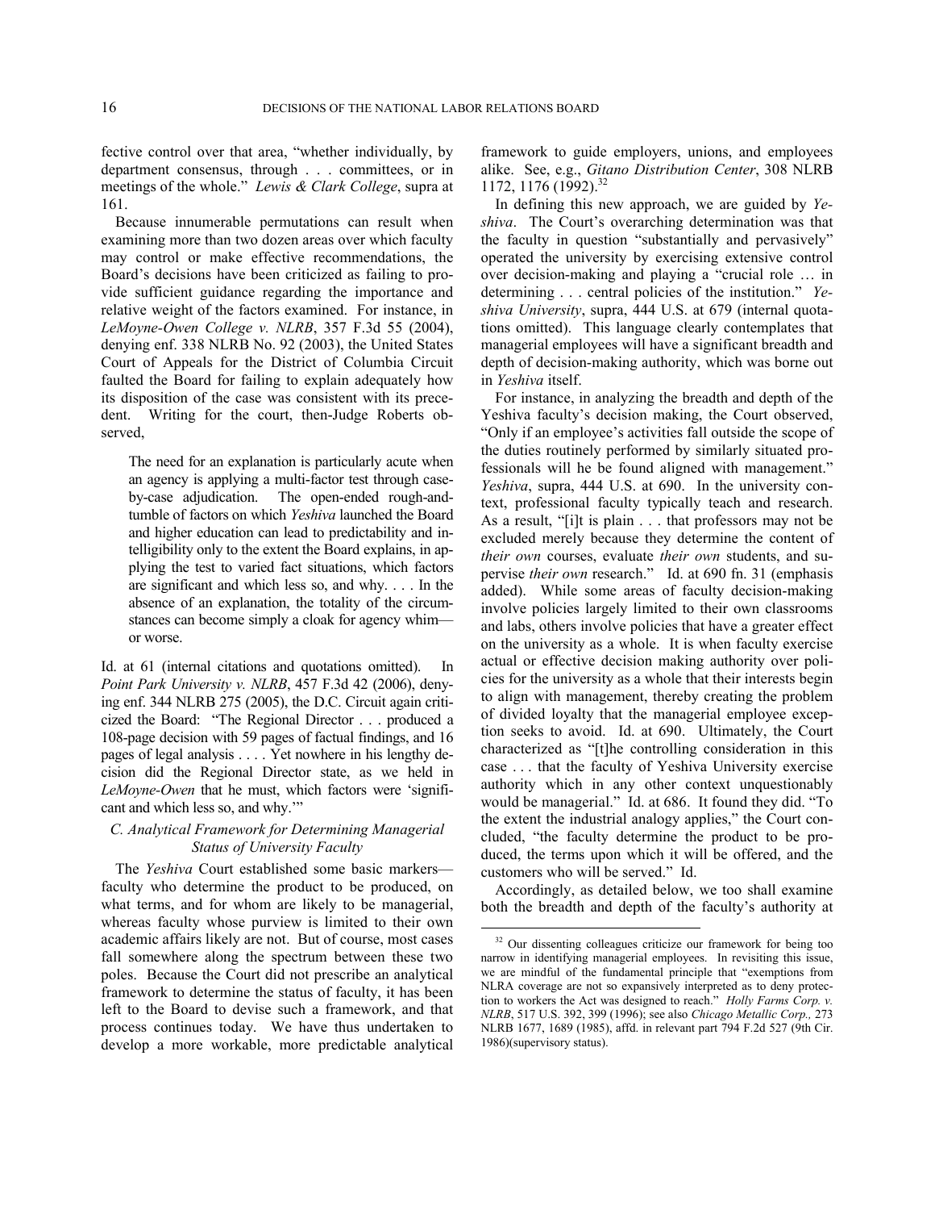fective control over that area, "whether individually, by department consensus, through . . . committees, or in meetings of the whole." *Lewis & Clark College*, supra at 161.

Because innumerable permutations can result when examining more than two dozen areas over which faculty may control or make effective recommendations, the Board's decisions have been criticized as failing to provide sufficient guidance regarding the importance and relative weight of the factors examined. For instance, in *LeMoyne-Owen College v. NLRB*, 357 F.3d 55 (2004), denying enf. 338 NLRB No. 92 (2003), the United States Court of Appeals for the District of Columbia Circuit faulted the Board for failing to explain adequately how its disposition of the case was consistent with its precedent. Writing for the court, then-Judge Roberts observed,

> The need for an explanation is particularly acute when an agency is applying a multi-factor test through case-by-case adjudication. The open-ended rough-and-tumble of factors on which *Yeshiva* launched the Board and higher education can lead to predictability and intelligibility only to the extent the Board explains, in applying the test to varied fact situations, which factors are significant and which less so, and why. . . . In the absence of an explanation, the totality of the circumstances can become simply a cloak for agency whim—or worse.

Id. at 61 (internal citations and quotations omitted). In *Point Park University v. NLRB*, 457 F.3d 42 (2006), denying enf. 344 NLRB 275 (2005), the D.C. Circuit again criticized the Board: "The Regional Director . . . produced a 108-page decision with 59 pages of factual findings, and 16 pages of legal analysis . . . . Yet nowhere in his lengthy decision did the Regional Director state, as we held in *LeMoyne-Owen* that he must, which factors were 'significant and which less so, and why.'"

### *C. Analytical Framework for Determining Managerial Status of University Faculty*

The *Yeshiva* Court established some basic markers—faculty who determine the product to be produced, on what terms, and for whom are likely to be managerial, whereas faculty whose purview is limited to their own academic affairs likely are not. But of course, most cases fall somewhere along the spectrum between these two poles. Because the Court did not prescribe an analytical framework to determine the status of faculty, it has been left to the Board to devise such a framework, and that process continues today. We have thus undertaken to develop a more workable, more predictable analytical framework to guide employers, unions, and employees alike. See, e.g., *Gitano Distribution Center*, 308 NLRB 1172, 1176 (1992).[32]

In defining this new approach, we are guided by *Yeshiva*. The Court's overarching determination was that the faculty in question "substantially and pervasively" operated the university by exercising extensive control over decision-making and playing a "crucial role … in determining . . . central policies of the institution." *Yeshiva University*, supra, 444 U.S. at 679 (internal quotations omitted). This language clearly contemplates that managerial employees will have a significant breadth and depth of decision-making authority, which was borne out in *Yeshiva* itself.

For instance, in analyzing the breadth and depth of the Yeshiva faculty's decision making, the Court observed, "Only if an employee's activities fall outside the scope of the duties routinely performed by similarly situated professionals will he be found aligned with management." *Yeshiva*, supra, 444 U.S. at 690. In the university context, professional faculty typically teach and research. As a result, "[i]t is plain . . . that professors may not be excluded merely because they determine the content of *their own* courses, evaluate *their own* students, and supervise *their own* research." Id. at 690 fn. 31 (emphasis added). While some areas of faculty decision-making involve policies largely limited to their own classrooms and labs, others involve policies that have a greater effect on the university as a whole. It is when faculty exercise actual or effective decision making authority over policies for the university as a whole that their interests begin to align with management, thereby creating the problem of divided loyalty that the managerial employee exception seeks to avoid. Id. at 690. Ultimately, the Court characterized as "[t]he controlling consideration in this case . . . that the faculty of Yeshiva University exercise authority which in any other context unquestionably would be managerial." Id. at 686. It found they did. "To the extent the industrial analogy applies," the Court concluded, "the faculty determine the product to be produced, the terms upon which it will be offered, and the customers who will be served." Id.

Accordingly, as detailed below, we too shall examine both the breadth and depth of the faculty's authority at

[32] Our dissenting colleagues criticize our framework for being too narrow in identifying managerial employees. In revisiting this issue, we are mindful of the fundamental principle that "exemptions from NLRA coverage are not so expansively interpreted as to deny protection to workers the Act was designed to reach." *Holly Farms Corp. v. NLRB*, 517 U.S. 392, 399 (1996); see also *Chicago Metallic Corp.,* 273 NLRB 1677, 1689 (1985), affd. in relevant part 794 F.2d 527 (9th Cir. 1986)(supervisory status).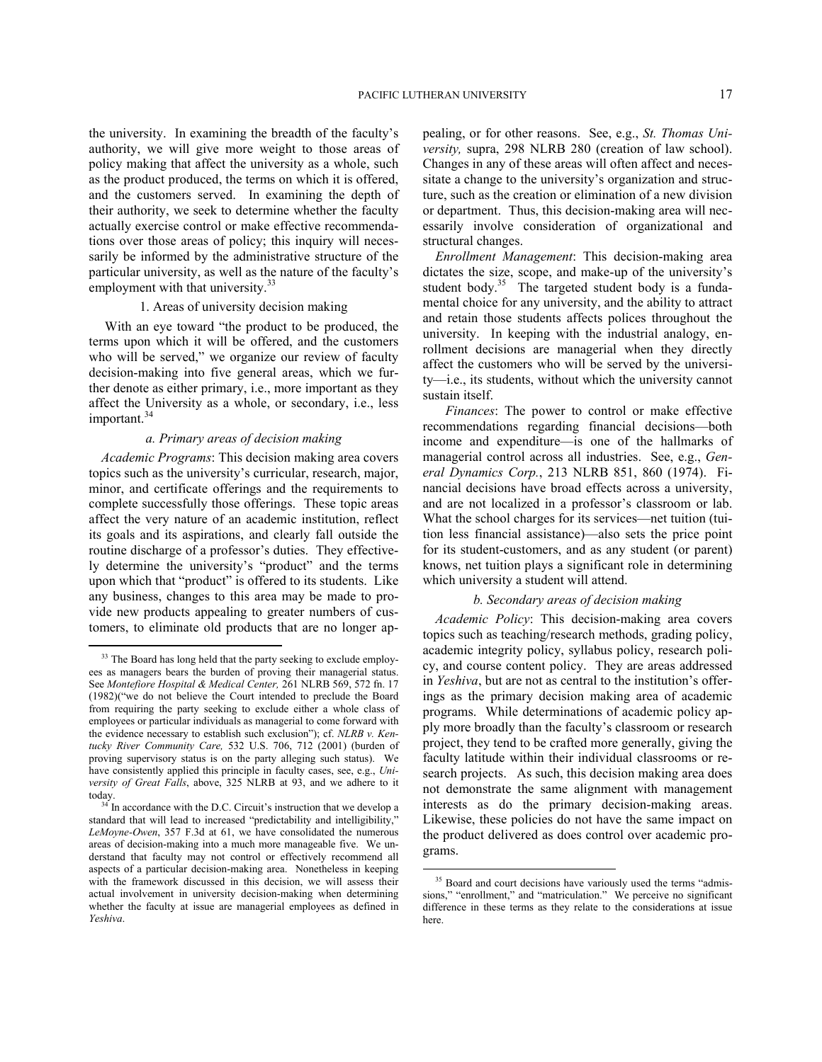the university. In examining the breadth of the faculty's authority, we will give more weight to those areas of policy making that affect the university as a whole, such as the product produced, the terms on which it is offered, and the customers served. In examining the depth of their authority, we seek to determine whether the faculty actually exercise control or make effective recommendations over those areas of policy; this inquiry will necessarily be informed by the administrative structure of the particular university, as well as the nature of the faculty's employment with that university.[33]

1. Areas of university decision making

With an eye toward "the product to be produced, the terms upon which it will be offered, and the customers who will be served," we organize our review of faculty decision-making into five general areas, which we further denote as either primary, i.e., more important as they affect the University as a whole, or secondary, i.e., less important.[34]

*a. Primary areas of decision making*

*Academic Programs*: This decision making area covers topics such as the university's curricular, research, major, minor, and certificate offerings and the requirements to complete successfully those offerings. These topic areas affect the very nature of an academic institution, reflect its goals and its aspirations, and clearly fall outside the routine discharge of a professor's duties. They effectively determine the university's "product" and the terms upon which that "product" is offered to its students. Like any business, changes to this area may be made to provide new products appealing to greater numbers of customers, to eliminate old products that are no longer appealing, or for other reasons. See, e.g., *St. Thomas University,* supra, 298 NLRB 280 (creation of law school). Changes in any of these areas will often affect and necessitate a change to the university's organization and structure, such as the creation or elimination of a new division or department. Thus, this decision-making area will necessarily involve consideration of organizational and structural changes.

*Enrollment Management*: This decision-making area dictates the size, scope, and make-up of the university's student body.[35] The targeted student body is a fundamental choice for any university, and the ability to attract and retain those students affects polices throughout the university. In keeping with the industrial analogy, enrollment decisions are managerial when they directly affect the customers who will be served by the university—i.e., its students, without which the university cannot sustain itself.

*Finances*: The power to control or make effective recommendations regarding financial decisions—both income and expenditure—is one of the hallmarks of managerial control across all industries. See, e.g., *General Dynamics Corp.*, 213 NLRB 851, 860 (1974). Financial decisions have broad effects across a university, and are not localized in a professor's classroom or lab. What the school charges for its services—net tuition (tuition less financial assistance)—also sets the price point for its student-customers, and as any student (or parent) knows, net tuition plays a significant role in determining which university a student will attend.

*b. Secondary areas of decision making*

*Academic Policy*: This decision-making area covers topics such as teaching/research methods, grading policy, academic integrity policy, syllabus policy, research policy, and course content policy. They are areas addressed in *Yeshiva*, but are not as central to the institution's offerings as the primary decision making area of academic programs. While determinations of academic policy apply more broadly than the faculty's classroom or research project, they tend to be crafted more generally, giving the faculty latitude within their individual classrooms or research projects. As such, this decision making area does not demonstrate the same alignment with management interests as do the primary decision-making areas. Likewise, these policies do not have the same impact on the product delivered as does control over academic programs.

---

[33] The Board has long held that the party seeking to exclude employees as managers bears the burden of proving their managerial status. See *Montefiore Hospital & Medical Center,* 261 NLRB 569, 572 fn. 17 (1982)("we do not believe the Court intended to preclude the Board from requiring the party seeking to exclude either a whole class of employees or particular individuals as managerial to come forward with the evidence necessary to establish such exclusion"); cf. *NLRB v. Kentucky River Community Care,* 532 U.S. 706, 712 (2001) (burden of proving supervisory status is on the party alleging such status). We have consistently applied this principle in faculty cases, see, e.g., *University of Great Falls*, above, 325 NLRB at 93, and we adhere to it today.

[34] In accordance with the D.C. Circuit's instruction that we develop a standard that will lead to increased "predictability and intelligibility," *LeMoyne-Owen*, 357 F.3d at 61, we have consolidated the numerous areas of decision-making into a much more manageable five. We understand that faculty may not control or effectively recommend all aspects of a particular decision-making area. Nonetheless in keeping with the framework discussed in this decision, we will assess their actual involvement in university decision-making when determining whether the faculty at issue are managerial employees as defined in *Yeshiva*.

[35] Board and court decisions have variously used the terms "admissions," "enrollment," and "matriculation." We perceive no significant difference in these terms as they relate to the considerations at issue here.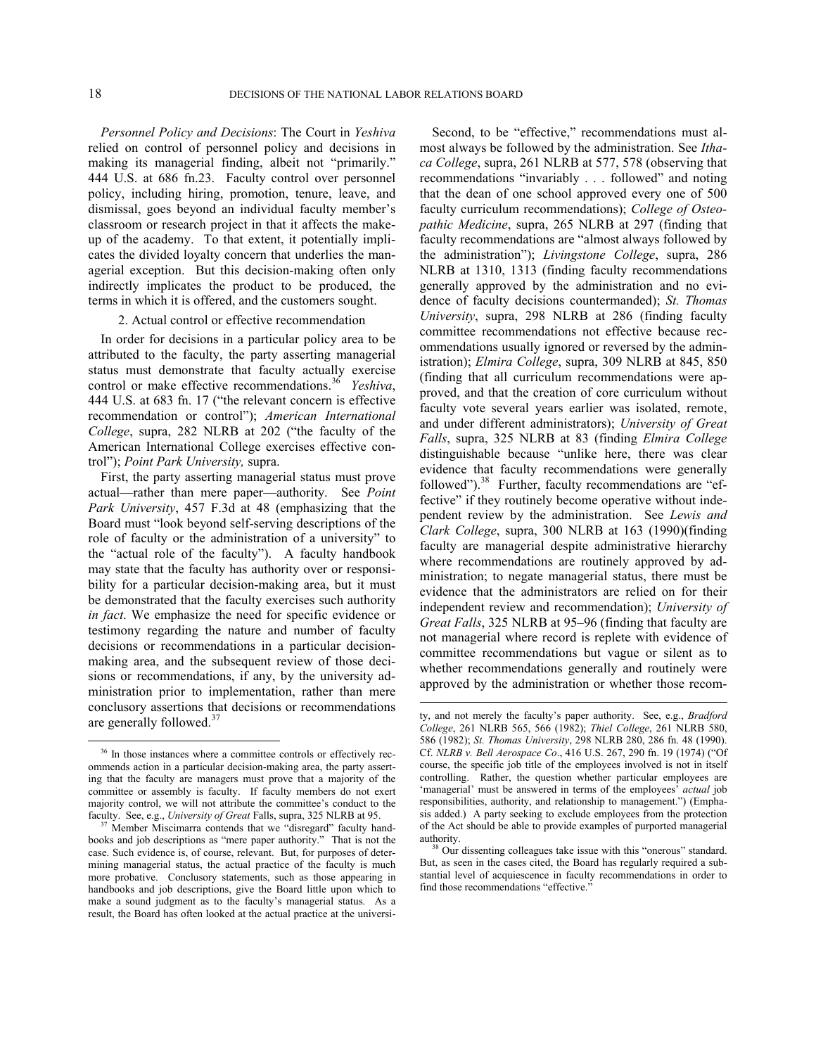*Personnel Policy and Decisions*: The Court in *Yeshiva* relied on control of personnel policy and decisions in making its managerial finding, albeit not "primarily." 444 U.S. at 686 fn.23. Faculty control over personnel policy, including hiring, promotion, tenure, leave, and dismissal, goes beyond an individual faculty member's classroom or research project in that it affects the make-up of the academy. To that extent, it potentially implicates the divided loyalty concern that underlies the managerial exception. But this decision-making often only indirectly implicates the product to be produced, the terms in which it is offered, and the customers sought.

2. Actual control or effective recommendation

In order for decisions in a particular policy area to be attributed to the faculty, the party asserting managerial status must demonstrate that faculty actually exercise control or make effective recommendations.[36] *Yeshiva*, 444 U.S. at 683 fn. 17 ("the relevant concern is effective recommendation or control"); *American International College*, supra, 282 NLRB at 202 ("the faculty of the American International College exercises effective control"); *Point Park University,* supra.

First, the party asserting managerial status must prove actual—rather than mere paper—authority. See *Point Park University*, 457 F.3d at 48 (emphasizing that the Board must "look beyond self-serving descriptions of the role of faculty or the administration of a university" to the "actual role of the faculty"). A faculty handbook may state that the faculty has authority over or responsibility for a particular decision-making area, but it must be demonstrated that the faculty exercises such authority *in fact*. We emphasize the need for specific evidence or testimony regarding the nature and number of faculty decisions or recommendations in a particular decision-making area, and the subsequent review of those decisions or recommendations, if any, by the university administration prior to implementation, rather than mere conclusory assertions that decisions or recommendations are generally followed.[37]

Second, to be "effective," recommendations must almost always be followed by the administration. See *Ithaca College*, supra, 261 NLRB at 577, 578 (observing that recommendations "invariably . . . followed" and noting that the dean of one school approved every one of 500 faculty curriculum recommendations); *College of Osteopathic Medicine*, supra, 265 NLRB at 297 (finding that faculty recommendations are "almost always followed by the administration"); *Livingstone College*, supra, 286 NLRB at 1310, 1313 (finding faculty recommendations generally approved by the administration and no evidence of faculty decisions countermanded); *St. Thomas University*, supra, 298 NLRB at 286 (finding faculty committee recommendations not effective because recommendations usually ignored or reversed by the administration); *Elmira College*, supra, 309 NLRB at 845, 850 (finding that all curriculum recommendations were approved, and that the creation of core curriculum without faculty vote several years earlier was isolated, remote, and under different administrators); *University of Great Falls*, supra, 325 NLRB at 83 (finding *Elmira College* distinguishable because "unlike here, there was clear evidence that faculty recommendations were generally followed").[38] Further, faculty recommendations are "effective" if they routinely become operative without independent review by the administration. See *Lewis and Clark College*, supra, 300 NLRB at 163 (1990)(finding faculty are managerial despite administrative hierarchy where recommendations are routinely approved by administration; to negate managerial status, there must be evidence that the administrators are relied on for their independent review and recommendation); *University of Great Falls*, 325 NLRB at 95–96 (finding that faculty are not managerial where record is replete with evidence of committee recommendations but vague or silent as to whether recommendations generally and routinely were approved by the administration or whether those recom-

---

[36] In those instances where a committee controls or effectively recommends action in a particular decision-making area, the party asserting that the faculty are managers must prove that a majority of the committee or assembly is faculty. If faculty members do not exert majority control, we will not attribute the committee's conduct to the faculty. See, e.g., *University of Great* Falls, supra, 325 NLRB at 95.

[37] Member Miscimarra contends that we "disregard" faculty handbooks and job descriptions as "mere paper authority." That is not the case. Such evidence is, of course, relevant. But, for purposes of determining managerial status, the actual practice of the faculty is much more probative. Conclusory statements, such as those appearing in handbooks and job descriptions, give the Board little upon which to make a sound judgment as to the faculty's managerial status. As a result, the Board has often looked at the actual practice at the university, and not merely the faculty's paper authority. See, e.g., *Bradford College*, 261 NLRB 565, 566 (1982); *Thiel College*, 261 NLRB 580, 586 (1982); *St. Thomas University*, 298 NLRB 280, 286 fn. 48 (1990). Cf. *NLRB v. Bell Aerospace Co*., 416 U.S. 267, 290 fn. 19 (1974) ("Of course, the specific job title of the employees involved is not in itself controlling. Rather, the question whether particular employees are 'managerial' must be answered in terms of the employees' *actual* job responsibilities, authority, and relationship to management.") (Emphasis added.) A party seeking to exclude employees from the protection of the Act should be able to provide examples of purported managerial authority.

[38] Our dissenting colleagues take issue with this "onerous" standard. But, as seen in the cases cited, the Board has regularly required a substantial level of acquiescence in faculty recommendations in order to find those recommendations "effective."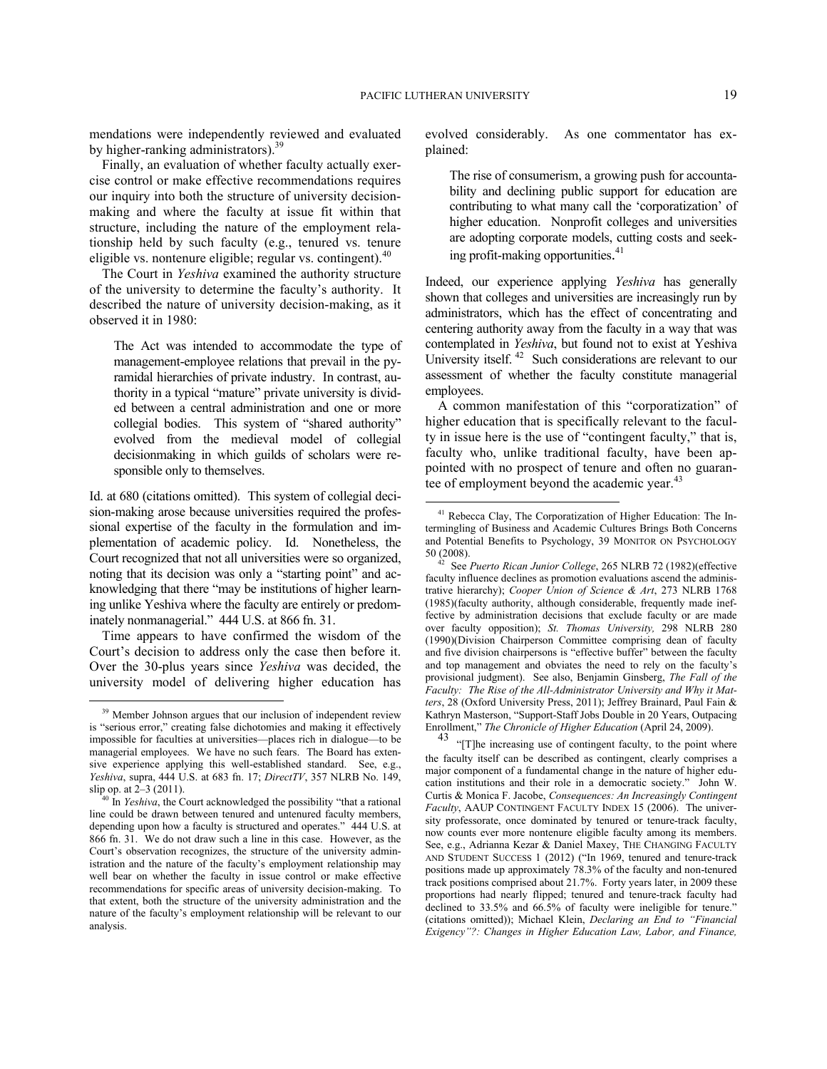mendations were independently reviewed and evaluated by higher-ranking administrators).[39]

Finally, an evaluation of whether faculty actually exercise control or make effective recommendations requires our inquiry into both the structure of university decision-making and where the faculty at issue fit within that structure, including the nature of the employment relationship held by such faculty (e.g., tenured vs. tenure eligible vs. nontenure eligible; regular vs. contingent).[40]

The Court in *Yeshiva* examined the authority structure of the university to determine the faculty's authority. It described the nature of university decision-making, as it observed it in 1980:

> The Act was intended to accommodate the type of management-employee relations that prevail in the pyramidal hierarchies of private industry. In contrast, authority in a typical "mature" private university is divided between a central administration and one or more collegial bodies. This system of "shared authority" evolved from the medieval model of collegial decisionmaking in which guilds of scholars were responsible only to themselves.

Id. at 680 (citations omitted). This system of collegial decision-making arose because universities required the professional expertise of the faculty in the formulation and implementation of academic policy. Id. Nonetheless, the Court recognized that not all universities were so organized, noting that its decision was only a "starting point" and acknowledging that there "may be institutions of higher learning unlike Yeshiva where the faculty are entirely or predominately nonmanagerial." 444 U.S. at 866 fn. 31.

Time appears to have confirmed the wisdom of the Court's decision to address only the case then before it. Over the 30-plus years since *Yeshiva* was decided, the university model of delivering higher education has evolved considerably. As one commentator has explained:

> The rise of consumerism, a growing push for accountability and declining public support for education are contributing to what many call the 'corporatization' of higher education. Nonprofit colleges and universities are adopting corporate models, cutting costs and seeking profit-making opportunities.[41]

Indeed, our experience applying *Yeshiva* has generally shown that colleges and universities are increasingly run by administrators, which has the effect of concentrating and centering authority away from the faculty in a way that was contemplated in *Yeshiva*, but found not to exist at Yeshiva University itself.[42] Such considerations are relevant to our assessment of whether the faculty constitute managerial employees.

A common manifestation of this "corporatization" of higher education that is specifically relevant to the faculty in issue here is the use of "contingent faculty," that is, faculty who, unlike traditional faculty, have been appointed with no prospect of tenure and often no guarantee of employment beyond the academic year.[43]

---

[39] Member Johnson argues that our inclusion of independent review is "serious error," creating false dichotomies and making it effectively impossible for faculties at universities—places rich in dialogue—to be managerial employees. We have no such fears. The Board has extensive experience applying this well-established standard. See, e.g., *Yeshiva*, supra, 444 U.S. at 683 fn. 17; *DirectTV*, 357 NLRB No. 149, slip op. at 2–3 (2011).

[40] In *Yeshiva*, the Court acknowledged the possibility "that a rational line could be drawn between tenured and untenured faculty members, depending upon how a faculty is structured and operates." 444 U.S. at 866 fn. 31. We do not draw such a line in this case. However, as the Court's observation recognizes, the structure of the university administration and the nature of the faculty's employment relationship may well bear on whether the faculty in issue control or make effective recommendations for specific areas of university decision-making. To that extent, both the structure of the university administration and the nature of the faculty's employment relationship will be relevant to our analysis.

[41] Rebecca Clay, The Corporatization of Higher Education: The Intermingling of Business and Academic Cultures Brings Both Concerns and Potential Benefits to Psychology, 39 MONITOR ON PSYCHOLOGY 50 (2008).

[42] See *Puerto Rican Junior College*, 265 NLRB 72 (1982)(effective faculty influence declines as promotion evaluations ascend the administrative hierarchy); *Cooper Union of Science & Art*, 273 NLRB 1768 (1985)(faculty authority, although considerable, frequently made ineffective by administration decisions that exclude faculty or are made over faculty opposition); *St. Thomas University,* 298 NLRB 280 (1990)(Division Chairperson Committee comprising dean of faculty and five division chairpersons is "effective buffer" between the faculty and top management and obviates the need to rely on the faculty's provisional judgment). See also, Benjamin Ginsberg, *The Fall of the Faculty: The Rise of the All-Administrator University and Why it Matters*, 28 (Oxford University Press, 2011); Jeffrey Brainard, Paul Fain & Kathryn Masterson, "Support-Staff Jobs Double in 20 Years, Outpacing Enrollment," *The Chronicle of Higher Education* (April 24, 2009).

[43] "[T]he increasing use of contingent faculty, to the point where the faculty itself can be described as contingent, clearly comprises a major component of a fundamental change in the nature of higher education institutions and their role in a democratic society." John W. Curtis & Monica F. Jacobe, *Consequences: An Increasingly Contingent Faculty*, AAUP CONTINGENT FACULTY INDEX 15 (2006). The university professorate, once dominated by tenured or tenure-track faculty, now counts ever more nontenure eligible faculty among its members. See, e.g., Adrianna Kezar & Daniel Maxey, THE CHANGING FACULTY AND STUDENT SUCCESS 1 (2012) ("In 1969, tenured and tenure-track positions made up approximately 78.3% of the faculty and non-tenured track positions comprised about 21.7%. Forty years later, in 2009 these proportions had nearly flipped; tenured and tenure-track faculty had declined to 33.5% and 66.5% of faculty were ineligible for tenure." (citations omitted)); Michael Klein, *Declaring an End to "Financial Exigency"?: Changes in Higher Education Law, Labor, and Finance,*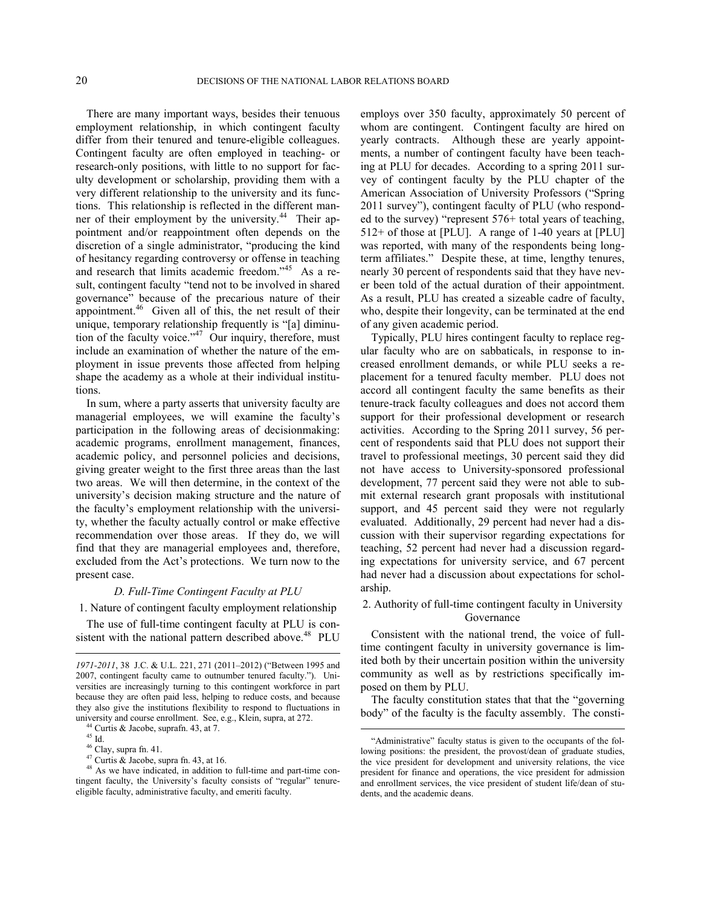There are many important ways, besides their tenuous employment relationship, in which contingent faculty differ from their tenured and tenure-eligible colleagues. Contingent faculty are often employed in teaching- or research-only positions, with little to no support for faculty development or scholarship, providing them with a very different relationship to the university and its functions. This relationship is reflected in the different manner of their employment by the university.[44] Their appointment and/or reappointment often depends on the discretion of a single administrator, "producing the kind of hesitancy regarding controversy or offense in teaching and research that limits academic freedom."[45] As a result, contingent faculty "tend not to be involved in shared governance" because of the precarious nature of their appointment.[46] Given all of this, the net result of their unique, temporary relationship frequently is "[a] diminution of the faculty voice."[47] Our inquiry, therefore, must include an examination of whether the nature of the employment in issue prevents those affected from helping shape the academy as a whole at their individual institutions.

In sum, where a party asserts that university faculty are managerial employees, we will examine the faculty's participation in the following areas of decisionmaking: academic programs, enrollment management, finances, academic policy, and personnel policies and decisions, giving greater weight to the first three areas than the last two areas. We will then determine, in the context of the university's decision making structure and the nature of the faculty's employment relationship with the university, whether the faculty actually control or make effective recommendation over those areas. If they do, we will find that they are managerial employees and, therefore, excluded from the Act's protections. We turn now to the present case.

### *D. Full-Time Contingent Faculty at PLU*

#### 1. Nature of contingent faculty employment relationship

The use of full-time contingent faculty at PLU is consistent with the national pattern described above.[48] PLU employs over 350 faculty, approximately 50 percent of whom are contingent. Contingent faculty are hired on yearly contracts. Although these are yearly appointments, a number of contingent faculty have been teaching at PLU for decades. According to a spring 2011 survey of contingent faculty by the PLU chapter of the American Association of University Professors ("Spring 2011 survey"), contingent faculty of PLU (who responded to the survey) "represent 576+ total years of teaching, 512+ of those at [PLU]. A range of 1-40 years at [PLU] was reported, with many of the respondents being long-term affiliates." Despite these, at time, lengthy tenures, nearly 30 percent of respondents said that they have never been told of the actual duration of their appointment. As a result, PLU has created a sizeable cadre of faculty, who, despite their longevity, can be terminated at the end of any given academic period.

Typically, PLU hires contingent faculty to replace regular faculty who are on sabbaticals, in response to increased enrollment demands, or while PLU seeks a replacement for a tenured faculty member. PLU does not accord all contingent faculty the same benefits as their tenure-track faculty colleagues and does not accord them support for their professional development or research activities. According to the Spring 2011 survey, 56 percent of respondents said that PLU does not support their travel to professional meetings, 30 percent said they did not have access to University-sponsored professional development, 77 percent said they were not able to submit external research grant proposals with institutional support, and 45 percent said they were not regularly evaluated. Additionally, 29 percent had never had a discussion with their supervisor regarding expectations for teaching, 52 percent had never had a discussion regarding expectations for university service, and 67 percent had never had a discussion about expectations for scholarship.

#### 2. Authority of full-time contingent faculty in University Governance

Consistent with the national trend, the voice of full-time contingent faculty in university governance is limited both by their uncertain position within the university community as well as by restrictions specifically imposed on them by PLU.

The faculty constitution states that that the "governing body" of the faculty is the faculty assembly. The consti-

---

*1971-2011*, 38 J.C. & U.L. 221, 271 (2011–2012) ("Between 1995 and 2007, contingent faculty came to outnumber tenured faculty."). Universities are increasingly turning to this contingent workforce in part because they are often paid less, helping to reduce costs, and because they also give the institutions flexibility to respond to fluctuations in university and course enrollment. See, e.g., Klein, supra, at 272.

[44] Curtis & Jacobe, suprafn. 43, at 7.

[45] Id.

[46] Clay, supra fn. 41.

[47] Curtis & Jacobe, supra fn. 43, at 16.

[48] As we have indicated, in addition to full-time and part-time contingent faculty, the University's faculty consists of "regular" tenure-eligible faculty, administrative faculty, and emeriti faculty.

"Administrative" faculty status is given to the occupants of the following positions: the president, the provost/dean of graduate studies, the vice president for development and university relations, the vice president for finance and operations, the vice president for admission and enrollment services, the vice president of student life/dean of students, and the academic deans.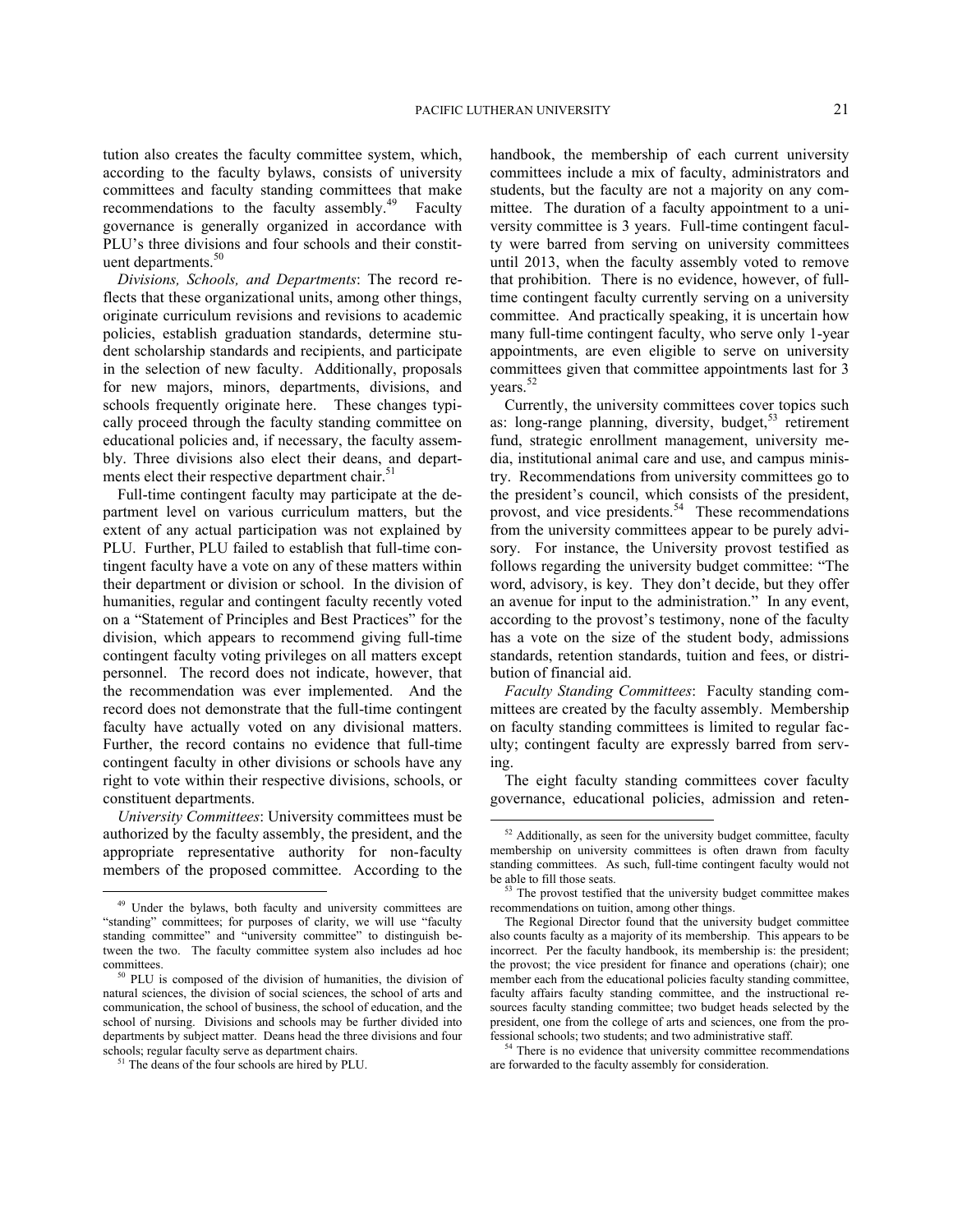tution also creates the faculty committee system, which, according to the faculty bylaws, consists of university committees and faculty standing committees that make recommendations to the faculty assembly.[49] Faculty governance is generally organized in accordance with PLU's three divisions and four schools and their constituent departments.[50]

*Divisions, Schools, and Departments*: The record reflects that these organizational units, among other things, originate curriculum revisions and revisions to academic policies, establish graduation standards, determine student scholarship standards and recipients, and participate in the selection of new faculty. Additionally, proposals for new majors, minors, departments, divisions, and schools frequently originate here. These changes typically proceed through the faculty standing committee on educational policies and, if necessary, the faculty assembly. Three divisions also elect their deans, and departments elect their respective department chair.[51]

Full-time contingent faculty may participate at the department level on various curriculum matters, but the extent of any actual participation was not explained by PLU. Further, PLU failed to establish that full-time contingent faculty have a vote on any of these matters within their department or division or school. In the division of humanities, regular and contingent faculty recently voted on a "Statement of Principles and Best Practices" for the division, which appears to recommend giving full-time contingent faculty voting privileges on all matters except personnel. The record does not indicate, however, that the recommendation was ever implemented. And the record does not demonstrate that the full-time contingent faculty have actually voted on any divisional matters. Further, the record contains no evidence that full-time contingent faculty in other divisions or schools have any right to vote within their respective divisions, schools, or constituent departments.

*University Committees*: University committees must be authorized by the faculty assembly, the president, and the appropriate representative authority for non-faculty members of the proposed committee. According to the handbook, the membership of each current university committees include a mix of faculty, administrators and students, but the faculty are not a majority on any committee. The duration of a faculty appointment to a university committee is 3 years. Full-time contingent faculty were barred from serving on university committees until 2013, when the faculty assembly voted to remove that prohibition. There is no evidence, however, of full-time contingent faculty currently serving on a university committee. And practically speaking, it is uncertain how many full-time contingent faculty, who serve only 1-year appointments, are even eligible to serve on university committees given that committee appointments last for 3 years.[52]

Currently, the university committees cover topics such as: long-range planning, diversity, budget,[53] retirement fund, strategic enrollment management, university media, institutional animal care and use, and campus ministry. Recommendations from university committees go to the president's council, which consists of the president, provost, and vice presidents.[54] These recommendations from the university committees appear to be purely advisory. For instance, the University provost testified as follows regarding the university budget committee: "The word, advisory, is key. They don't decide, but they offer an avenue for input to the administration." In any event, according to the provost's testimony, none of the faculty has a vote on the size of the student body, admissions standards, retention standards, tuition and fees, or distribution of financial aid.

*Faculty Standing Committees*: Faculty standing committees are created by the faculty assembly. Membership on faculty standing committees is limited to regular faculty; contingent faculty are expressly barred from serving.

The eight faculty standing committees cover faculty governance, educational policies, admission and reten-

---

[49] Under the bylaws, both faculty and university committees are "standing" committees; for purposes of clarity, we will use "faculty standing committee" and "university committee" to distinguish between the two. The faculty committee system also includes ad hoc committees.

[50] PLU is composed of the division of humanities, the division of natural sciences, the division of social sciences, the school of arts and communication, the school of business, the school of education, and the school of nursing. Divisions and schools may be further divided into departments by subject matter. Deans head the three divisions and four schools; regular faculty serve as department chairs.

[51] The deans of the four schools are hired by PLU.

[52] Additionally, as seen for the university budget committee, faculty membership on university committees is often drawn from faculty standing committees. As such, full-time contingent faculty would not be able to fill those seats.

[53] The provost testified that the university budget committee makes recommendations on tuition, among other things.

The Regional Director found that the university budget committee also counts faculty as a majority of its membership. This appears to be incorrect. Per the faculty handbook, its membership is: the president; the provost; the vice president for finance and operations (chair); one member each from the educational policies faculty standing committee, faculty affairs faculty standing committee, and the instructional resources faculty standing committee; two budget heads selected by the president, one from the college of arts and sciences, one from the professional schools; two students; and two administrative staff.

[54] There is no evidence that university committee recommendations are forwarded to the faculty assembly for consideration.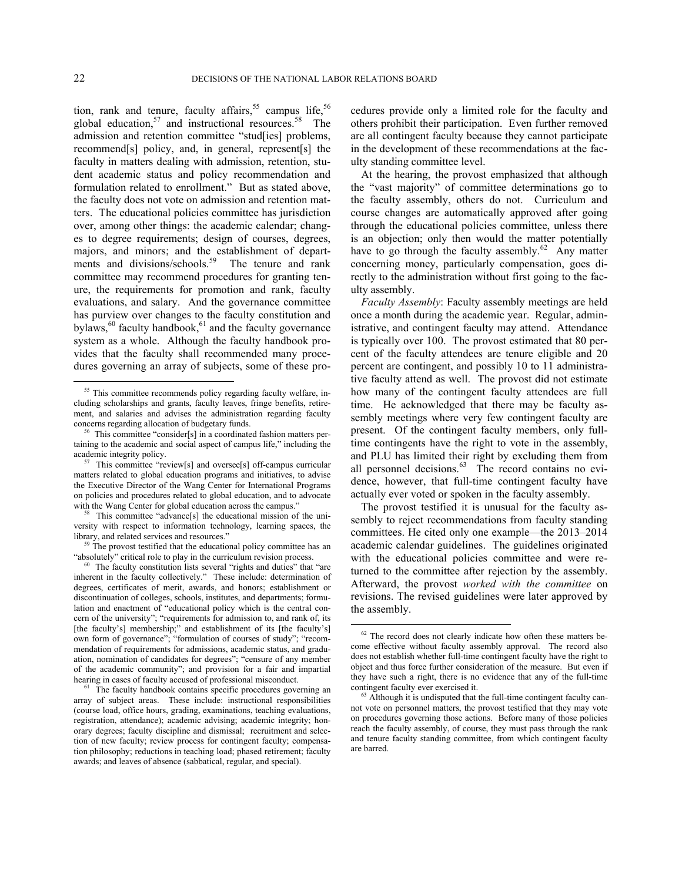tion, rank and tenure, faculty affairs,[55] campus life,[56] global education,[57] and instructional resources.[58] The admission and retention committee "stud[ies] problems, recommend[s] policy, and, in general, represent[s] the faculty in matters dealing with admission, retention, student academic status and policy recommendation and formulation related to enrollment." But as stated above, the faculty does not vote on admission and retention matters. The educational policies committee has jurisdiction over, among other things: the academic calendar; changes to degree requirements; design of courses, degrees, majors, and minors; and the establishment of departments and divisions/schools.[59] The tenure and rank committee may recommend procedures for granting tenure, the requirements for promotion and rank, faculty evaluations, and salary. And the governance committee has purview over changes to the faculty constitution and bylaws,[60] faculty handbook,[61] and the faculty governance system as a whole. Although the faculty handbook provides that the faculty shall recommended many procedures governing an array of subjects, some of these procedures provide only a limited role for the faculty and others prohibit their participation. Even further removed are all contingent faculty because they cannot participate in the development of these recommendations at the faculty standing committee level.

At the hearing, the provost emphasized that although the "vast majority" of committee determinations go to the faculty assembly, others do not. Curriculum and course changes are automatically approved after going through the educational policies committee, unless there is an objection; only then would the matter potentially have to go through the faculty assembly.[62] Any matter concerning money, particularly compensation, goes directly to the administration without first going to the faculty assembly.

*Faculty Assembly*: Faculty assembly meetings are held once a month during the academic year. Regular, administrative, and contingent faculty may attend. Attendance is typically over 100. The provost estimated that 80 percent of the faculty attendees are tenure eligible and 20 percent are contingent, and possibly 10 to 11 administrative faculty attend as well. The provost did not estimate how many of the contingent faculty attendees are full time. He acknowledged that there may be faculty assembly meetings where very few contingent faculty are present. Of the contingent faculty members, only full-time contingents have the right to vote in the assembly, and PLU has limited their right by excluding them from all personnel decisions.[63] The record contains no evidence, however, that full-time contingent faculty have actually ever voted or spoken in the faculty assembly.

The provost testified it is unusual for the faculty assembly to reject recommendations from faculty standing committees. He cited only one example—the 2013–2014 academic calendar guidelines. The guidelines originated with the educational policies committee and were returned to the committee after rejection by the assembly. Afterward, the provost *worked with the committee* on revisions. The revised guidelines were later approved by the assembly.

---

[55] This committee recommends policy regarding faculty welfare, including scholarships and grants, faculty leaves, fringe benefits, retirement, and salaries and advises the administration regarding faculty concerns regarding allocation of budgetary funds.

[56] This committee "consider[s] in a coordinated fashion matters pertaining to the academic and social aspect of campus life," including the academic integrity policy.

[57] This committee "review[s] and oversee[s] off-campus curricular matters related to global education programs and initiatives, to advise the Executive Director of the Wang Center for International Programs on policies and procedures related to global education, and to advocate with the Wang Center for global education across the campus."

[58] This committee "advance[s] the educational mission of the university with respect to information technology, learning spaces, the library, and related services and resources."

[59] The provost testified that the educational policy committee has an "absolutely" critical role to play in the curriculum revision process.

[60] The faculty constitution lists several "rights and duties" that "are inherent in the faculty collectively." These include: determination of degrees, certificates of merit, awards, and honors; establishment or discontinuation of colleges, schools, institutes, and departments; formulation and enactment of "educational policy which is the central concern of the university"; "requirements for admission to, and rank of, its [the faculty's] membership;" and establishment of its [the faculty's] own form of governance"; "formulation of courses of study"; "recommendation of requirements for admissions, academic status, and graduation, nomination of candidates for degrees"; "censure of any member of the academic community"; and provision for a fair and impartial hearing in cases of faculty accused of professional misconduct.

[61] The faculty handbook contains specific procedures governing an array of subject areas. These include: instructional responsibilities (course load, office hours, grading, examinations, teaching evaluations, registration, attendance); academic advising; academic integrity; honorary degrees; faculty discipline and dismissal; recruitment and selection of new faculty; review process for contingent faculty; compensation philosophy; reductions in teaching load; phased retirement; faculty awards; and leaves of absence (sabbatical, regular, and special).

[62] The record does not clearly indicate how often these matters become effective without faculty assembly approval. The record also does not establish whether full-time contingent faculty have the right to object and thus force further consideration of the measure. But even if they have such a right, there is no evidence that any of the full-time contingent faculty ever exercised it.

[63] Although it is undisputed that the full-time contingent faculty cannot vote on personnel matters, the provost testified that they may vote on procedures governing those actions. Before many of those policies reach the faculty assembly, of course, they must pass through the rank and tenure faculty standing committee, from which contingent faculty are barred.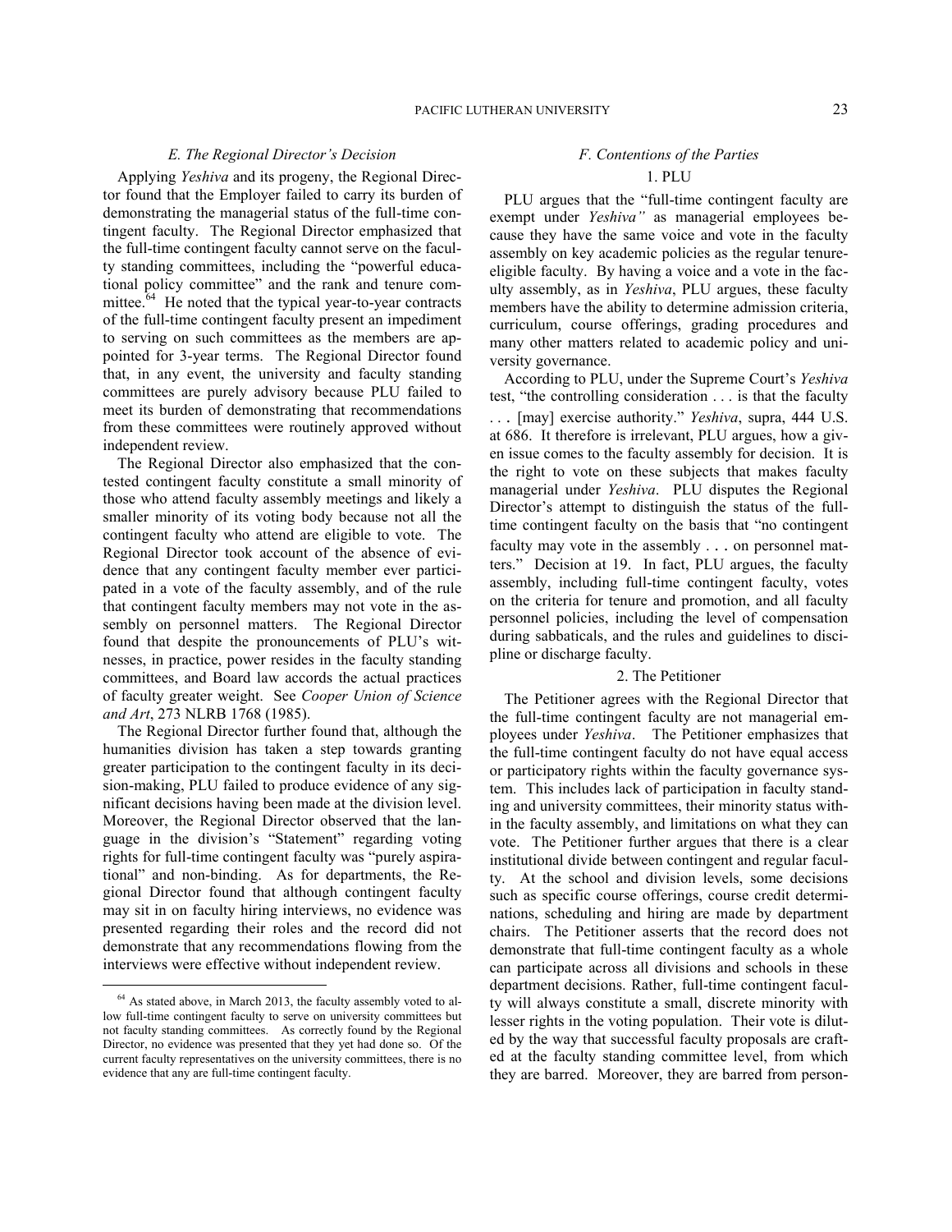### *E. The Regional Director's Decision*

Applying *Yeshiva* and its progeny, the Regional Director found that the Employer failed to carry its burden of demonstrating the managerial status of the full-time contingent faculty. The Regional Director emphasized that the full-time contingent faculty cannot serve on the faculty standing committees, including the "powerful educational policy committee" and the rank and tenure committee.[64] He noted that the typical year-to-year contracts of the full-time contingent faculty present an impediment to serving on such committees as the members are appointed for 3-year terms. The Regional Director found that, in any event, the university and faculty standing committees are purely advisory because PLU failed to meet its burden of demonstrating that recommendations from these committees were routinely approved without independent review.

The Regional Director also emphasized that the contested contingent faculty constitute a small minority of those who attend faculty assembly meetings and likely a smaller minority of its voting body because not all the contingent faculty who attend are eligible to vote. The Regional Director took account of the absence of evidence that any contingent faculty member ever participated in a vote of the faculty assembly, and of the rule that contingent faculty members may not vote in the assembly on personnel matters. The Regional Director found that despite the pronouncements of PLU's witnesses, in practice, power resides in the faculty standing committees, and Board law accords the actual practices of faculty greater weight. See *Cooper Union of Science and Art*, 273 NLRB 1768 (1985).

The Regional Director further found that, although the humanities division has taken a step towards granting greater participation to the contingent faculty in its decision-making, PLU failed to produce evidence of any significant decisions having been made at the division level. Moreover, the Regional Director observed that the language in the division's "Statement" regarding voting rights for full-time contingent faculty was "purely aspirational" and non-binding. As for departments, the Regional Director found that although contingent faculty may sit in on faculty hiring interviews, no evidence was presented regarding their roles and the record did not demonstrate that any recommendations flowing from the interviews were effective without independent review.

### *F. Contentions of the Parties*

#### 1. PLU

PLU argues that the "full-time contingent faculty are exempt under *Yeshiva"* as managerial employees because they have the same voice and vote in the faculty assembly on key academic policies as the regular tenure-eligible faculty. By having a voice and a vote in the faculty assembly, as in *Yeshiva*, PLU argues, these faculty members have the ability to determine admission criteria, curriculum, course offerings, grading procedures and many other matters related to academic policy and university governance.

According to PLU, under the Supreme Court's *Yeshiva* test, "the controlling consideration . . . is that the faculty . . . [may] exercise authority." *Yeshiva*, supra, 444 U.S. at 686. It therefore is irrelevant, PLU argues, how a given issue comes to the faculty assembly for decision. It is the right to vote on these subjects that makes faculty managerial under *Yeshiva*. PLU disputes the Regional Director's attempt to distinguish the status of the full-time contingent faculty on the basis that "no contingent faculty may vote in the assembly . . . on personnel matters." Decision at 19. In fact, PLU argues, the faculty assembly, including full-time contingent faculty, votes on the criteria for tenure and promotion, and all faculty personnel policies, including the level of compensation during sabbaticals, and the rules and guidelines to discipline or discharge faculty.

#### 2. The Petitioner

The Petitioner agrees with the Regional Director that the full-time contingent faculty are not managerial employees under *Yeshiva*. The Petitioner emphasizes that the full-time contingent faculty do not have equal access or participatory rights within the faculty governance system. This includes lack of participation in faculty standing and university committees, their minority status within the faculty assembly, and limitations on what they can vote. The Petitioner further argues that there is a clear institutional divide between contingent and regular faculty. At the school and division levels, some decisions such as specific course offerings, course credit determinations, scheduling and hiring are made by department chairs. The Petitioner asserts that the record does not demonstrate that full-time contingent faculty as a whole can participate across all divisions and schools in these department decisions. Rather, full-time contingent faculty will always constitute a small, discrete minority with lesser rights in the voting population. Their vote is diluted by the way that successful faculty proposals are crafted at the faculty standing committee level, from which they are barred. Moreover, they are barred from person-

---

[64] As stated above, in March 2013, the faculty assembly voted to allow full-time contingent faculty to serve on university committees but not faculty standing committees. As correctly found by the Regional Director, no evidence was presented that they yet had done so. Of the current faculty representatives on the university committees, there is no evidence that any are full-time contingent faculty.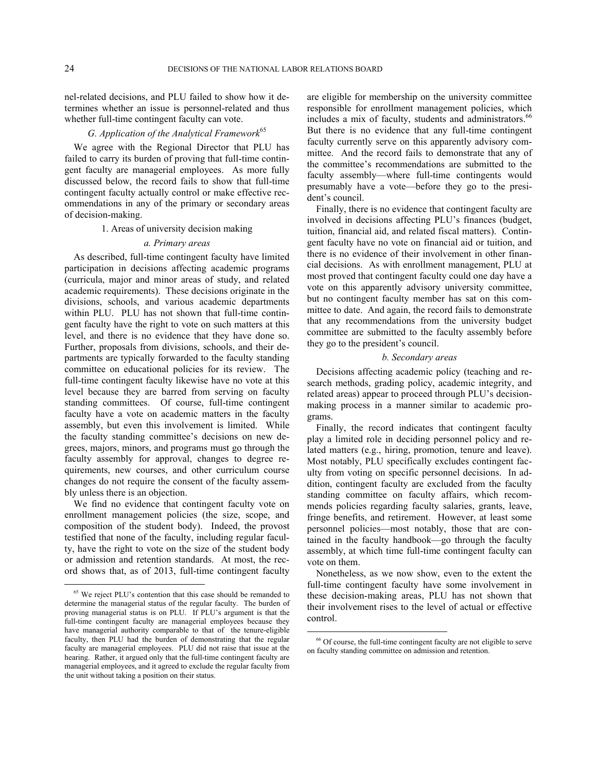nel-related decisions, and PLU failed to show how it determines whether an issue is personnel-related and thus whether full-time contingent faculty can vote.

### *G. Application of the Analytical Framework*[65]

We agree with the Regional Director that PLU has failed to carry its burden of proving that full-time contingent faculty are managerial employees. As more fully discussed below, the record fails to show that full-time contingent faculty actually control or make effective recommendations in any of the primary or secondary areas of decision-making.

#### 1. Areas of university decision making

##### *a. Primary areas*

As described, full-time contingent faculty have limited participation in decisions affecting academic programs (curricula, major and minor areas of study, and related academic requirements). These decisions originate in the divisions, schools, and various academic departments within PLU. PLU has not shown that full-time contingent faculty have the right to vote on such matters at this level, and there is no evidence that they have done so. Further, proposals from divisions, schools, and their departments are typically forwarded to the faculty standing committee on educational policies for its review. The full-time contingent faculty likewise have no vote at this level because they are barred from serving on faculty standing committees. Of course, full-time contingent faculty have a vote on academic matters in the faculty assembly, but even this involvement is limited. While the faculty standing committee's decisions on new degrees, majors, minors, and programs must go through the faculty assembly for approval, changes to degree requirements, new courses, and other curriculum course changes do not require the consent of the faculty assembly unless there is an objection.

We find no evidence that contingent faculty vote on enrollment management policies (the size, scope, and composition of the student body). Indeed, the provost testified that none of the faculty, including regular faculty, have the right to vote on the size of the student body or admission and retention standards. At most, the record shows that, as of 2013, full-time contingent faculty are eligible for membership on the university committee responsible for enrollment management policies, which includes a mix of faculty, students and administrators.[66] But there is no evidence that any full-time contingent faculty currently serve on this apparently advisory committee. And the record fails to demonstrate that any of the committee's recommendations are submitted to the faculty assembly—where full-time contingents would presumably have a vote—before they go to the president's council.

Finally, there is no evidence that contingent faculty are involved in decisions affecting PLU's finances (budget, tuition, financial aid, and related fiscal matters). Contingent faculty have no vote on financial aid or tuition, and there is no evidence of their involvement in other financial decisions. As with enrollment management, PLU at most proved that contingent faculty could one day have a vote on this apparently advisory university committee, but no contingent faculty member has sat on this committee to date. And again, the record fails to demonstrate that any recommendations from the university budget committee are submitted to the faculty assembly before they go to the president's council.

##### *b. Secondary areas*

Decisions affecting academic policy (teaching and research methods, grading policy, academic integrity, and related areas) appear to proceed through PLU's decision-making process in a manner similar to academic programs.

Finally, the record indicates that contingent faculty play a limited role in deciding personnel policy and related matters (e.g., hiring, promotion, tenure and leave). Most notably, PLU specifically excludes contingent faculty from voting on specific personnel decisions. In addition, contingent faculty are excluded from the faculty standing committee on faculty affairs, which recommends policies regarding faculty salaries, grants, leave, fringe benefits, and retirement. However, at least some personnel policies—most notably, those that are contained in the faculty handbook—go through the faculty assembly, at which time full-time contingent faculty can vote on them.

Nonetheless, as we now show, even to the extent the full-time contingent faculty have some involvement in these decision-making areas, PLU has not shown that their involvement rises to the level of actual or effective control.

---

[65] We reject PLU's contention that this case should be remanded to determine the managerial status of the regular faculty. The burden of proving managerial status is on PLU. If PLU's argument is that the full-time contingent faculty are managerial employees because they have managerial authority comparable to that of the tenure-eligible faculty, then PLU had the burden of demonstrating that the regular faculty are managerial employees. PLU did not raise that issue at the hearing. Rather, it argued only that the full-time contingent faculty are managerial employees, and it agreed to exclude the regular faculty from the unit without taking a position on their status.

[66] Of course, the full-time contingent faculty are not eligible to serve on faculty standing committee on admission and retention.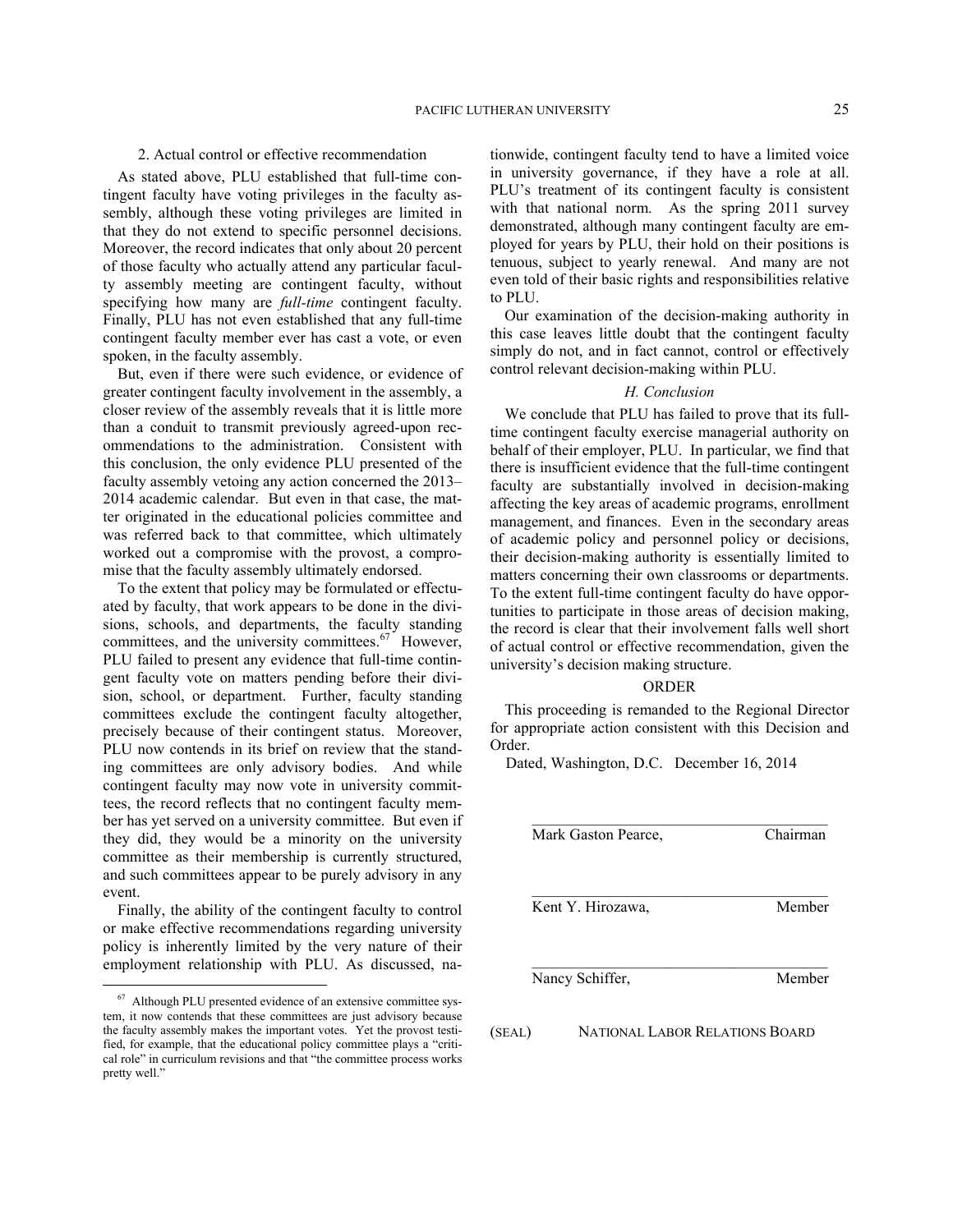2. Actual control or effective recommendation

As stated above, PLU established that full-time contingent faculty have voting privileges in the faculty assembly, although these voting privileges are limited in that they do not extend to specific personnel decisions. Moreover, the record indicates that only about 20 percent of those faculty who actually attend any particular faculty assembly meeting are contingent faculty, without specifying how many are *full-time* contingent faculty. Finally, PLU has not even established that any full-time contingent faculty member ever has cast a vote, or even spoken, in the faculty assembly.

But, even if there were such evidence, or evidence of greater contingent faculty involvement in the assembly, a closer review of the assembly reveals that it is little more than a conduit to transmit previously agreed-upon recommendations to the administration. Consistent with this conclusion, the only evidence PLU presented of the faculty assembly vetoing any action concerned the 2013–2014 academic calendar. But even in that case, the matter originated in the educational policies committee and was referred back to that committee, which ultimately worked out a compromise with the provost, a compromise that the faculty assembly ultimately endorsed.

To the extent that policy may be formulated or effectuated by faculty, that work appears to be done in the divisions, schools, and departments, the faculty standing committees, and the university committees.[67] However, PLU failed to present any evidence that full-time contingent faculty vote on matters pending before their division, school, or department. Further, faculty standing committees exclude the contingent faculty altogether, precisely because of their contingent status. Moreover, PLU now contends in its brief on review that the standing committees are only advisory bodies. And while contingent faculty may now vote in university committees, the record reflects that no contingent faculty member has yet served on a university committee. But even if they did, they would be a minority on the university committee as their membership is currently structured, and such committees appear to be purely advisory in any event.

Finally, the ability of the contingent faculty to control or make effective recommendations regarding university policy is inherently limited by the very nature of their employment relationship with PLU. As discussed, nationwide, contingent faculty tend to have a limited voice in university governance, if they have a role at all. PLU's treatment of its contingent faculty is consistent with that national norm. As the spring 2011 survey demonstrated, although many contingent faculty are employed for years by PLU, their hold on their positions is tenuous, subject to yearly renewal. And many are not even told of their basic rights and responsibilities relative to PLU.

Our examination of the decision-making authority in this case leaves little doubt that the contingent faculty simply do not, and in fact cannot, control or effectively control relevant decision-making within PLU.

*H. Conclusion*

We conclude that PLU has failed to prove that its full-time contingent faculty exercise managerial authority on behalf of their employer, PLU. In particular, we find that there is insufficient evidence that the full-time contingent faculty are substantially involved in decision-making affecting the key areas of academic programs, enrollment management, and finances. Even in the secondary areas of academic policy and personnel policy or decisions, their decision-making authority is essentially limited to matters concerning their own classrooms or departments. To the extent full-time contingent faculty do have opportunities to participate in those areas of decision making, the record is clear that their involvement falls well short of actual control or effective recommendation, given the university's decision making structure.

ORDER

This proceeding is remanded to the Regional Director for appropriate action consistent with this Decision and Order.

Dated, Washington, D.C. December 16, 2014

______________________________________
Mark Gaston Pearce, Chairman

______________________________________
Kent Y. Hirozawa, Member

______________________________________
Nancy Schiffer, Member

(SEAL) NATIONAL LABOR RELATIONS BOARD

[67] Although PLU presented evidence of an extensive committee system, it now contends that these committees are just advisory because the faculty assembly makes the important votes. Yet the provost testified, for example, that the educational policy committee plays a "critical role" in curriculum revisions and that "the committee process works pretty well."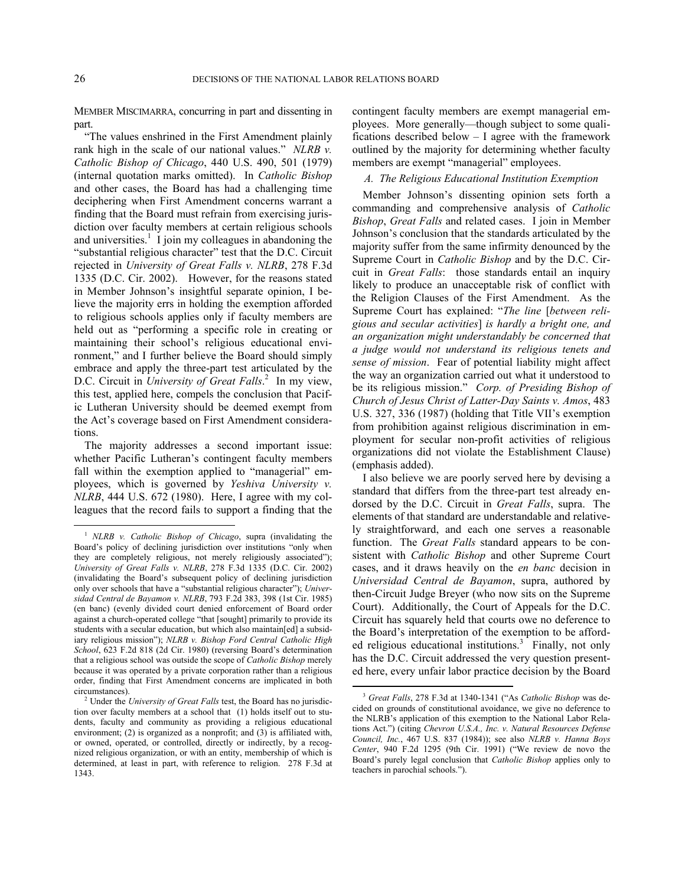MEMBER MISCIMARRA, concurring in part and dissenting in part.

"The values enshrined in the First Amendment plainly rank high in the scale of our national values." *NLRB v. Catholic Bishop of Chicago*, 440 U.S. 490, 501 (1979) (internal quotation marks omitted). In *Catholic Bishop* and other cases, the Board has had a challenging time deciphering when First Amendment concerns warrant a finding that the Board must refrain from exercising jurisdiction over faculty members at certain religious schools and universities.[1] I join my colleagues in abandoning the "substantial religious character" test that the D.C. Circuit rejected in *University of Great Falls v. NLRB*, 278 F.3d 1335 (D.C. Cir. 2002). However, for the reasons stated in Member Johnson's insightful separate opinion, I believe the majority errs in holding the exemption afforded to religious schools applies only if faculty members are held out as "performing a specific role in creating or maintaining their school's religious educational environment," and I further believe the Board should simply embrace and apply the three-part test articulated by the D.C. Circuit in *University of Great Falls*.[2] In my view, this test, applied here, compels the conclusion that Pacific Lutheran University should be deemed exempt from the Act's coverage based on First Amendment considerations.

The majority addresses a second important issue: whether Pacific Lutheran's contingent faculty members fall within the exemption applied to "managerial" employees, which is governed by *Yeshiva University v. NLRB*, 444 U.S. 672 (1980). Here, I agree with my colleagues that the record fails to support a finding that the contingent faculty members are exempt managerial employees. More generally—though subject to some qualifications described below – I agree with the framework outlined by the majority for determining whether faculty members are exempt "managerial" employees.

### *A. The Religious Educational Institution Exemption*

Member Johnson's dissenting opinion sets forth a commanding and comprehensive analysis of *Catholic Bishop*, *Great Falls* and related cases. I join in Member Johnson's conclusion that the standards articulated by the majority suffer from the same infirmity denounced by the Supreme Court in *Catholic Bishop* and by the D.C. Circuit in *Great Falls*: those standards entail an inquiry likely to produce an unacceptable risk of conflict with the Religion Clauses of the First Amendment. As the Supreme Court has explained: "*The line* [*between religious and secular activities*] *is hardly a bright one, and an organization might understandably be concerned that a judge would not understand its religious tenets and sense of mission*. Fear of potential liability might affect the way an organization carried out what it understood to be its religious mission." *Corp. of Presiding Bishop of Church of Jesus Christ of Latter-Day Saints v. Amos*, 483 U.S. 327, 336 (1987) (holding that Title VII's exemption from prohibition against religious discrimination in employment for secular non-profit activities of religious organizations did not violate the Establishment Clause) (emphasis added).

I also believe we are poorly served here by devising a standard that differs from the three-part test already endorsed by the D.C. Circuit in *Great Falls*, supra. The elements of that standard are understandable and relatively straightforward, and each one serves a reasonable function. The *Great Falls* standard appears to be consistent with *Catholic Bishop* and other Supreme Court cases, and it draws heavily on the *en banc* decision in *Universidad Central de Bayamon*, supra, authored by then-Circuit Judge Breyer (who now sits on the Supreme Court). Additionally, the Court of Appeals for the D.C. Circuit has squarely held that courts owe no deference to the Board's interpretation of the exemption to be afforded religious educational institutions.[3] Finally, not only has the D.C. Circuit addressed the very question presented here, every unfair labor practice decision by the Board

---

[1] *NLRB v. Catholic Bishop of Chicago*, supra (invalidating the Board's policy of declining jurisdiction over institutions "only when they are completely religious, not merely religiously associated"); *University of Great Falls v. NLRB*, 278 F.3d 1335 (D.C. Cir. 2002) (invalidating the Board's subsequent policy of declining jurisdiction only over schools that have a "substantial religious character"); *Universidad Central de Bayamon v. NLRB*, 793 F.2d 383, 398 (1st Cir. 1985) (en banc) (evenly divided court denied enforcement of Board order against a church-operated college "that [sought] primarily to provide its students with a secular education, but which also maintain[ed] a subsidiary religious mission"); *NLRB v. Bishop Ford Central Catholic High School*, 623 F.2d 818 (2d Cir. 1980) (reversing Board's determination that a religious school was outside the scope of *Catholic Bishop* merely because it was operated by a private corporation rather than a religious order, finding that First Amendment concerns are implicated in both circumstances).

[2] Under the *University of Great Falls* test, the Board has no jurisdiction over faculty members at a school that (1) holds itself out to students, faculty and community as providing a religious educational environment; (2) is organized as a nonprofit; and (3) is affiliated with, or owned, operated, or controlled, directly or indirectly, by a recognized religious organization, or with an entity, membership of which is determined, at least in part, with reference to religion. 278 F.3d at 1343.

[3] *Great Falls*, 278 F.3d at 1340-1341 ("As *Catholic Bishop* was decided on grounds of constitutional avoidance, we give no deference to the NLRB's application of this exemption to the National Labor Relations Act.") (citing *Chevron U.S.A., Inc. v. Natural Resources Defense Council, Inc.*, 467 U.S. 837 (1984)); see also *NLRB v. Hanna Boys Center*, 940 F.2d 1295 (9th Cir. 1991) ("We review de novo the Board's purely legal conclusion that *Catholic Bishop* applies only to teachers in parochial schools.").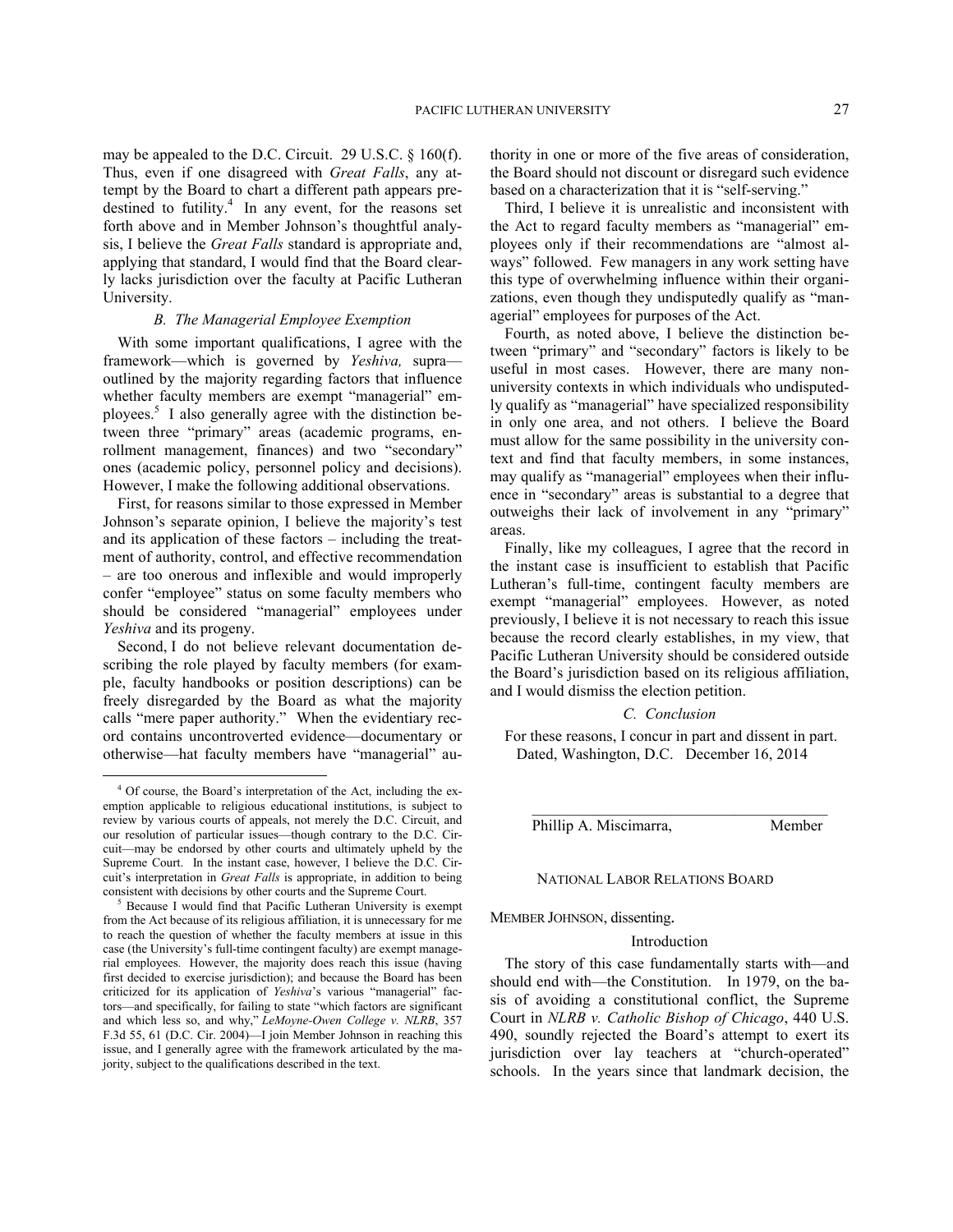may be appealed to the D.C. Circuit. 29 U.S.C. § 160(f). Thus, even if one disagreed with *Great Falls*, any attempt by the Board to chart a different path appears predestined to futility.[4] In any event, for the reasons set forth above and in Member Johnson's thoughtful analysis, I believe the *Great Falls* standard is appropriate and, applying that standard, I would find that the Board clearly lacks jurisdiction over the faculty at Pacific Lutheran University.

### *B. The Managerial Employee Exemption*

With some important qualifications, I agree with the framework—which is governed by *Yeshiva,* supra—outlined by the majority regarding factors that influence whether faculty members are exempt "managerial" employees.[5] I also generally agree with the distinction between three "primary" areas (academic programs, enrollment management, finances) and two "secondary" ones (academic policy, personnel policy and decisions). However, I make the following additional observations.

First, for reasons similar to those expressed in Member Johnson's separate opinion, I believe the majority's test and its application of these factors – including the treatment of authority, control, and effective recommendation – are too onerous and inflexible and would improperly confer "employee" status on some faculty members who should be considered "managerial" employees under *Yeshiva* and its progeny.

Second, I do not believe relevant documentation describing the role played by faculty members (for example, faculty handbooks or position descriptions) can be freely disregarded by the Board as what the majority calls "mere paper authority." When the evidentiary record contains uncontroverted evidence—documentary or otherwise—hat faculty members have "managerial" authority in one or more of the five areas of consideration, the Board should not discount or disregard such evidence based on a characterization that it is "self-serving."

Third, I believe it is unrealistic and inconsistent with the Act to regard faculty members as "managerial" employees only if their recommendations are "almost always" followed. Few managers in any work setting have this type of overwhelming influence within their organizations, even though they undisputedly qualify as "managerial" employees for purposes of the Act.

Fourth, as noted above, I believe the distinction between "primary" and "secondary" factors is likely to be useful in most cases. However, there are many non-university contexts in which individuals who undisputedly qualify as "managerial" have specialized responsibility in only one area, and not others. I believe the Board must allow for the same possibility in the university context and find that faculty members, in some instances, may qualify as "managerial" employees when their influence in "secondary" areas is substantial to a degree that outweighs their lack of involvement in any "primary" areas.

Finally, like my colleagues, I agree that the record in the instant case is insufficient to establish that Pacific Lutheran's full-time, contingent faculty members are exempt "managerial" employees. However, as noted previously, I believe it is not necessary to reach this issue because the record clearly establishes, in my view, that Pacific Lutheran University should be considered outside the Board's jurisdiction based on its religious affiliation, and I would dismiss the election petition.

### *C. Conclusion*

For these reasons, I concur in part and dissent in part.
Dated, Washington, D.C. December 16, 2014

______________________________________
Phillip A. Miscimarra, Member

NATIONAL LABOR RELATIONS BOARD

MEMBER JOHNSON, dissenting.

### Introduction

The story of this case fundamentally starts with—and should end with—the Constitution. In 1979, on the basis of avoiding a constitutional conflict, the Supreme Court in *NLRB v. Catholic Bishop of Chicago*, 440 U.S. 490, soundly rejected the Board's attempt to exert its jurisdiction over lay teachers at "church-operated" schools. In the years since that landmark decision, the

---

[4] Of course, the Board's interpretation of the Act, including the exemption applicable to religious educational institutions, is subject to review by various courts of appeals, not merely the D.C. Circuit, and our resolution of particular issues—though contrary to the D.C. Circuit—may be endorsed by other courts and ultimately upheld by the Supreme Court. In the instant case, however, I believe the D.C. Circuit's interpretation in *Great Falls* is appropriate, in addition to being consistent with decisions by other courts and the Supreme Court.

[5] Because I would find that Pacific Lutheran University is exempt from the Act because of its religious affiliation, it is unnecessary for me to reach the question of whether the faculty members at issue in this case (the University's full-time contingent faculty) are exempt managerial employees. However, the majority does reach this issue (having first decided to exercise jurisdiction); and because the Board has been criticized for its application of *Yeshiva*'s various "managerial" factors—and specifically, for failing to state "which factors are significant and which less so, and why," *LeMoyne-Owen College v. NLRB*, 357 F.3d 55, 61 (D.C. Cir. 2004)—I join Member Johnson in reaching this issue, and I generally agree with the framework articulated by the majority, subject to the qualifications described in the text.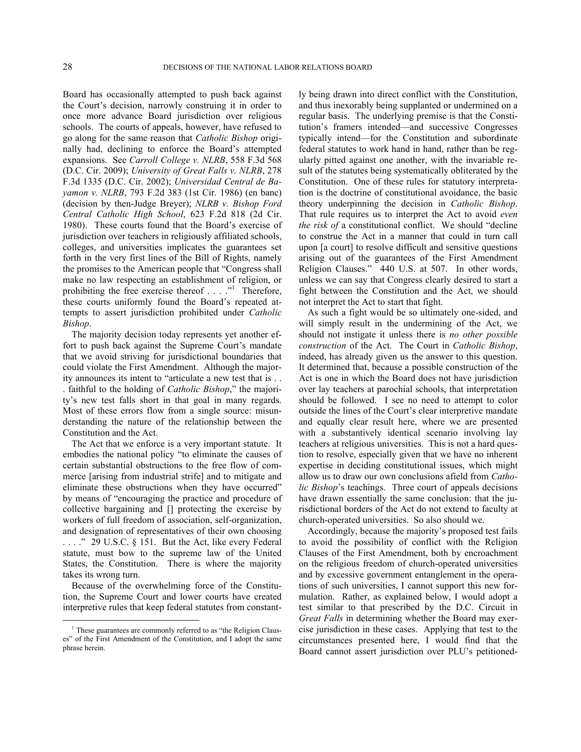Board has occasionally attempted to push back against the Court's decision, narrowly construing it in order to once more advance Board jurisdiction over religious schools. The courts of appeals, however, have refused to go along for the same reason that *Catholic Bishop* originally had, declining to enforce the Board's attempted expansions. See *Carroll College v. NLRB*, 558 F.3d 568 (D.C. Cir. 2009); *University of Great Falls v. NLRB*, 278 F.3d 1335 (D.C. Cir. 2002); *Universidad Central de Bayamon v. NLRB*, 793 F.2d 383 (1st Cir. 1986) (en banc) (decision by then-Judge Breyer); *NLRB v. Bishop Ford Central Catholic High School*, 623 F.2d 818 (2d Cir. 1980). These courts found that the Board's exercise of jurisdiction over teachers in religiously affiliated schools, colleges, and universities implicates the guarantees set forth in the very first lines of the Bill of Rights, namely the promises to the American people that "Congress shall make no law respecting an establishment of religion, or prohibiting the free exercise thereof . . . ."[1] Therefore, these courts uniformly found the Board's repeated attempts to assert jurisdiction prohibited under *Catholic Bishop*.

The majority decision today represents yet another effort to push back against the Supreme Court's mandate that we avoid striving for jurisdictional boundaries that could violate the First Amendment. Although the majority announces its intent to "articulate a new test that is . . . faithful to the holding of *Catholic Bishop*," the majority's new test falls short in that goal in many regards. Most of these errors flow from a single source: misunderstanding the nature of the relationship between the Constitution and the Act.

The Act that we enforce is a very important statute. It embodies the national policy "to eliminate the causes of certain substantial obstructions to the free flow of commerce [arising from industrial strife] and to mitigate and eliminate these obstructions when they have occurred" by means of "encouraging the practice and procedure of collective bargaining and [] protecting the exercise by workers of full freedom of association, self-organization, and designation of representatives of their own choosing . . . ." 29 U.S.C. § 151. But the Act, like every Federal statute, must bow to the supreme law of the United States, the Constitution. There is where the majority takes its wrong turn.

Because of the overwhelming force of the Constitution, the Supreme Court and lower courts have created interpretive rules that keep federal statutes from constantly being drawn into direct conflict with the Constitution, and thus inexorably being supplanted or undermined on a regular basis. The underlying premise is that the Constitution's framers intended—and successive Congresses typically intend—for the Constitution and subordinate federal statutes to work hand in hand, rather than be regularly pitted against one another, with the invariable result of the statutes being systematically obliterated by the Constitution. One of these rules for statutory interpretation is the doctrine of constitutional avoidance, the basic theory underpinning the decision in *Catholic Bishop*. That rule requires us to interpret the Act to avoid *even the risk of* a constitutional conflict. We should "decline to construe the Act in a manner that could in turn call upon [a court] to resolve difficult and sensitive questions arising out of the guarantees of the First Amendment Religion Clauses." 440 U.S. at 507. In other words, unless we can say that Congress clearly desired to start a fight between the Constitution and the Act, we should not interpret the Act to start that fight.

As such a fight would be so ultimately one-sided, and will simply result in the undermining of the Act, we should not instigate it unless there is *no other possible construction* of the Act. The Court in *Catholic Bishop*, indeed, has already given us the answer to this question. It determined that, because a possible construction of the Act is one in which the Board does not have jurisdiction over lay teachers at parochial schools, that interpretation should be followed. I see no need to attempt to color outside the lines of the Court's clear interpretive mandate and equally clear result here, where we are presented with a substantively identical scenario involving lay teachers at religious universities. This is not a hard question to resolve, especially given that we have no inherent expertise in deciding constitutional issues, which might allow us to draw our own conclusions afield from *Catholic Bishop*'s teachings. Three court of appeals decisions have drawn essentially the same conclusion: that the jurisdictional borders of the Act do not extend to faculty at church-operated universities. So also should we.

Accordingly, because the majority's proposed test fails to avoid the possibility of conflict with the Religion Clauses of the First Amendment, both by encroachment on the religious freedom of church-operated universities and by excessive government entanglement in the operations of such universities, I cannot support this new formulation. Rather, as explained below, I would adopt a test similar to that prescribed by the D.C. Circuit in *Great Falls* in determining whether the Board may exercise jurisdiction in these cases. Applying that test to the circumstances presented here, I would find that the Board cannot assert jurisdiction over PLU's petitioned-

[1] These guarantees are commonly referred to as "the Religion Clauses" of the First Amendment of the Constitution, and I adopt the same phrase herein.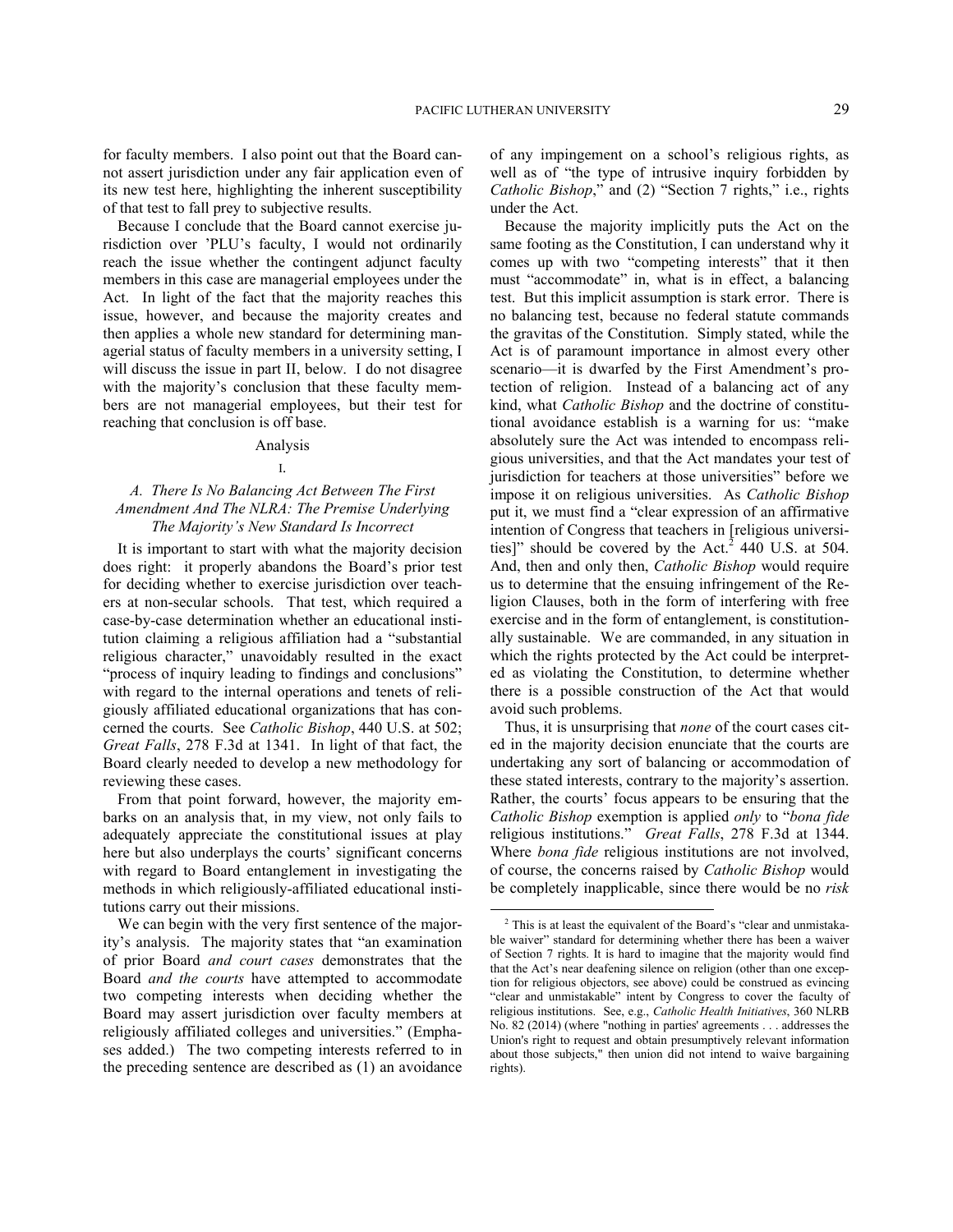for faculty members. I also point out that the Board cannot assert jurisdiction under any fair application even of its new test here, highlighting the inherent susceptibility of that test to fall prey to subjective results.

Because I conclude that the Board cannot exercise jurisdiction over 'PLU's faculty, I would not ordinarily reach the issue whether the contingent adjunct faculty members in this case are managerial employees under the Act. In light of the fact that the majority reaches this issue, however, and because the majority creates and then applies a whole new standard for determining managerial status of faculty members in a university setting, I will discuss the issue in part II, below. I do not disagree with the majority's conclusion that these faculty members are not managerial employees, but their test for reaching that conclusion is off base.

## Analysis

### I.

### *A. There Is No Balancing Act Between The First Amendment And The NLRA: The Premise Underlying The Majority's New Standard Is Incorrect*

It is important to start with what the majority decision does right: it properly abandons the Board's prior test for deciding whether to exercise jurisdiction over teachers at non-secular schools. That test, which required a case-by-case determination whether an educational institution claiming a religious affiliation had a "substantial religious character," unavoidably resulted in the exact "process of inquiry leading to findings and conclusions" with regard to the internal operations and tenets of religiously affiliated educational organizations that has concerned the courts. See *Catholic Bishop*, 440 U.S. at 502; *Great Falls*, 278 F.3d at 1341. In light of that fact, the Board clearly needed to develop a new methodology for reviewing these cases.

From that point forward, however, the majority embarks on an analysis that, in my view, not only fails to adequately appreciate the constitutional issues at play here but also underplays the courts' significant concerns with regard to Board entanglement in investigating the methods in which religiously-affiliated educational institutions carry out their missions.

We can begin with the very first sentence of the majority's analysis. The majority states that "an examination of prior Board *and court cases* demonstrates that the Board *and the courts* have attempted to accommodate two competing interests when deciding whether the Board may assert jurisdiction over faculty members at religiously affiliated colleges and universities." (Emphases added.) The two competing interests referred to in the preceding sentence are described as (1) an avoidance of any impingement on a school's religious rights, as well as of "the type of intrusive inquiry forbidden by *Catholic Bishop*," and (2) "Section 7 rights," i.e., rights under the Act.

Because the majority implicitly puts the Act on the same footing as the Constitution, I can understand why it comes up with two "competing interests" that it then must "accommodate" in, what is in effect, a balancing test. But this implicit assumption is stark error. There is no balancing test, because no federal statute commands the gravitas of the Constitution. Simply stated, while the Act is of paramount importance in almost every other scenario—it is dwarfed by the First Amendment's protection of religion. Instead of a balancing act of any kind, what *Catholic Bishop* and the doctrine of constitutional avoidance establish is a warning for us: "make absolutely sure the Act was intended to encompass religious universities, and that the Act mandates your test of jurisdiction for teachers at those universities" before we impose it on religious universities. As *Catholic Bishop* put it, we must find a "clear expression of an affirmative intention of Congress that teachers in [religious universities]" should be covered by the Act.[2] 440 U.S. at 504. And, then and only then, *Catholic Bishop* would require us to determine that the ensuing infringement of the Religion Clauses, both in the form of interfering with free exercise and in the form of entanglement, is constitutionally sustainable. We are commanded, in any situation in which the rights protected by the Act could be interpreted as violating the Constitution, to determine whether there is a possible construction of the Act that would avoid such problems.

Thus, it is unsurprising that *none* of the court cases cited in the majority decision enunciate that the courts are undertaking any sort of balancing or accommodation of these stated interests, contrary to the majority's assertion. Rather, the courts' focus appears to be ensuring that the *Catholic Bishop* exemption is applied *only* to "*bona fide* religious institutions." *Great Falls*, 278 F.3d at 1344. Where *bona fide* religious institutions are not involved, of course, the concerns raised by *Catholic Bishop* would be completely inapplicable, since there would be no *risk*

---

[2] This is at least the equivalent of the Board's "clear and unmistakable waiver" standard for determining whether there has been a waiver of Section 7 rights. It is hard to imagine that the majority would find that the Act's near deafening silence on religion (other than one exception for religious objectors, see above) could be construed as evincing "clear and unmistakable" intent by Congress to cover the faculty of religious institutions. See, e.g., *Catholic Health Initiatives*, 360 NLRB No. 82 (2014) (where "nothing in parties' agreements . . . addresses the Union's right to request and obtain presumptively relevant information about those subjects," then union did not intend to waive bargaining rights).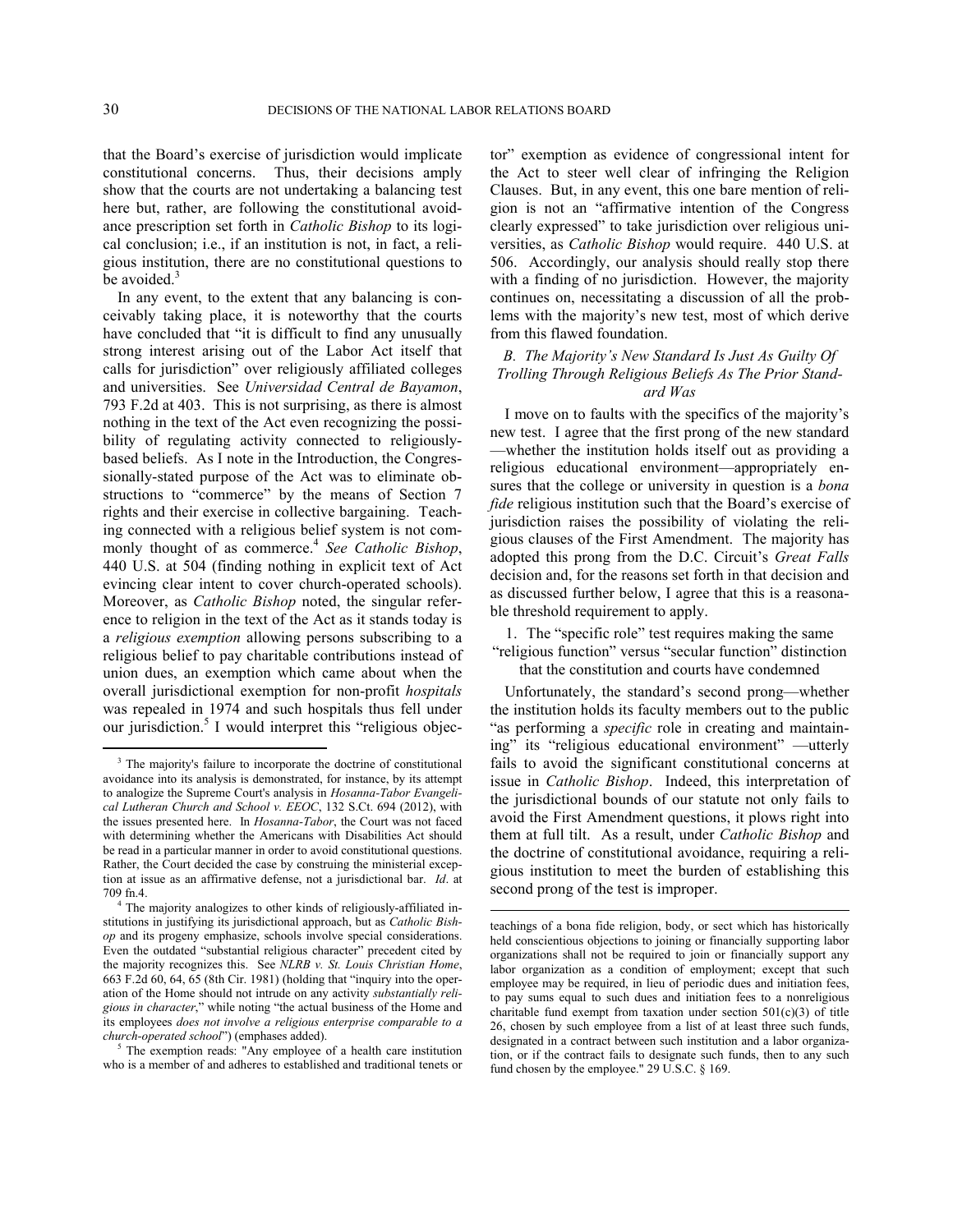that the Board's exercise of jurisdiction would implicate constitutional concerns. Thus, their decisions amply show that the courts are not undertaking a balancing test here but, rather, are following the constitutional avoidance prescription set forth in *Catholic Bishop* to its logical conclusion; i.e., if an institution is not, in fact, a religious institution, there are no constitutional questions to be avoided.[3]

In any event, to the extent that any balancing is conceivably taking place, it is noteworthy that the courts have concluded that "it is difficult to find any unusually strong interest arising out of the Labor Act itself that calls for jurisdiction" over religiously affiliated colleges and universities. See *Universidad Central de Bayamon*, 793 F.2d at 403. This is not surprising, as there is almost nothing in the text of the Act even recognizing the possibility of regulating activity connected to religiously-based beliefs. As I note in the Introduction, the Congressionally-stated purpose of the Act was to eliminate obstructions to "commerce" by the means of Section 7 rights and their exercise in collective bargaining. Teaching connected with a religious belief system is not commonly thought of as commerce.[4] *See Catholic Bishop*, 440 U.S. at 504 (finding nothing in explicit text of Act evincing clear intent to cover church-operated schools). Moreover, as *Catholic Bishop* noted, the singular reference to religion in the text of the Act as it stands today is a *religious exemption* allowing persons subscribing to a religious belief to pay charitable contributions instead of union dues, an exemption which came about when the overall jurisdictional exemption for non-profit *hospitals* was repealed in 1974 and such hospitals thus fell under our jurisdiction.[5] I would interpret this "religious objector" exemption as evidence of congressional intent for the Act to steer well clear of infringing the Religion Clauses. But, in any event, this one bare mention of religion is not an "affirmative intention of the Congress clearly expressed" to take jurisdiction over religious universities, as *Catholic Bishop* would require. 440 U.S. at 506. Accordingly, our analysis should really stop there with a finding of no jurisdiction. However, the majority continues on, necessitating a discussion of all the problems with the majority's new test, most of which derive from this flawed foundation.

### *B. The Majority's New Standard Is Just As Guilty Of Trolling Through Religious Beliefs As The Prior Standard Was*

I move on to faults with the specifics of the majority's new test. I agree that the first prong of the new standard —whether the institution holds itself out as providing a religious educational environment—appropriately ensures that the college or university in question is a *bona fide* religious institution such that the Board's exercise of jurisdiction raises the possibility of violating the religious clauses of the First Amendment. The majority has adopted this prong from the D.C. Circuit's *Great Falls* decision and, for the reasons set forth in that decision and as discussed further below, I agree that this is a reasonable threshold requirement to apply.

#### 1. The "specific role" test requires making the same "religious function" versus "secular function" distinction that the constitution and courts have condemned

Unfortunately, the standard's second prong—whether the institution holds its faculty members out to the public "as performing a *specific* role in creating and maintaining" its "religious educational environment" —utterly fails to avoid the significant constitutional concerns at issue in *Catholic Bishop*. Indeed, this interpretation of the jurisdictional bounds of our statute not only fails to avoid the First Amendment questions, it plows right into them at full tilt. As a result, under *Catholic Bishop* and the doctrine of constitutional avoidance, requiring a religious institution to meet the burden of establishing this second prong of the test is improper.

---

[3] The majority's failure to incorporate the doctrine of constitutional avoidance into its analysis is demonstrated, for instance, by its attempt to analogize the Supreme Court's analysis in *Hosanna-Tabor Evangelical Lutheran Church and School v. EEOC*, 132 S.Ct. 694 (2012), with the issues presented here. In *Hosanna-Tabor*, the Court was not faced with determining whether the Americans with Disabilities Act should be read in a particular manner in order to avoid constitutional questions. Rather, the Court decided the case by construing the ministerial exception at issue as an affirmative defense, not a jurisdictional bar. *Id*. at 709 fn.4.

[4] The majority analogizes to other kinds of religiously-affiliated institutions in justifying its jurisdictional approach, but as *Catholic Bishop* and its progeny emphasize, schools involve special considerations. Even the outdated "substantial religious character" precedent cited by the majority recognizes this. See *NLRB v. St. Louis Christian Home*, 663 F.2d 60, 64, 65 (8th Cir. 1981) (holding that "inquiry into the operation of the Home should not intrude on any activity *substantially religious in character*," while noting "the actual business of the Home and its employees *does not involve a religious enterprise comparable to a church-operated school*") (emphases added).

[5] The exemption reads: "Any employee of a health care institution who is a member of and adheres to established and traditional tenets or teachings of a bona fide religion, body, or sect which has historically held conscientious objections to joining or financially supporting labor organizations shall not be required to join or financially support any labor organization as a condition of employment; except that such employee may be required, in lieu of periodic dues and initiation fees, to pay sums equal to such dues and initiation fees to a nonreligious charitable fund exempt from taxation under section 501(c)(3) of title 26, chosen by such employee from a list of at least three such funds, designated in a contract between such institution and a labor organization, or if the contract fails to designate such funds, then to any such fund chosen by the employee." 29 U.S.C. § 169.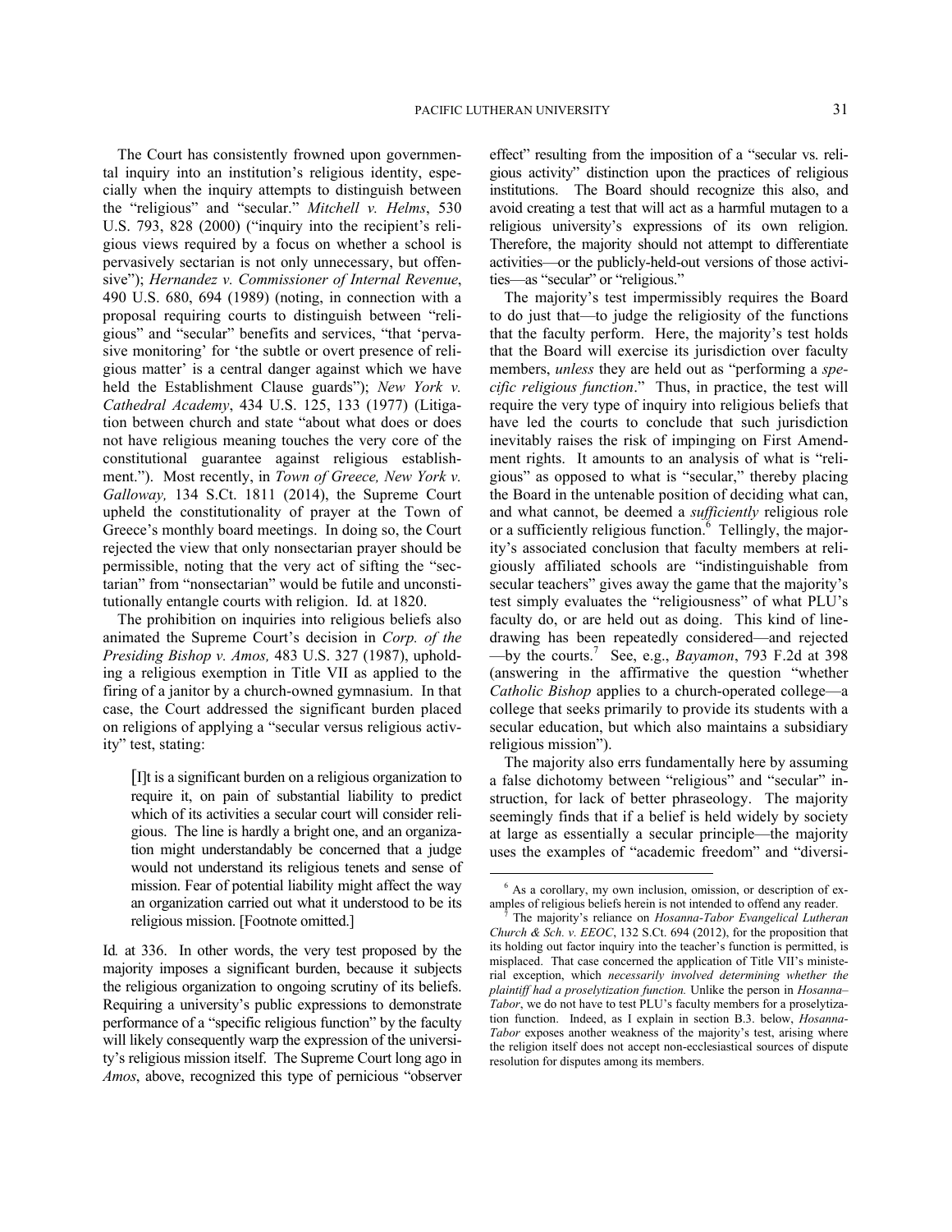The Court has consistently frowned upon governmental inquiry into an institution's religious identity, especially when the inquiry attempts to distinguish between the "religious" and "secular." *Mitchell v. Helms*, 530 U.S. 793, 828 (2000) ("inquiry into the recipient's religious views required by a focus on whether a school is pervasively sectarian is not only unnecessary, but offensive"); *Hernandez v. Commissioner of Internal Revenue*, 490 U.S. 680, 694 (1989) (noting, in connection with a proposal requiring courts to distinguish between "religious" and "secular" benefits and services, "that 'pervasive monitoring' for 'the subtle or overt presence of religious matter' is a central danger against which we have held the Establishment Clause guards"); *New York v. Cathedral Academy*, 434 U.S. 125, 133 (1977) (Litigation between church and state "about what does or does not have religious meaning touches the very core of the constitutional guarantee against religious establishment."). Most recently, in *Town of Greece, New York v. Galloway,* 134 S.Ct. 1811 (2014), the Supreme Court upheld the constitutionality of prayer at the Town of Greece's monthly board meetings. In doing so, the Court rejected the view that only nonsectarian prayer should be permissible, noting that the very act of sifting the "sectarian" from "nonsectarian" would be futile and unconstitutionally entangle courts with religion. Id*.* at 1820.

The prohibition on inquiries into religious beliefs also animated the Supreme Court's decision in *Corp. of the Presiding Bishop v. Amos,* 483 U.S. 327 (1987), upholding a religious exemption in Title VII as applied to the firing of a janitor by a church-owned gymnasium. In that case, the Court addressed the significant burden placed on religions of applying a "secular versus religious activity" test, stating:

> [I]t is a significant burden on a religious organization to require it, on pain of substantial liability to predict which of its activities a secular court will consider religious. The line is hardly a bright one, and an organization might understandably be concerned that a judge would not understand its religious tenets and sense of mission. Fear of potential liability might affect the way an organization carried out what it understood to be its religious mission. [Footnote omitted.]

Id*.* at 336. In other words, the very test proposed by the majority imposes a significant burden, because it subjects the religious organization to ongoing scrutiny of its beliefs. Requiring a university's public expressions to demonstrate performance of a "specific religious function" by the faculty will likely consequently warp the expression of the university's religious mission itself. The Supreme Court long ago in *Amos*, above, recognized this type of pernicious "observer effect" resulting from the imposition of a "secular vs. religious activity" distinction upon the practices of religious institutions. The Board should recognize this also, and avoid creating a test that will act as a harmful mutagen to a religious university's expressions of its own religion. Therefore, the majority should not attempt to differentiate activities—or the publicly-held-out versions of those activities—as "secular" or "religious."

The majority's test impermissibly requires the Board to do just that—to judge the religiosity of the functions that the faculty perform. Here, the majority's test holds that the Board will exercise its jurisdiction over faculty members, *unless* they are held out as "performing a *specific religious function*." Thus, in practice, the test will require the very type of inquiry into religious beliefs that have led the courts to conclude that such jurisdiction inevitably raises the risk of impinging on First Amendment rights. It amounts to an analysis of what is "religious" as opposed to what is "secular," thereby placing the Board in the untenable position of deciding what can, and what cannot, be deemed a *sufficiently* religious role or a sufficiently religious function.[6] Tellingly, the majority's associated conclusion that faculty members at religiously affiliated schools are "indistinguishable from secular teachers" gives away the game that the majority's test simply evaluates the "religiousness" of what PLU's faculty do, or are held out as doing. This kind of line-drawing has been repeatedly considered—and rejected —by the courts.[7] See, e.g., *Bayamon*, 793 F.2d at 398 (answering in the affirmative the question "whether *Catholic Bishop* applies to a church-operated college—a college that seeks primarily to provide its students with a secular education, but which also maintains a subsidiary religious mission").

The majority also errs fundamentally here by assuming a false dichotomy between "religious" and "secular" instruction, for lack of better phraseology. The majority seemingly finds that if a belief is held widely by society at large as essentially a secular principle—the majority uses the examples of "academic freedom" and "diversi-

---

[6] As a corollary, my own inclusion, omission, or description of examples of religious beliefs herein is not intended to offend any reader.

[7] The majority's reliance on *Hosanna-Tabor Evangelical Lutheran Church & Sch. v. EEOC*, 132 S.Ct. 694 (2012), for the proposition that its holding out factor inquiry into the teacher's function is permitted, is misplaced. That case concerned the application of Title VII's ministerial exception, which *necessarily involved determining whether the plaintiff had a proselytization function.* Unlike the person in *Hosanna–Tabor*, we do not have to test PLU's faculty members for a proselytization function. Indeed, as I explain in section B.3. below, *Hosanna-Tabor* exposes another weakness of the majority's test, arising where the religion itself does not accept non-ecclesiastical sources of dispute resolution for disputes among its members.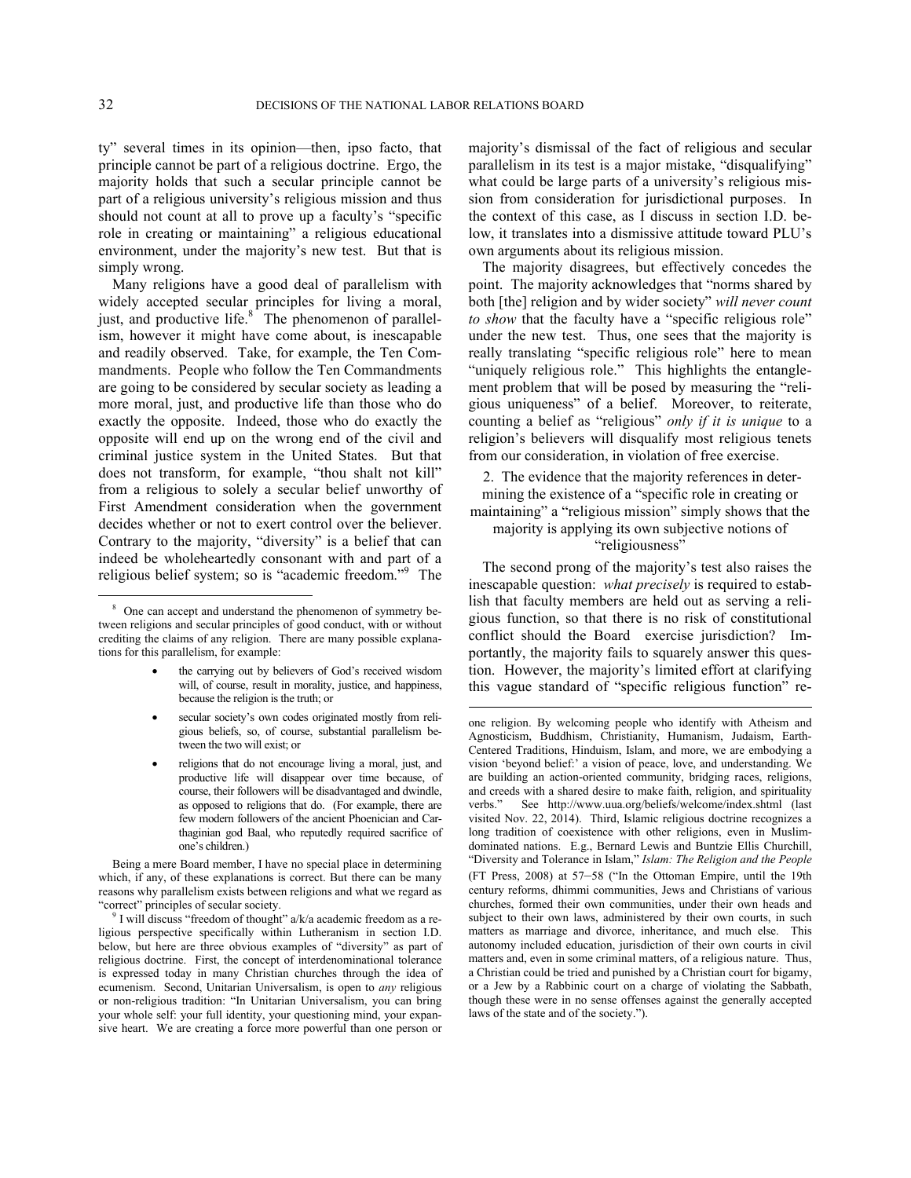ty" several times in its opinion—then, ipso facto, that principle cannot be part of a religious doctrine. Ergo, the majority holds that such a secular principle cannot be part of a religious university's religious mission and thus should not count at all to prove up a faculty's "specific role in creating or maintaining" a religious educational environment, under the majority's new test. But that is simply wrong.

Many religions have a good deal of parallelism with widely accepted secular principles for living a moral, just, and productive life.[8] The phenomenon of parallelism, however it might have come about, is inescapable and readily observed. Take, for example, the Ten Commandments. People who follow the Ten Commandments are going to be considered by secular society as leading a more moral, just, and productive life than those who do exactly the opposite. Indeed, those who do exactly the opposite will end up on the wrong end of the civil and criminal justice system in the United States. But that does not transform, for example, "thou shalt not kill" from a religious to solely a secular belief unworthy of First Amendment consideration when the government decides whether or not to exert control over the believer. Contrary to the majority, "diversity" is a belief that can indeed be wholeheartedly consonant with and part of a religious belief system; so is "academic freedom."[9] The majority's dismissal of the fact of religious and secular parallelism in its test is a major mistake, "disqualifying" what could be large parts of a university's religious mission from consideration for jurisdictional purposes. In the context of this case, as I discuss in section I.D. below, it translates into a dismissive attitude toward PLU's own arguments about its religious mission.

The majority disagrees, but effectively concedes the point. The majority acknowledges that "norms shared by both [the] religion and by wider society" *will never count to show* that the faculty have a "specific religious role" under the new test. Thus, one sees that the majority is really translating "specific religious role" here to mean "uniquely religious role." This highlights the entanglement problem that will be posed by measuring the "religious uniqueness" of a belief. Moreover, to reiterate, counting a belief as "religious" *only if it is unique* to a religion's believers will disqualify most religious tenets from our consideration, in violation of free exercise.

### 2. The evidence that the majority references in determining the existence of a "specific role in creating or maintaining" a "religious mission" simply shows that the majority is applying its own subjective notions of "religiousness"

The second prong of the majority's test also raises the inescapable question: *what precisely* is required to establish that faculty members are held out as serving a religious function, so that there is no risk of constitutional conflict should the Board exercise jurisdiction? Importantly, the majority fails to squarely answer this question. However, the majority's limited effort at clarifying this vague standard of "specific religious function" re-

---

[8] One can accept and understand the phenomenon of symmetry between religions and secular principles of good conduct, with or without crediting the claims of any religion. There are many possible explanations for this parallelism, for example:

- the carrying out by believers of God's received wisdom will, of course, result in morality, justice, and happiness, because the religion is the truth; or
- secular society's own codes originated mostly from religious beliefs, so, of course, substantial parallelism between the two will exist; or
- religions that do not encourage living a moral, just, and productive life will disappear over time because, of course, their followers will be disadvantaged and dwindle, as opposed to religions that do. (For example, there are few modern followers of the ancient Phoenician and Carthaginian god Baal, who reputedly required sacrifice of one's children.)

Being a mere Board member, I have no special place in determining which, if any, of these explanations is correct. But there can be many reasons why parallelism exists between religions and what we regard as "correct" principles of secular society.

[9] I will discuss "freedom of thought" a/k/a academic freedom as a religious perspective specifically within Lutheranism in section I.D. below, but here are three obvious examples of "diversity" as part of religious doctrine. First, the concept of interdenominational tolerance is expressed today in many Christian churches through the idea of ecumenism. Second, Unitarian Universalism, is open to *any* religious or non-religious tradition: "In Unitarian Universalism, you can bring your whole self: your full identity, your questioning mind, your expansive heart. We are creating a force more powerful than one person or one religion. By welcoming people who identify with Atheism and Agnosticism, Buddhism, Christianity, Humanism, Judaism, Earth-Centered Traditions, Hinduism, Islam, and more, we are embodying a vision 'beyond belief:' a vision of peace, love, and understanding. We are building an action-oriented community, bridging races, religions, and creeds with a shared desire to make faith, religion, and spirituality verbs." See http://www.uua.org/beliefs/welcome/index.shtml (last visited Nov. 22, 2014). Third, Islamic religious doctrine recognizes a long tradition of coexistence with other religions, even in Muslim-dominated nations. E.g., Bernard Lewis and Buntzie Ellis Churchill, "Diversity and Tolerance in Islam," *Islam: The Religion and the People* (FT Press, 2008) at 57–58 ("In the Ottoman Empire, until the 19th century reforms, dhimmi communities, Jews and Christians of various churches, formed their own communities, under their own heads and subject to their own laws, administered by their own courts, in such matters as marriage and divorce, inheritance, and much else. This autonomy included education, jurisdiction of their own courts in civil matters and, even in some criminal matters, of a religious nature. Thus, a Christian could be tried and punished by a Christian court for bigamy, or a Jew by a Rabbinic court on a charge of violating the Sabbath, though these were in no sense offenses against the generally accepted laws of the state and of the society.").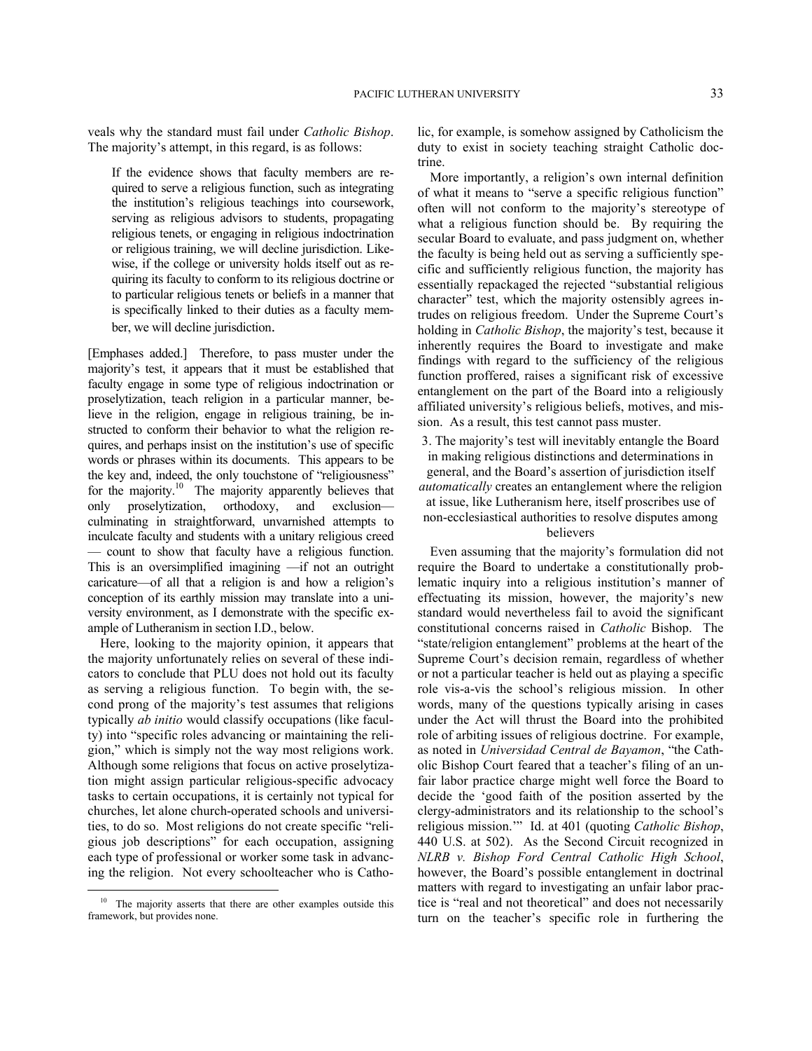veals why the standard must fail under *Catholic Bishop*. The majority's attempt, in this regard, is as follows:

> If the evidence shows that faculty members are required to serve a religious function, such as integrating the institution's religious teachings into coursework, serving as religious advisors to students, propagating religious tenets, or engaging in religious indoctrination or religious training, we will decline jurisdiction. Likewise, if the college or university holds itself out as requiring its faculty to conform to its religious doctrine or to particular religious tenets or beliefs in a manner that is specifically linked to their duties as a faculty member, we will decline jurisdiction.

[Emphases added.] Therefore, to pass muster under the majority's test, it appears that it must be established that faculty engage in some type of religious indoctrination or proselytization, teach religion in a particular manner, believe in the religion, engage in religious training, be instructed to conform their behavior to what the religion requires, and perhaps insist on the institution's use of specific words or phrases within its documents. This appears to be the key and, indeed, the only touchstone of "religiousness" for the majority.[10] The majority apparently believes that only proselytization, orthodoxy, and exclusion—culminating in straightforward, unvarnished attempts to inculcate faculty and students with a unitary religious creed — count to show that faculty have a religious function. This is an oversimplified imagining —if not an outright caricature—of all that a religion is and how a religion's conception of its earthly mission may translate into a university environment, as I demonstrate with the specific example of Lutheranism in section I.D., below.

Here, looking to the majority opinion, it appears that the majority unfortunately relies on several of these indicators to conclude that PLU does not hold out its faculty as serving a religious function. To begin with, the second prong of the majority's test assumes that religions typically *ab initio* would classify occupations (like faculty) into "specific roles advancing or maintaining the religion," which is simply not the way most religions work. Although some religions that focus on active proselytization might assign particular religious-specific advocacy tasks to certain occupations, it is certainly not typical for churches, let alone church-operated schools and universities, to do so. Most religions do not create specific "religious job descriptions" for each occupation, assigning each type of professional or worker some task in advancing the religion. Not every schoolteacher who is Catholic, for example, is somehow assigned by Catholicism the duty to exist in society teaching straight Catholic doctrine.

More importantly, a religion's own internal definition of what it means to "serve a specific religious function" often will not conform to the majority's stereotype of what a religious function should be. By requiring the secular Board to evaluate, and pass judgment on, whether the faculty is being held out as serving a sufficiently specific and sufficiently religious function, the majority has essentially repackaged the rejected "substantial religious character" test, which the majority ostensibly agrees intrudes on religious freedom. Under the Supreme Court's holding in *Catholic Bishop*, the majority's test, because it inherently requires the Board to investigate and make findings with regard to the sufficiency of the religious function proffered, raises a significant risk of excessive entanglement on the part of the Board into a religiously affiliated university's religious beliefs, motives, and mission. As a result, this test cannot pass muster.

3. The majority's test will inevitably entangle the Board in making religious distinctions and determinations in general, and the Board's assertion of jurisdiction itself *automatically* creates an entanglement where the religion at issue, like Lutheranism here, itself proscribes use of non-ecclesiastical authorities to resolve disputes among believers

Even assuming that the majority's formulation did not require the Board to undertake a constitutionally problematic inquiry into a religious institution's manner of effectuating its mission, however, the majority's new standard would nevertheless fail to avoid the significant constitutional concerns raised in *Catholic* Bishop. The "state/religion entanglement" problems at the heart of the Supreme Court's decision remain, regardless of whether or not a particular teacher is held out as playing a specific role vis-a-vis the school's religious mission. In other words, many of the questions typically arising in cases under the Act will thrust the Board into the prohibited role of arbiting issues of religious doctrine. For example, as noted in *Universidad Central de Bayamon*, "the Catholic Bishop Court feared that a teacher's filing of an unfair labor practice charge might well force the Board to decide the 'good faith of the position asserted by the clergy-administrators and its relationship to the school's religious mission.'" Id. at 401 (quoting *Catholic Bishop*, 440 U.S. at 502). As the Second Circuit recognized in *NLRB v. Bishop Ford Central Catholic High School*, however, the Board's possible entanglement in doctrinal matters with regard to investigating an unfair labor practice is "real and not theoretical" and does not necessarily turn on the teacher's specific role in furthering the

[10] The majority asserts that there are other examples outside this framework, but provides none.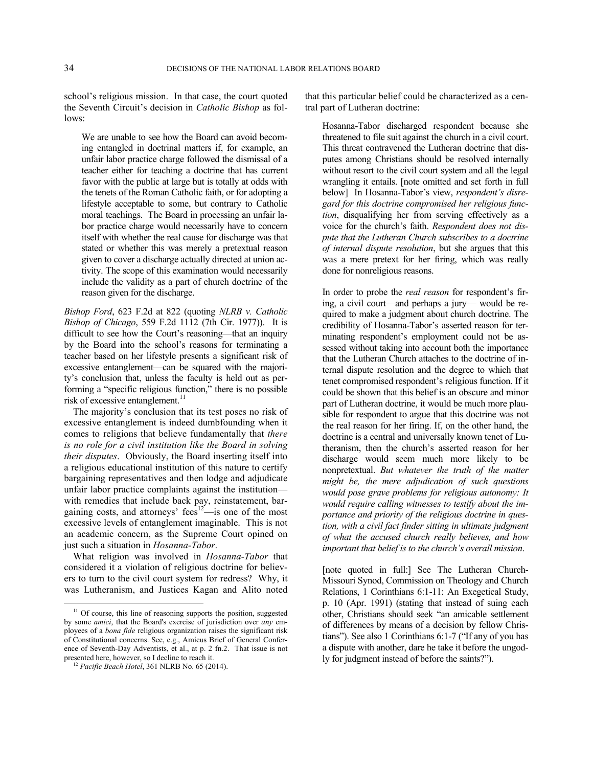school's religious mission. In that case, the court quoted the Seventh Circuit's decision in *Catholic Bishop* as follows:

> We are unable to see how the Board can avoid becoming entangled in doctrinal matters if, for example, an unfair labor practice charge followed the dismissal of a teacher either for teaching a doctrine that has current favor with the public at large but is totally at odds with the tenets of the Roman Catholic faith, or for adopting a lifestyle acceptable to some, but contrary to Catholic moral teachings. The Board in processing an unfair labor practice charge would necessarily have to concern itself with whether the real cause for discharge was that stated or whether this was merely a pretextual reason given to cover a discharge actually directed at union activity. The scope of this examination would necessarily include the validity as a part of church doctrine of the reason given for the discharge.

*Bishop Ford*, 623 F.2d at 822 (quoting *NLRB v. Catholic Bishop of Chicago*, 559 F.2d 1112 (7th Cir. 1977)). It is difficult to see how the Court's reasoning—that an inquiry by the Board into the school's reasons for terminating a teacher based on her lifestyle presents a significant risk of excessive entanglement—can be squared with the majority's conclusion that, unless the faculty is held out as performing a "specific religious function," there is no possible risk of excessive entanglement.[11]

The majority's conclusion that its test poses no risk of excessive entanglement is indeed dumbfounding when it comes to religions that believe fundamentally that *there is no role for a civil institution like the Board in solving their disputes*. Obviously, the Board inserting itself into a religious educational institution of this nature to certify bargaining representatives and then lodge and adjudicate unfair labor practice complaints against the institution—with remedies that include back pay, reinstatement, bargaining costs, and attorneys' fees[12]—is one of the most excessive levels of entanglement imaginable. This is not an academic concern, as the Supreme Court opined on just such a situation in *Hosanna-Tabor*.

What religion was involved in *Hosanna-Tabor* that considered it a violation of religious doctrine for believers to turn to the civil court system for redress? Why, it was Lutheranism, and Justices Kagan and Alito noted that this particular belief could be characterized as a central part of Lutheran doctrine:

> Hosanna-Tabor discharged respondent because she threatened to file suit against the church in a civil court. This threat contravened the Lutheran doctrine that disputes among Christians should be resolved internally without resort to the civil court system and all the legal wrangling it entails. [note omitted and set forth in full below] In Hosanna-Tabor's view, *respondent's disregard for this doctrine compromised her religious function*, disqualifying her from serving effectively as a voice for the church's faith. *Respondent does not dispute that the Lutheran Church subscribes to a doctrine of internal dispute resolution*, but she argues that this was a mere pretext for her firing, which was really done for nonreligious reasons.
>
> In order to probe the *real reason* for respondent's firing, a civil court—and perhaps a jury— would be required to make a judgment about church doctrine. The credibility of Hosanna-Tabor's asserted reason for terminating respondent's employment could not be assessed without taking into account both the importance that the Lutheran Church attaches to the doctrine of internal dispute resolution and the degree to which that tenet compromised respondent's religious function. If it could be shown that this belief is an obscure and minor part of Lutheran doctrine, it would be much more plausible for respondent to argue that this doctrine was not the real reason for her firing. If, on the other hand, the doctrine is a central and universally known tenet of Lutheranism, then the church's asserted reason for her discharge would seem much more likely to be nonpretextual. *But whatever the truth of the matter might be, the mere adjudication of such questions would pose grave problems for religious autonomy: It would require calling witnesses to testify about the importance and priority of the religious doctrine in question, with a civil fact finder sitting in ultimate judgment of what the accused church really believes, and how important that belief is to the church's overall mission*.
>
> [note quoted in full:] See The Lutheran Church-Missouri Synod, Commission on Theology and Church Relations, 1 Corinthians 6:1-11: An Exegetical Study, p. 10 (Apr. 1991) (stating that instead of suing each other, Christians should seek "an amicable settlement of differences by means of a decision by fellow Christians"). See also 1 Corinthians 6:1-7 ("If any of you has a dispute with another, dare he take it before the ungodly for judgment instead of before the saints?").

---

[11] Of course, this line of reasoning supports the position, suggested by some *amici*, that the Board's exercise of jurisdiction over *any* employees of a *bona fide* religious organization raises the significant risk of Constitutional concerns. See, e.g., Amicus Brief of General Conference of Seventh-Day Adventists, et al., at p. 2 fn.2. That issue is not presented here, however, so I decline to reach it.

[12] *Pacific Beach Hotel*, 361 NLRB No. 65 (2014).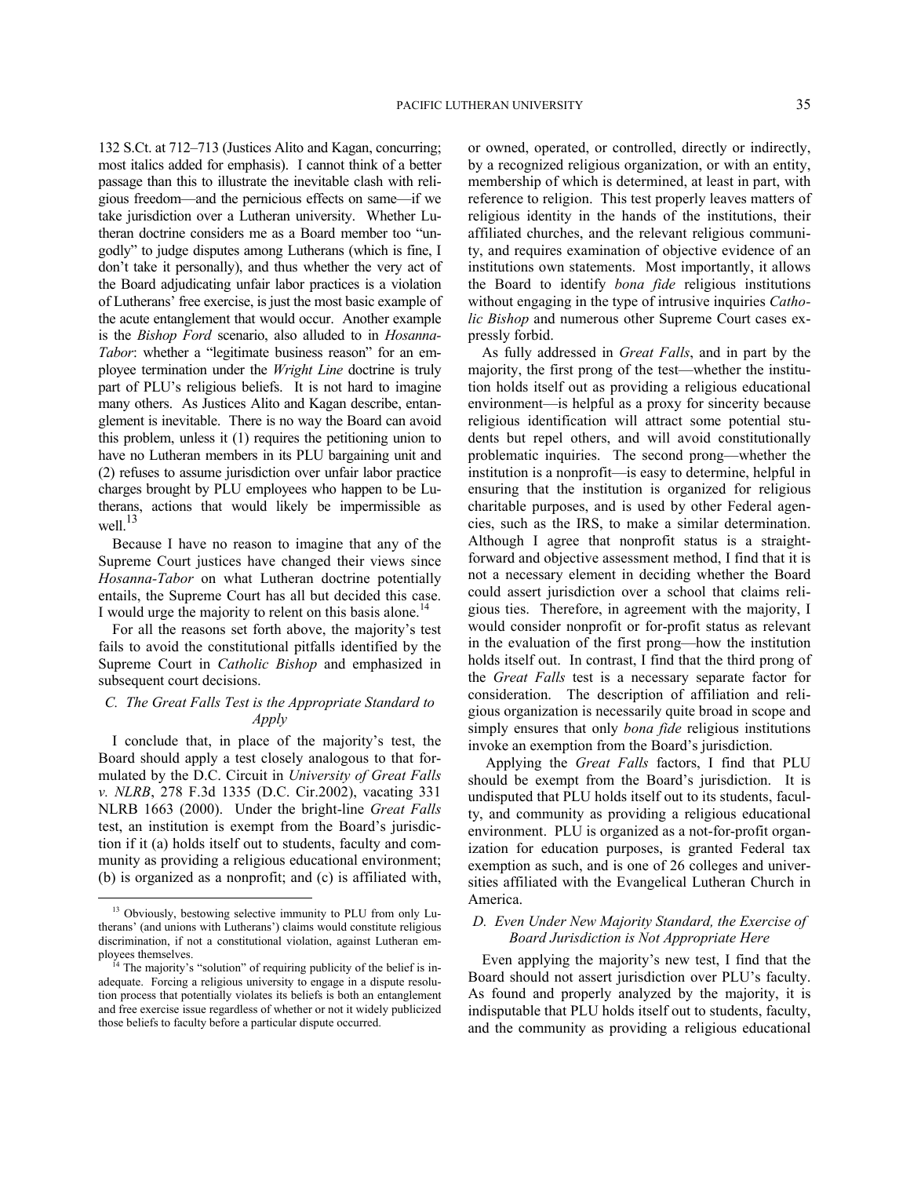132 S.Ct. at 712–713 (Justices Alito and Kagan, concurring; most italics added for emphasis). I cannot think of a better passage than this to illustrate the inevitable clash with religious freedom—and the pernicious effects on same—if we take jurisdiction over a Lutheran university. Whether Lutheran doctrine considers me as a Board member too "ungodly" to judge disputes among Lutherans (which is fine, I don't take it personally), and thus whether the very act of the Board adjudicating unfair labor practices is a violation of Lutherans' free exercise, is just the most basic example of the acute entanglement that would occur. Another example is the *Bishop Ford* scenario, also alluded to in *Hosanna-Tabor*: whether a "legitimate business reason" for an employee termination under the *Wright Line* doctrine is truly part of PLU's religious beliefs. It is not hard to imagine many others. As Justices Alito and Kagan describe, entanglement is inevitable. There is no way the Board can avoid this problem, unless it (1) requires the petitioning union to have no Lutheran members in its PLU bargaining unit and (2) refuses to assume jurisdiction over unfair labor practice charges brought by PLU employees who happen to be Lutherans, actions that would likely be impermissible as well.[13]

Because I have no reason to imagine that any of the Supreme Court justices have changed their views since *Hosanna-Tabor* on what Lutheran doctrine potentially entails, the Supreme Court has all but decided this case. I would urge the majority to relent on this basis alone.[14]

For all the reasons set forth above, the majority's test fails to avoid the constitutional pitfalls identified by the Supreme Court in *Catholic Bishop* and emphasized in subsequent court decisions.

### *C. The Great Falls Test is the Appropriate Standard to Apply*

I conclude that, in place of the majority's test, the Board should apply a test closely analogous to that formulated by the D.C. Circuit in *University of Great Falls v. NLRB*, 278 F.3d 1335 (D.C. Cir.2002), vacating 331 NLRB 1663 (2000). Under the bright-line *Great Falls* test, an institution is exempt from the Board's jurisdiction if it (a) holds itself out to students, faculty and community as providing a religious educational environment; (b) is organized as a nonprofit; and (c) is affiliated with, or owned, operated, or controlled, directly or indirectly, by a recognized religious organization, or with an entity, membership of which is determined, at least in part, with reference to religion. This test properly leaves matters of religious identity in the hands of the institutions, their affiliated churches, and the relevant religious community, and requires examination of objective evidence of an institutions own statements. Most importantly, it allows the Board to identify *bona fide* religious institutions without engaging in the type of intrusive inquiries *Catholic Bishop* and numerous other Supreme Court cases expressly forbid.

As fully addressed in *Great Falls*, and in part by the majority, the first prong of the test—whether the institution holds itself out as providing a religious educational environment—is helpful as a proxy for sincerity because religious identification will attract some potential students but repel others, and will avoid constitutionally problematic inquiries. The second prong—whether the institution is a nonprofit—is easy to determine, helpful in ensuring that the institution is organized for religious charitable purposes, and is used by other Federal agencies, such as the IRS, to make a similar determination. Although I agree that nonprofit status is a straightforward and objective assessment method, I find that it is not a necessary element in deciding whether the Board could assert jurisdiction over a school that claims religious ties. Therefore, in agreement with the majority, I would consider nonprofit or for-profit status as relevant in the evaluation of the first prong—how the institution holds itself out. In contrast, I find that the third prong of the *Great Falls* test is a necessary separate factor for consideration. The description of affiliation and religious organization is necessarily quite broad in scope and simply ensures that only *bona fide* religious institutions invoke an exemption from the Board's jurisdiction.

Applying the *Great Falls* factors, I find that PLU should be exempt from the Board's jurisdiction. It is undisputed that PLU holds itself out to its students, faculty, and community as providing a religious educational environment. PLU is organized as a not-for-profit organization for education purposes, is granted Federal tax exemption as such, and is one of 26 colleges and universities affiliated with the Evangelical Lutheran Church in America.

### *D. Even Under New Majority Standard, the Exercise of Board Jurisdiction is Not Appropriate Here*

Even applying the majority's new test, I find that the Board should not assert jurisdiction over PLU's faculty. As found and properly analyzed by the majority, it is indisputable that PLU holds itself out to students, faculty, and the community as providing a religious educational

---

[13] Obviously, bestowing selective immunity to PLU from only Lutherans' (and unions with Lutherans') claims would constitute religious discrimination, if not a constitutional violation, against Lutheran employees themselves.

[14] The majority's "solution" of requiring publicity of the belief is inadequate. Forcing a religious university to engage in a dispute resolution process that potentially violates its beliefs is both an entanglement and free exercise issue regardless of whether or not it widely publicized those beliefs to faculty before a particular dispute occurred.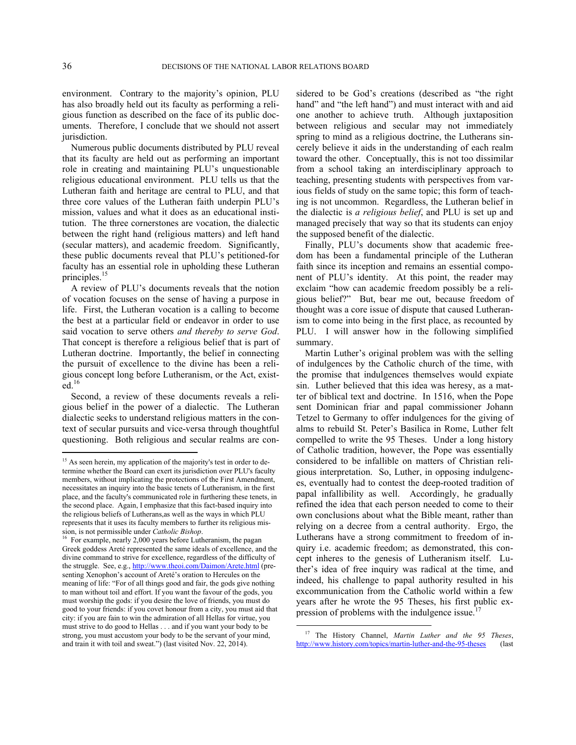environment. Contrary to the majority's opinion, PLU has also broadly held out its faculty as performing a religious function as described on the face of its public documents. Therefore, I conclude that we should not assert jurisdiction.

Numerous public documents distributed by PLU reveal that its faculty are held out as performing an important role in creating and maintaining PLU's unquestionable religious educational environment. PLU tells us that the Lutheran faith and heritage are central to PLU, and that three core values of the Lutheran faith underpin PLU's mission, values and what it does as an educational institution. The three cornerstones are vocation, the dialectic between the right hand (religious matters) and left hand (secular matters), and academic freedom. Significantly, these public documents reveal that PLU's petitioned-for faculty has an essential role in upholding these Lutheran principles.[15]

A review of PLU's documents reveals that the notion of vocation focuses on the sense of having a purpose in life. First, the Lutheran vocation is a calling to become the best at a particular field or endeavor in order to use said vocation to serve others *and thereby to serve God*. That concept is therefore a religious belief that is part of Lutheran doctrine. Importantly, the belief in connecting the pursuit of excellence to the divine has been a religious concept long before Lutheranism, or the Act, existed.[16]

Second, a review of these documents reveals a religious belief in the power of a dialectic. The Lutheran dialectic seeks to understand religious matters in the context of secular pursuits and vice-versa through thoughtful questioning. Both religious and secular realms are considered to be God's creations (described as "the right hand" and "the left hand") and must interact with and aid one another to achieve truth. Although juxtaposition between religious and secular may not immediately spring to mind as a religious doctrine, the Lutherans sincerely believe it aids in the understanding of each realm toward the other. Conceptually, this is not too dissimilar from a school taking an interdisciplinary approach to teaching, presenting students with perspectives from various fields of study on the same topic; this form of teaching is not uncommon. Regardless, the Lutheran belief in the dialectic is *a religious belief*, and PLU is set up and managed precisely that way so that its students can enjoy the supposed benefit of the dialectic.

Finally, PLU's documents show that academic freedom has been a fundamental principle of the Lutheran faith since its inception and remains an essential component of PLU's identity. At this point, the reader may exclaim "how can academic freedom possibly be a religious belief?" But, bear me out, because freedom of thought was a core issue of dispute that caused Lutheranism to come into being in the first place, as recounted by PLU. I will answer how in the following simplified summary.

Martin Luther's original problem was with the selling of indulgences by the Catholic church of the time, with the promise that indulgences themselves would expiate sin. Luther believed that this idea was heresy, as a matter of biblical text and doctrine. In 1516, when the Pope sent Dominican friar and papal commissioner Johann Tetzel to Germany to offer indulgences for the giving of alms to rebuild St. Peter's Basilica in Rome, Luther felt compelled to write the 95 Theses. Under a long history of Catholic tradition, however, the Pope was essentially considered to be infallible on matters of Christian religious interpretation. So, Luther, in opposing indulgences, eventually had to contest the deep-rooted tradition of papal infallibility as well. Accordingly, he gradually refined the idea that each person needed to come to their own conclusions about what the Bible meant, rather than relying on a decree from a central authority. Ergo, the Lutherans have a strong commitment to freedom of inquiry i.e. academic freedom; as demonstrated, this concept inheres to the genesis of Lutheranism itself. Luther's idea of free inquiry was radical at the time, and indeed, his challenge to papal authority resulted in his excommunication from the Catholic world within a few years after he wrote the 95 Theses, his first public expression of problems with the indulgence issue.[17]

---

[15] As seen herein, my application of the majority's test in order to determine whether the Board can exert its jurisdiction over PLU's faculty members, without implicating the protections of the First Amendment, necessitates an inquiry into the basic tenets of Lutheranism, in the first place, and the faculty's communicated role in furthering these tenets, in the second place. Again, I emphasize that this fact-based inquiry into the religious beliefs of Lutherans,as well as the ways in which PLU represents that it uses its faculty members to further its religious mission, is not permissible under *Catholic Bishop*.

[16] For example, nearly 2,000 years before Lutheranism, the pagan Greek goddess Areté represented the same ideals of excellence, and the divine command to strive for excellence, regardless of the difficulty of the struggle. See, e.g., http://www.theoi.com/Daimon/Arete.html (presenting Xenophon's account of Areté's oration to Hercules on the meaning of life: "For of all things good and fair, the gods give nothing to man without toil and effort. If you want the favour of the gods, you must worship the gods: if you desire the love of friends, you must do good to your friends: if you covet honour from a city, you must aid that city: if you are fain to win the admiration of all Hellas for virtue, you must strive to do good to Hellas . . . and if you want your body to be strong, you must accustom your body to be the servant of your mind, and train it with toil and sweat.") (last visited Nov. 22, 2014).

[17] The History Channel, *Martin Luther and the 95 Theses*, http://www.history.com/topics/martin-luther-and-the-95-theses (last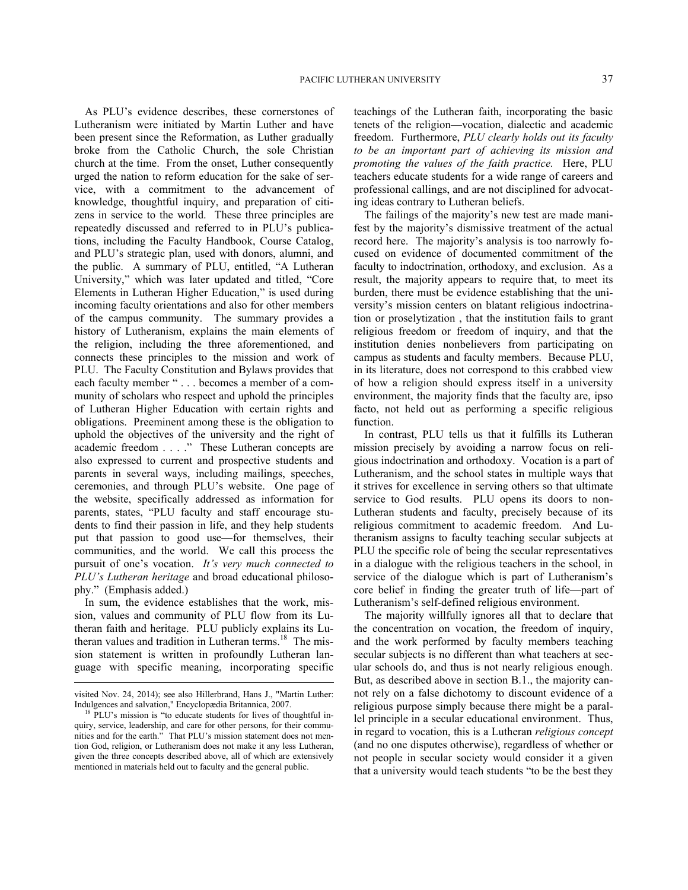As PLU's evidence describes, these cornerstones of Lutheranism were initiated by Martin Luther and have been present since the Reformation, as Luther gradually broke from the Catholic Church, the sole Christian church at the time. From the onset, Luther consequently urged the nation to reform education for the sake of service, with a commitment to the advancement of knowledge, thoughtful inquiry, and preparation of citizens in service to the world. These three principles are repeatedly discussed and referred to in PLU's publications, including the Faculty Handbook, Course Catalog, and PLU's strategic plan, used with donors, alumni, and the public. A summary of PLU, entitled, "A Lutheran University," which was later updated and titled, "Core Elements in Lutheran Higher Education," is used during incoming faculty orientations and also for other members of the campus community. The summary provides a history of Lutheranism, explains the main elements of the religion, including the three aforementioned, and connects these principles to the mission and work of PLU. The Faculty Constitution and Bylaws provides that each faculty member " . . . becomes a member of a community of scholars who respect and uphold the principles of Lutheran Higher Education with certain rights and obligations. Preeminent among these is the obligation to uphold the objectives of the university and the right of academic freedom . . . ." These Lutheran concepts are also expressed to current and prospective students and parents in several ways, including mailings, speeches, ceremonies, and through PLU's website. One page of the website, specifically addressed as information for parents, states, "PLU faculty and staff encourage students to find their passion in life, and they help students put that passion to good use—for themselves, their communities, and the world. We call this process the pursuit of one's vocation. *It's very much connected to PLU's Lutheran heritage* and broad educational philosophy." (Emphasis added.)

In sum, the evidence establishes that the work, mission, values and community of PLU flow from its Lutheran faith and heritage. PLU publicly explains its Lutheran values and tradition in Lutheran terms.[18] The mission statement is written in profoundly Lutheran language with specific meaning, incorporating specific teachings of the Lutheran faith, incorporating the basic tenets of the religion—vocation, dialectic and academic freedom. Furthermore, *PLU clearly holds out its faculty to be an important part of achieving its mission and promoting the values of the faith practice.* Here, PLU teachers educate students for a wide range of careers and professional callings, and are not disciplined for advocating ideas contrary to Lutheran beliefs.

The failings of the majority's new test are made manifest by the majority's dismissive treatment of the actual record here. The majority's analysis is too narrowly focused on evidence of documented commitment of the faculty to indoctrination, orthodoxy, and exclusion. As a result, the majority appears to require that, to meet its burden, there must be evidence establishing that the university's mission centers on blatant religious indoctrination or proselytization , that the institution fails to grant religious freedom or freedom of inquiry, and that the institution denies nonbelievers from participating on campus as students and faculty members. Because PLU, in its literature, does not correspond to this crabbed view of how a religion should express itself in a university environment, the majority finds that the faculty are, ipso facto, not held out as performing a specific religious function.

In contrast, PLU tells us that it fulfills its Lutheran mission precisely by avoiding a narrow focus on religious indoctrination and orthodoxy. Vocation is a part of Lutheranism, and the school states in multiple ways that it strives for excellence in serving others so that ultimate service to God results. PLU opens its doors to non-Lutheran students and faculty, precisely because of its religious commitment to academic freedom. And Lutheranism assigns to faculty teaching secular subjects at PLU the specific role of being the secular representatives in a dialogue with the religious teachers in the school, in service of the dialogue which is part of Lutheranism's core belief in finding the greater truth of life—part of Lutheranism's self-defined religious environment.

The majority willfully ignores all that to declare that the concentration on vocation, the freedom of inquiry, and the work performed by faculty members teaching secular subjects is no different than what teachers at secular schools do, and thus is not nearly religious enough. But, as described above in section B.1., the majority cannot rely on a false dichotomy to discount evidence of a religious purpose simply because there might be a parallel principle in a secular educational environment. Thus, in regard to vocation, this is a Lutheran *religious concept* (and no one disputes otherwise), regardless of whether or not people in secular society would consider it a given that a university would teach students "to be the best they

---

visited Nov. 24, 2014); see also Hillerbrand, Hans J., "Martin Luther: Indulgences and salvation," Encyclopædia Britannica, 2007.

[18] PLU's mission is "to educate students for lives of thoughtful inquiry, service, leadership, and care for other persons, for their communities and for the earth." That PLU's mission statement does not mention God, religion, or Lutheranism does not make it any less Lutheran, given the three concepts described above, all of which are extensively mentioned in materials held out to faculty and the general public.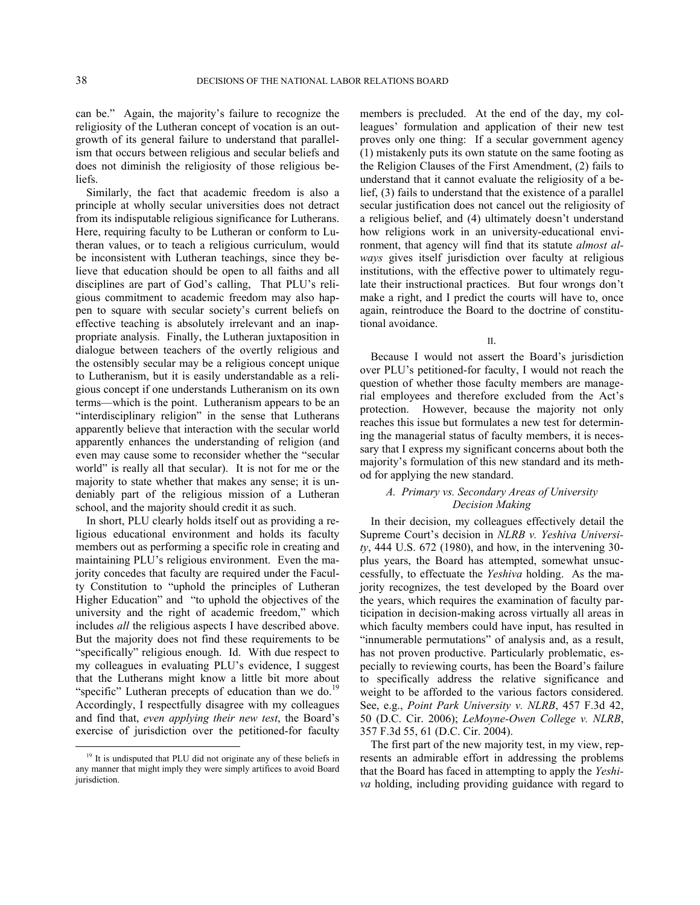can be." Again, the majority's failure to recognize the religiosity of the Lutheran concept of vocation is an outgrowth of its general failure to understand that parallelism that occurs between religious and secular beliefs and does not diminish the religiosity of those religious beliefs.

Similarly, the fact that academic freedom is also a principle at wholly secular universities does not detract from its indisputable religious significance for Lutherans. Here, requiring faculty to be Lutheran or conform to Lutheran values, or to teach a religious curriculum, would be inconsistent with Lutheran teachings, since they believe that education should be open to all faiths and all disciplines are part of God's calling, That PLU's religious commitment to academic freedom may also happen to square with secular society's current beliefs on effective teaching is absolutely irrelevant and an inappropriate analysis. Finally, the Lutheran juxtaposition in dialogue between teachers of the overtly religious and the ostensibly secular may be a religious concept unique to Lutheranism, but it is easily understandable as a religious concept if one understands Lutheranism on its own terms—which is the point. Lutheranism appears to be an "interdisciplinary religion" in the sense that Lutherans apparently believe that interaction with the secular world apparently enhances the understanding of religion (and even may cause some to reconsider whether the "secular world" is really all that secular). It is not for me or the majority to state whether that makes any sense; it is undeniably part of the religious mission of a Lutheran school, and the majority should credit it as such.

In short, PLU clearly holds itself out as providing a religious educational environment and holds its faculty members out as performing a specific role in creating and maintaining PLU's religious environment. Even the majority concedes that faculty are required under the Faculty Constitution to "uphold the principles of Lutheran Higher Education" and "to uphold the objectives of the university and the right of academic freedom," which includes *all* the religious aspects I have described above. But the majority does not find these requirements to be "specifically" religious enough. Id. With due respect to my colleagues in evaluating PLU's evidence, I suggest that the Lutherans might know a little bit more about "specific" Lutheran precepts of education than we do.[19] Accordingly, I respectfully disagree with my colleagues and find that, *even applying their new test*, the Board's exercise of jurisdiction over the petitioned-for faculty members is precluded. At the end of the day, my colleagues' formulation and application of their new test proves only one thing: If a secular government agency (1) mistakenly puts its own statute on the same footing as the Religion Clauses of the First Amendment, (2) fails to understand that it cannot evaluate the religiosity of a belief, (3) fails to understand that the existence of a parallel secular justification does not cancel out the religiosity of a religious belief, and (4) ultimately doesn't understand how religions work in an university-educational environment, that agency will find that its statute *almost always* gives itself jurisdiction over faculty at religious institutions, with the effective power to ultimately regulate their instructional practices. But four wrongs don't make a right, and I predict the courts will have to, once again, reintroduce the Board to the doctrine of constitutional avoidance.

II.

Because I would not assert the Board's jurisdiction over PLU's petitioned-for faculty, I would not reach the question of whether those faculty members are managerial employees and therefore excluded from the Act's protection. However, because the majority not only reaches this issue but formulates a new test for determining the managerial status of faculty members, it is necessary that I express my significant concerns about both the majority's formulation of this new standard and its method for applying the new standard.

### *A. Primary vs. Secondary Areas of University Decision Making*

In their decision, my colleagues effectively detail the Supreme Court's decision in *NLRB v. Yeshiva University*, 444 U.S. 672 (1980), and how, in the intervening 30-plus years, the Board has attempted, somewhat unsuccessfully, to effectuate the *Yeshiva* holding. As the majority recognizes, the test developed by the Board over the years, which requires the examination of faculty participation in decision-making across virtually all areas in which faculty members could have input, has resulted in "innumerable permutations" of analysis and, as a result, has not proven productive. Particularly problematic, especially to reviewing courts, has been the Board's failure to specifically address the relative significance and weight to be afforded to the various factors considered. See, e.g., *Point Park University v. NLRB*, 457 F.3d 42, 50 (D.C. Cir. 2006); *LeMoyne-Owen College v. NLRB*, 357 F.3d 55, 61 (D.C. Cir. 2004).

The first part of the new majority test, in my view, represents an admirable effort in addressing the problems that the Board has faced in attempting to apply the *Yeshiva* holding, including providing guidance with regard to

[19] It is undisputed that PLU did not originate any of these beliefs in any manner that might imply they were simply artifices to avoid Board jurisdiction.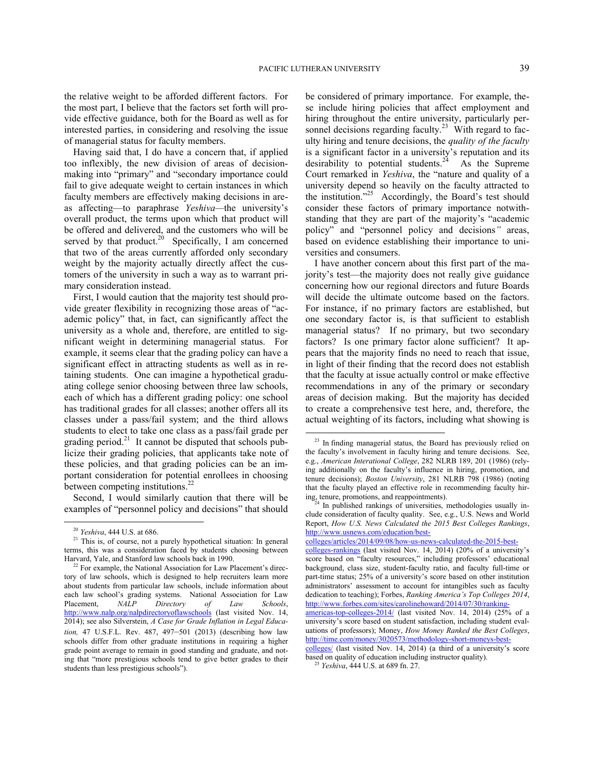the relative weight to be afforded different factors. For the most part, I believe that the factors set forth will provide effective guidance, both for the Board as well as for interested parties, in considering and resolving the issue of managerial status for faculty members.

Having said that, I do have a concern that, if applied too inflexibly, the new division of areas of decision-making into "primary" and "secondary importance could fail to give adequate weight to certain instances in which faculty members are effectively making decisions in areas affecting—to paraphrase *Yeshiva*—the university's overall product, the terms upon which that product will be offered and delivered, and the customers who will be served by that product.[20] Specifically, I am concerned that two of the areas currently afforded only secondary weight by the majority actually directly affect the customers of the university in such a way as to warrant primary consideration instead.

First, I would caution that the majority test should provide greater flexibility in recognizing those areas of "academic policy" that, in fact, can significantly affect the university as a whole and, therefore, are entitled to significant weight in determining managerial status. For example, it seems clear that the grading policy can have a significant effect in attracting students as well as in retaining students. One can imagine a hypothetical graduating college senior choosing between three law schools, each of which has a different grading policy: one school has traditional grades for all classes; another offers all its classes under a pass/fail system; and the third allows students to elect to take one class as a pass/fail grade per grading period.[21] It cannot be disputed that schools publicize their grading policies, that applicants take note of these policies, and that grading policies can be an important consideration for potential enrollees in choosing between competing institutions.[22]

Second, I would similarly caution that there will be examples of "personnel policy and decisions" that should be considered of primary importance. For example, these include hiring policies that affect employment and hiring throughout the entire university, particularly personnel decisions regarding faculty.[23] With regard to faculty hiring and tenure decisions, the *quality of the faculty* is a significant factor in a university's reputation and its desirability to potential students.[24] As the Supreme Court remarked in *Yeshiva*, the "nature and quality of a university depend so heavily on the faculty attracted to the institution."[25] Accordingly, the Board's test should consider these factors of primary importance notwithstanding that they are part of the majority's "academic policy" and "personnel policy and decisions*"* areas, based on evidence establishing their importance to universities and consumers.

I have another concern about this first part of the majority's test—the majority does not really give guidance concerning how our regional directors and future Boards will decide the ultimate outcome based on the factors. For instance, if no primary factors are established, but one secondary factor is, is that sufficient to establish managerial status? If no primary, but two secondary factors? Is one primary factor alone sufficient? It appears that the majority finds no need to reach that issue, in light of their finding that the record does not establish that the faculty at issue actually control or make effective recommendations in any of the primary or secondary areas of decision making. But the majority has decided to create a comprehensive test here, and, therefore, the actual weighting of its factors, including what showing is

---

[20] *Yeshiva*, 444 U.S. at 686.

[21] This is, of course, not a purely hypothetical situation: In general terms, this was a consideration faced by students choosing between Harvard, Yale, and Stanford law schools back in 1990.

[22] For example, the National Association for Law Placement's directory of law schools, which is designed to help recruiters learn more about students from particular law schools, include information about each law school's grading systems. National Association for Law Placement, *NALP Directory of Law Schools*, http://www.nalp.org/nalpdirectoryoflawschools (last visited Nov. 14, 2014); see also Silverstein, *A Case for Grade Inflation in Legal Education,* 47 U.S.F.L. Rev. 487, 497–501 (2013) (describing how law schools differ from other graduate institutions in requiring a higher grade point average to remain in good standing and graduate, and noting that "more prestigious schools tend to give better grades to their students than less prestigious schools").

[23] In finding managerial status, the Board has previously relied on the faculty's involvement in faculty hiring and tenure decisions. See, e.g., *American International College*, 282 NLRB 189, 201 (1986) (relying additionally on the faculty's influence in hiring, promotion, and tenure decisions); *Boston University*, 281 NLRB 798 (1986) (noting that the faculty played an effective role in recommending faculty hiring, tenure, promotions, and reappointments).

[24] In published rankings of universities, methodologies usually include consideration of faculty quality. See, e.g., U.S. News and World Report, *How U.S. News Calculated the 2015 Best Colleges Rankings*, http://www.usnews.com/education/best-colleges/articles/2014/09/08/how-us-news-calculated-the-2015-best-colleges-rankings (last visited Nov. 14, 2014) (20% of a university's score based on "faculty resources," including professors' educational background, class size, student-faculty ratio, and faculty full-time or part-time status; 25% of a university's score based on other institution administrators' assessment to account for intangibles such as faculty dedication to teaching); Forbes, *Ranking America's Top Colleges 2014*, http://www.forbes.com/sites/carolinehoward/2014/07/30/ranking-americas-top-colleges-2014/ (last visited Nov. 14, 2014) (25% of a university's score based on student satisfaction, including student evaluations of professors); Money, *How Money Ranked the Best Colleges*, http://time.com/money/3020573/methodology-short-moneys-best-colleges/ (last visited Nov. 14, 2014) (a third of a university's score based on quality of education including instructor quality).

[25] *Yeshiva*, 444 U.S. at 689 fn. 27.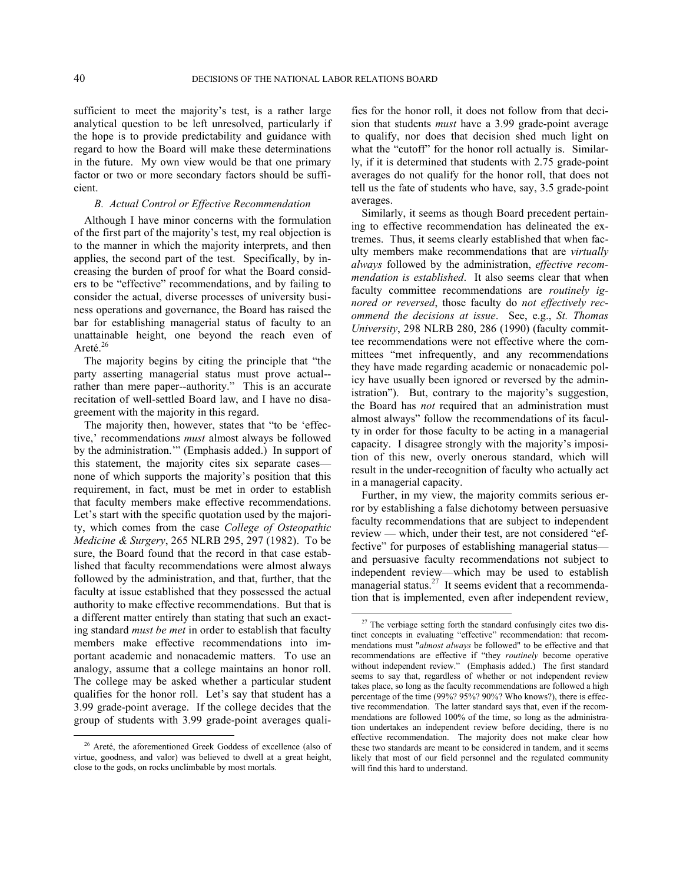sufficient to meet the majority's test, is a rather large analytical question to be left unresolved, particularly if the hope is to provide predictability and guidance with regard to how the Board will make these determinations in the future. My own view would be that one primary factor or two or more secondary factors should be sufficient.

### *B. Actual Control or Effective Recommendation*

Although I have minor concerns with the formulation of the first part of the majority's test, my real objection is to the manner in which the majority interprets, and then applies, the second part of the test. Specifically, by increasing the burden of proof for what the Board considers to be "effective" recommendations, and by failing to consider the actual, diverse processes of university business operations and governance, the Board has raised the bar for establishing managerial status of faculty to an unattainable height, one beyond the reach even of Areté.[26]

The majority begins by citing the principle that "the party asserting managerial status must prove actual--rather than mere paper--authority." This is an accurate recitation of well-settled Board law, and I have no disagreement with the majority in this regard.

The majority then, however, states that "to be 'effective,' recommendations *must* almost always be followed by the administration.'" (Emphasis added.) In support of this statement, the majority cites six separate cases—none of which supports the majority's position that this requirement, in fact, must be met in order to establish that faculty members make effective recommendations. Let's start with the specific quotation used by the majority, which comes from the case *College of Osteopathic Medicine & Surgery*, 265 NLRB 295, 297 (1982). To be sure, the Board found that the record in that case established that faculty recommendations were almost always followed by the administration, and that, further, that the faculty at issue established that they possessed the actual authority to make effective recommendations. But that is a different matter entirely than stating that such an exacting standard *must be met* in order to establish that faculty members make effective recommendations into important academic and nonacademic matters. To use an analogy, assume that a college maintains an honor roll. The college may be asked whether a particular student qualifies for the honor roll. Let's say that student has a 3.99 grade-point average. If the college decides that the group of students with 3.99 grade-point averages qualifies for the honor roll, it does not follow from that decision that students *must* have a 3.99 grade-point average to qualify, nor does that decision shed much light on what the "cutoff" for the honor roll actually is. Similarly, if it is determined that students with 2.75 grade-point averages do not qualify for the honor roll, that does not tell us the fate of students who have, say, 3.5 grade-point averages.

Similarly, it seems as though Board precedent pertaining to effective recommendation has delineated the extremes. Thus, it seems clearly established that when faculty members make recommendations that are *virtually always* followed by the administration, *effective recommendation is established*. It also seems clear that when faculty committee recommendations are *routinely ignored or reversed*, those faculty do *not effectively recommend the decisions at issue*. See, e.g., *St. Thomas University*, 298 NLRB 280, 286 (1990) (faculty committee recommendations were not effective where the committees "met infrequently, and any recommendations they have made regarding academic or nonacademic policy have usually been ignored or reversed by the administration"). But, contrary to the majority's suggestion, the Board has *not* required that an administration must almost always" follow the recommendations of its faculty in order for those faculty to be acting in a managerial capacity. I disagree strongly with the majority's imposition of this new, overly onerous standard, which will result in the under-recognition of faculty who actually act in a managerial capacity.

Further, in my view, the majority commits serious error by establishing a false dichotomy between persuasive faculty recommendations that are subject to independent review — which, under their test, are not considered "effective" for purposes of establishing managerial status—and persuasive faculty recommendations not subject to independent review—which may be used to establish managerial status.[27] It seems evident that a recommendation that is implemented, even after independent review,

---

[26] Areté, the aforementioned Greek Goddess of excellence (also of virtue, goodness, and valor) was believed to dwell at a great height, close to the gods, on rocks unclimbable by most mortals.

[27] The verbiage setting forth the standard confusingly cites two distinct concepts in evaluating "effective" recommendation: that recommendations must "*almost always* be followed" to be effective and that recommendations are effective if "they *routinely* become operative without independent review." (Emphasis added.) The first standard seems to say that, regardless of whether or not independent review takes place, so long as the faculty recommendations are followed a high percentage of the time (99%? 95%? 90%? Who knows?), there is effective recommendation. The latter standard says that, even if the recommendations are followed 100% of the time, so long as the administration undertakes an independent review before deciding, there is no effective recommendation. The majority does not make clear how these two standards are meant to be considered in tandem, and it seems likely that most of our field personnel and the regulated community will find this hard to understand.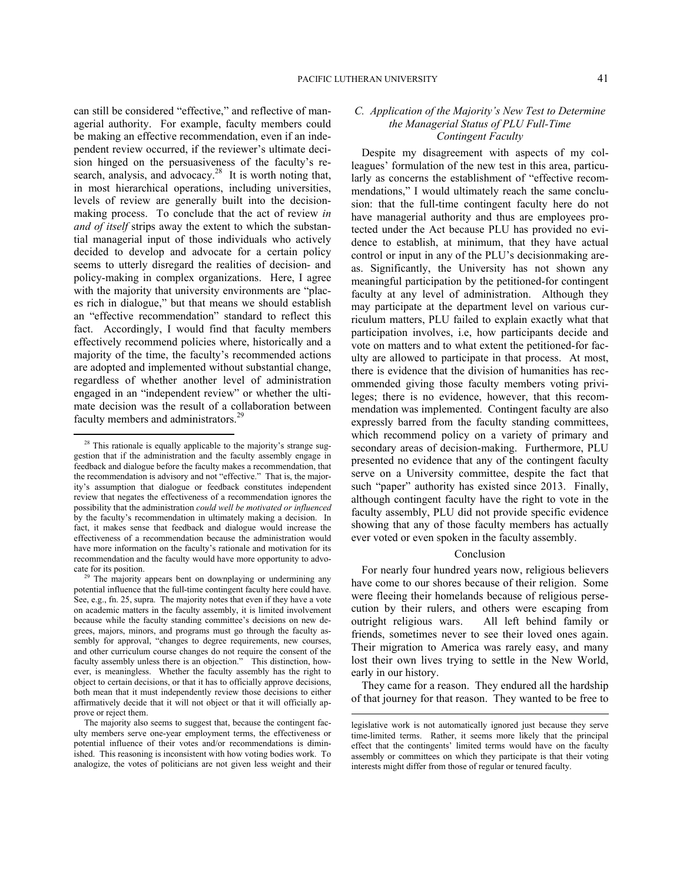can still be considered "effective," and reflective of managerial authority. For example, faculty members could be making an effective recommendation, even if an independent review occurred, if the reviewer's ultimate decision hinged on the persuasiveness of the faculty's research, analysis, and advocacy.[28] It is worth noting that, in most hierarchical operations, including universities, levels of review are generally built into the decision-making process. To conclude that the act of review *in and of itself* strips away the extent to which the substantial managerial input of those individuals who actively decided to develop and advocate for a certain policy seems to utterly disregard the realities of decision- and policy-making in complex organizations. Here, I agree with the majority that university environments are "places rich in dialogue," but that means we should establish an "effective recommendation" standard to reflect this fact. Accordingly, I would find that faculty members effectively recommend policies where, historically and a majority of the time, the faculty's recommended actions are adopted and implemented without substantial change, regardless of whether another level of administration engaged in an "independent review" or whether the ultimate decision was the result of a collaboration between faculty members and administrators.[29]

### *C. Application of the Majority's New Test to Determine the Managerial Status of PLU Full-Time Contingent Faculty*

Despite my disagreement with aspects of my colleagues' formulation of the new test in this area, particularly as concerns the establishment of "effective recommendations," I would ultimately reach the same conclusion: that the full-time contingent faculty here do not have managerial authority and thus are employees protected under the Act because PLU has provided no evidence to establish, at minimum, that they have actual control or input in any of the PLU's decisionmaking areas. Significantly, the University has not shown any meaningful participation by the petitioned-for contingent faculty at any level of administration. Although they may participate at the department level on various curriculum matters, PLU failed to explain exactly what that participation involves, i.e, how participants decide and vote on matters and to what extent the petitioned-for faculty are allowed to participate in that process. At most, there is evidence that the division of humanities has recommended giving those faculty members voting privileges; there is no evidence, however, that this recommendation was implemented. Contingent faculty are also expressly barred from the faculty standing committees, which recommend policy on a variety of primary and secondary areas of decision-making. Furthermore, PLU presented no evidence that any of the contingent faculty serve on a University committee, despite the fact that such "paper" authority has existed since 2013. Finally, although contingent faculty have the right to vote in the faculty assembly, PLU did not provide specific evidence showing that any of those faculty members has actually ever voted or even spoken in the faculty assembly.

## Conclusion

For nearly four hundred years now, religious believers have come to our shores because of their religion. Some were fleeing their homelands because of religious persecution by their rulers, and others were escaping from outright religious wars. All left behind family or friends, sometimes never to see their loved ones again. Their migration to America was rarely easy, and many lost their own lives trying to settle in the New World, early in our history.

They came for a reason. They endured all the hardship of that journey for that reason. They wanted to be free to

---

[28] This rationale is equally applicable to the majority's strange suggestion that if the administration and the faculty assembly engage in feedback and dialogue before the faculty makes a recommendation, that the recommendation is advisory and not "effective." That is, the majority's assumption that dialogue or feedback constitutes independent review that negates the effectiveness of a recommendation ignores the possibility that the administration *could well be motivated or influenced* by the faculty's recommendation in ultimately making a decision. In fact, it makes sense that feedback and dialogue would increase the effectiveness of a recommendation because the administration would have more information on the faculty's rationale and motivation for its recommendation and the faculty would have more opportunity to advocate for its position.

[29] The majority appears bent on downplaying or undermining any potential influence that the full-time contingent faculty here could have. See, e.g., fn. 25, supra. The majority notes that even if they have a vote on academic matters in the faculty assembly, it is limited involvement because while the faculty standing committee's decisions on new degrees, majors, minors, and programs must go through the faculty assembly for approval, "changes to degree requirements, new courses, and other curriculum course changes do not require the consent of the faculty assembly unless there is an objection." This distinction, however, is meaningless. Whether the faculty assembly has the right to object to certain decisions, or that it has to officially approve decisions, both mean that it must independently review those decisions to either affirmatively decide that it will not object or that it will officially approve or reject them.

The majority also seems to suggest that, because the contingent faculty members serve one-year employment terms, the effectiveness or potential influence of their votes and/or recommendations is diminished. This reasoning is inconsistent with how voting bodies work. To analogize, the votes of politicians are not given less weight and their legislative work is not automatically ignored just because they serve time-limited terms. Rather, it seems more likely that the principal effect that the contingents' limited terms would have on the faculty assembly or committees on which they participate is that their voting interests might differ from those of regular or tenured faculty.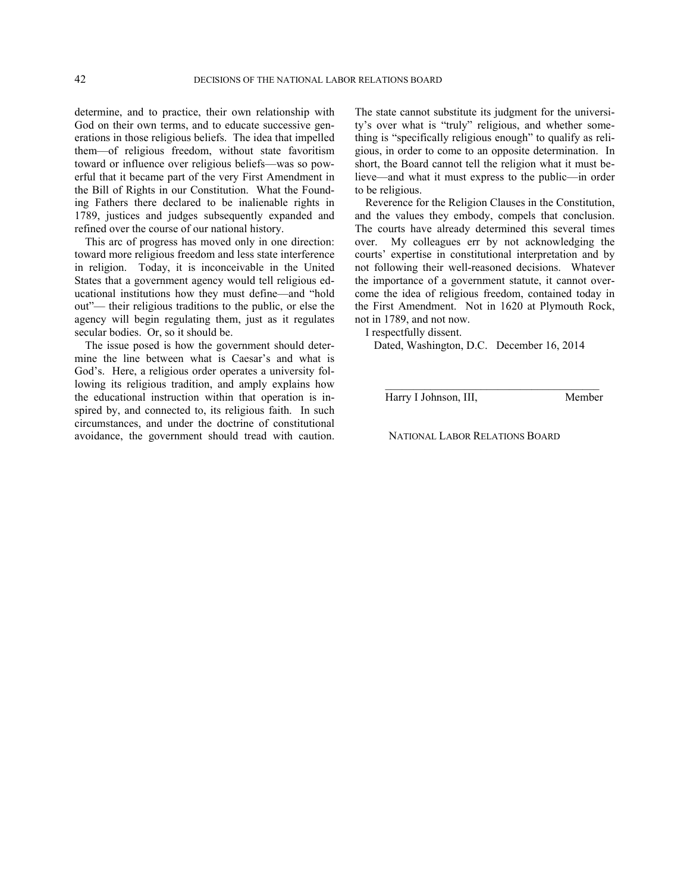determine, and to practice, their own relationship with God on their own terms, and to educate successive generations in those religious beliefs. The idea that impelled them—of religious freedom, without state favoritism toward or influence over religious beliefs—was so powerful that it became part of the very First Amendment in the Bill of Rights in our Constitution. What the Founding Fathers there declared to be inalienable rights in 1789, justices and judges subsequently expanded and refined over the course of our national history.

This arc of progress has moved only in one direction: toward more religious freedom and less state interference in religion. Today, it is inconceivable in the United States that a government agency would tell religious educational institutions how they must define—and "hold out"— their religious traditions to the public, or else the agency will begin regulating them, just as it regulates secular bodies. Or, so it should be.

The issue posed is how the government should determine the line between what is Caesar's and what is God's. Here, a religious order operates a university following its religious tradition, and amply explains how the educational instruction within that operation is inspired by, and connected to, its religious faith. In such circumstances, and under the doctrine of constitutional avoidance, the government should tread with caution. The state cannot substitute its judgment for the university's over what is "truly" religious, and whether something is "specifically religious enough" to qualify as religious, in order to come to an opposite determination. In short, the Board cannot tell the religion what it must believe—and what it must express to the public—in order to be religious.

Reverence for the Religion Clauses in the Constitution, and the values they embody, compels that conclusion. The courts have already determined this several times over. My colleagues err by not acknowledging the courts' expertise in constitutional interpretation and by not following their well-reasoned decisions. Whatever the importance of a government statute, it cannot overcome the idea of religious freedom, contained today in the First Amendment. Not in 1620 at Plymouth Rock, not in 1789, and not now.

I respectfully dissent.

Dated, Washington, D.C. December 16, 2014

Harry I Johnson, III, Member

NATIONAL LABOR RELATIONS BOARD